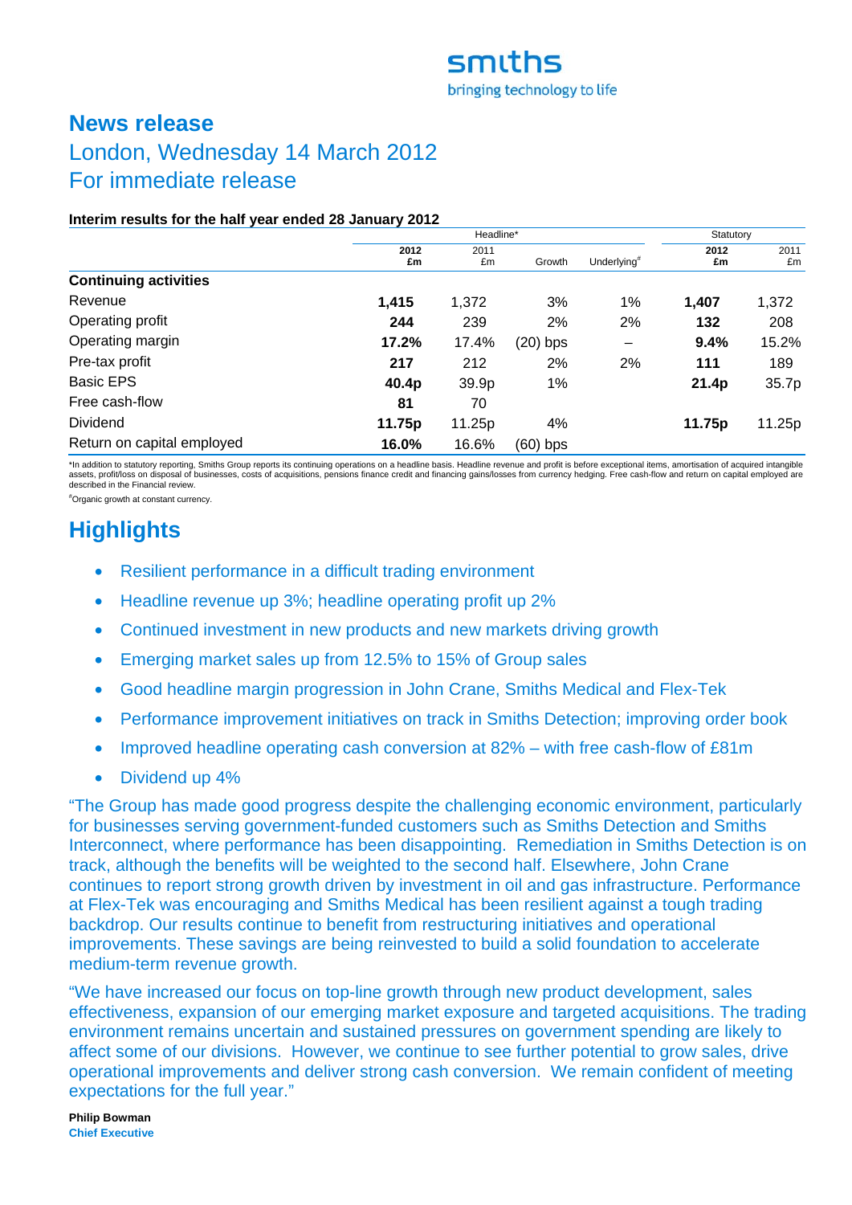smiths
bringing technology to life

# News release

## London, Wednesday 14 March 2012
## For immediate release

**Interim results for the half year ended 28 January 2012**

| | Headline* | | | | Statutory | |
|---|---|---|---|---|---|---|
| | **2012 £m** | 2011 £m | Growth | Underlying# | **2012 £m** | 2011 £m |
| **Continuing activities** | | | | | | |
| Revenue | **1,415** | 1,372 | 3% | 1% | **1,407** | 1,372 |
| Operating profit | **244** | 239 | 2% | 2% | **132** | 208 |
| Operating margin | **17.2%** | 17.4% | (20) bps | – | **9.4%** | 15.2% |
| Pre-tax profit | **217** | 212 | 2% | 2% | **111** | 189 |
| Basic EPS | **40.4p** | 39.9p | 1% | | **21.4p** | 35.7p |
| Free cash-flow | **81** | 70 | | | | |
| Dividend | **11.75p** | 11.25p | 4% | | **11.75p** | 11.25p |
| Return on capital employed | **16.0%** | 16.6% | (60) bps | | | |

*In addition to statutory reporting, Smiths Group reports its continuing operations on a headline basis. Headline revenue and profit is before exceptional items, amortisation of acquired intangible assets, profit/loss on disposal of businesses, costs of acquisitions, pensions finance credit and financing gains/losses from currency hedging. Free cash-flow and return on capital employed are described in the Financial review.

#Organic growth at constant currency.

# Highlights

- Resilient performance in a difficult trading environment
- Headline revenue up 3%; headline operating profit up 2%
- Continued investment in new products and new markets driving growth
- Emerging market sales up from 12.5% to 15% of Group sales
- Good headline margin progression in John Crane, Smiths Medical and Flex-Tek
- Performance improvement initiatives on track in Smiths Detection; improving order book
- Improved headline operating cash conversion at 82% – with free cash-flow of £81m
- Dividend up 4%

"The Group has made good progress despite the challenging economic environment, particularly for businesses serving government-funded customers such as Smiths Detection and Smiths Interconnect, where performance has been disappointing. Remediation in Smiths Detection is on track, although the benefits will be weighted to the second half. Elsewhere, John Crane continues to report strong growth driven by investment in oil and gas infrastructure. Performance at Flex-Tek was encouraging and Smiths Medical has been resilient against a tough trading backdrop. Our results continue to benefit from restructuring initiatives and operational improvements. These savings are being reinvested to build a solid foundation to accelerate medium-term revenue growth.

"We have increased our focus on top-line growth through new product development, sales effectiveness, expansion of our emerging market exposure and targeted acquisitions. The trading environment remains uncertain and sustained pressures on government spending are likely to affect some of our divisions. However, we continue to see further potential to grow sales, drive operational improvements and deliver strong cash conversion. We remain confident of meeting expectations for the full year."

**Philip Bowman**
**Chief Executive**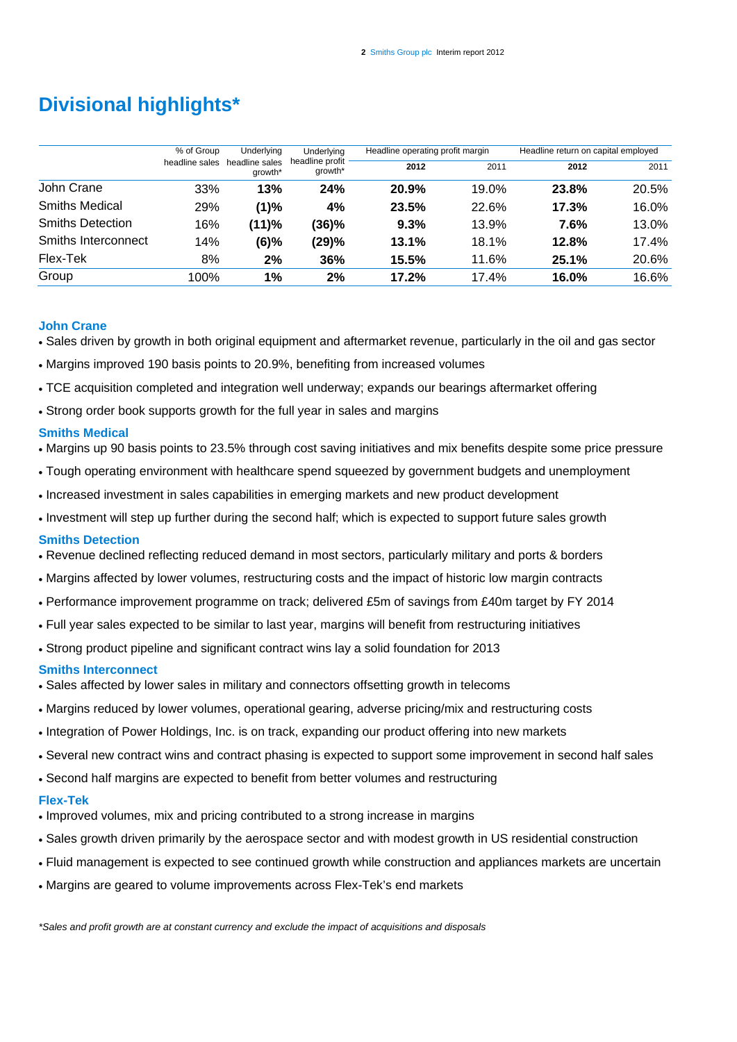# Divisional highlights*

| | % of Group headline sales | Underlying headline sales growth* | Underlying headline profit growth* | Headline operating profit margin | | Headline return on capital employed | |
|---|---|---|---|---|---|---|---|
| | | | | **2012** | 2011 | **2012** | 2011 |
| John Crane | 33% | **13%** | **24%** | **20.9%** | 19.0% | **23.8%** | 20.5% |
| Smiths Medical | 29% | **(1)%** | **4%** | **23.5%** | 22.6% | **17.3%** | 16.0% |
| Smiths Detection | 16% | **(11)%** | **(36)%** | **9.3%** | 13.9% | **7.6%** | 13.0% |
| Smiths Interconnect | 14% | **(6)%** | **(29)%** | **13.1%** | 18.1% | **12.8%** | 17.4% |
| Flex-Tek | 8% | **2%** | **36%** | **15.5%** | 11.6% | **25.1%** | 20.6% |
| Group | 100% | **1%** | **2%** | **17.2%** | 17.4% | **16.0%** | 16.6% |

### John Crane

- Sales driven by growth in both original equipment and aftermarket revenue, particularly in the oil and gas sector
- Margins improved 190 basis points to 20.9%, benefiting from increased volumes
- TCE acquisition completed and integration well underway; expands our bearings aftermarket offering
- Strong order book supports growth for the full year in sales and margins

### Smiths Medical

- Margins up 90 basis points to 23.5% through cost saving initiatives and mix benefits despite some price pressure
- Tough operating environment with healthcare spend squeezed by government budgets and unemployment
- Increased investment in sales capabilities in emerging markets and new product development
- Investment will step up further during the second half; which is expected to support future sales growth

### Smiths Detection

- Revenue declined reflecting reduced demand in most sectors, particularly military and ports & borders
- Margins affected by lower volumes, restructuring costs and the impact of historic low margin contracts
- Performance improvement programme on track; delivered £5m of savings from £40m target by FY 2014
- Full year sales expected to be similar to last year, margins will benefit from restructuring initiatives
- Strong product pipeline and significant contract wins lay a solid foundation for 2013

### Smiths Interconnect

- Sales affected by lower sales in military and connectors offsetting growth in telecoms
- Margins reduced by lower volumes, operational gearing, adverse pricing/mix and restructuring costs
- Integration of Power Holdings, Inc. is on track, expanding our product offering into new markets
- Several new contract wins and contract phasing is expected to support some improvement in second half sales
- Second half margins are expected to benefit from better volumes and restructuring

### Flex-Tek

- Improved volumes, mix and pricing contributed to a strong increase in margins
- Sales growth driven primarily by the aerospace sector and with modest growth in US residential construction
- Fluid management is expected to see continued growth while construction and appliances markets are uncertain
- Margins are geared to volume improvements across Flex-Tek's end markets

*\*Sales and profit growth are at constant currency and exclude the impact of acquisitions and disposals*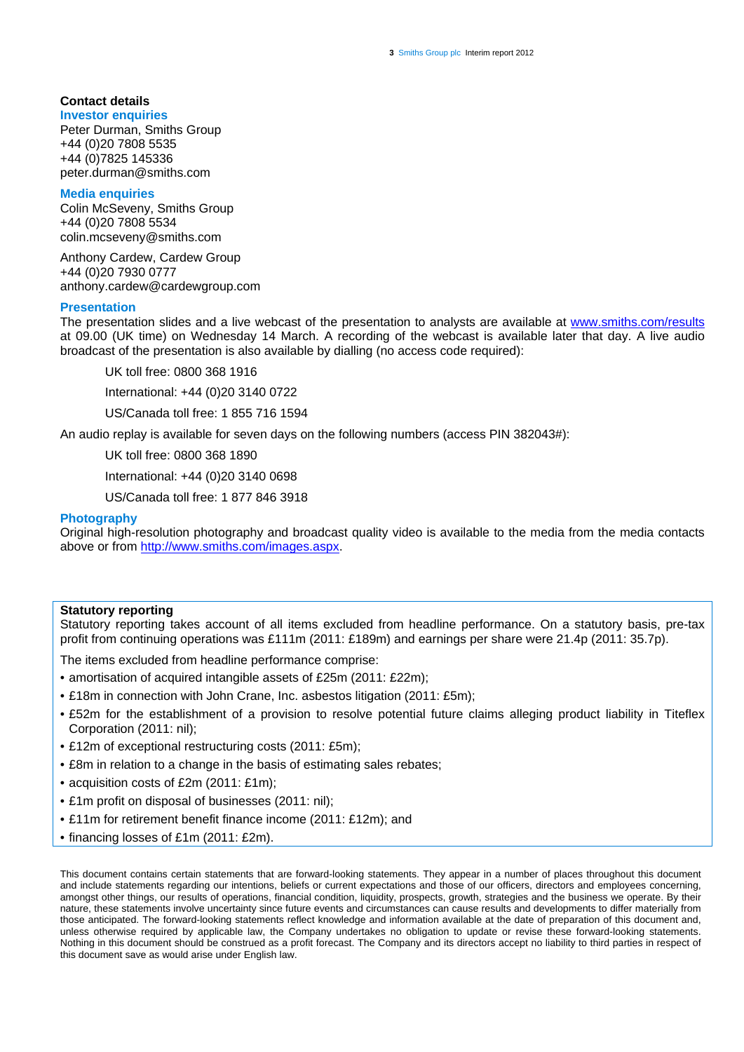## Contact details

### Investor enquiries

Peter Durman, Smiths Group
+44 (0)20 7808 5535
+44 (0)7825 145336
peter.durman@smiths.com

### Media enquiries

Colin McSeveny, Smiths Group
+44 (0)20 7808 5534
colin.mcseveny@smiths.com

Anthony Cardew, Cardew Group
+44 (0)20 7930 0777
anthony.cardew@cardewgroup.com

### Presentation

The presentation slides and a live webcast of the presentation to analysts are available at www.smiths.com/results at 09.00 (UK time) on Wednesday 14 March. A recording of the webcast is available later that day. A live audio broadcast of the presentation is also available by dialling (no access code required):

UK toll free: 0800 368 1916

International: +44 (0)20 3140 0722

US/Canada toll free: 1 855 716 1594

An audio replay is available for seven days on the following numbers (access PIN 382043#):

UK toll free: 0800 368 1890

International: +44 (0)20 3140 0698

US/Canada toll free: 1 877 846 3918

### Photography

Original high-resolution photography and broadcast quality video is available to the media from the media contacts above or from http://www.smiths.com/images.aspx.

### Statutory reporting

Statutory reporting takes account of all items excluded from headline performance. On a statutory basis, pre-tax profit from continuing operations was £111m (2011: £189m) and earnings per share were 21.4p (2011: 35.7p).

The items excluded from headline performance comprise:

- amortisation of acquired intangible assets of £25m (2011: £22m);
- £18m in connection with John Crane, Inc. asbestos litigation (2011: £5m);
- £52m for the establishment of a provision to resolve potential future claims alleging product liability in Titeflex Corporation (2011: nil);
- £12m of exceptional restructuring costs (2011: £5m);
- £8m in relation to a change in the basis of estimating sales rebates;
- acquisition costs of £2m (2011: £1m);
- £1m profit on disposal of businesses (2011: nil);
- £11m for retirement benefit finance income (2011: £12m); and
- financing losses of £1m (2011: £2m).

This document contains certain statements that are forward-looking statements. They appear in a number of places throughout this document and include statements regarding our intentions, beliefs or current expectations and those of our officers, directors and employees concerning, amongst other things, our results of operations, financial condition, liquidity, prospects, growth, strategies and the business we operate. By their nature, these statements involve uncertainty since future events and circumstances can cause results and developments to differ materially from those anticipated. The forward-looking statements reflect knowledge and information available at the date of preparation of this document and, unless otherwise required by applicable law, the Company undertakes no obligation to update or revise these forward-looking statements. Nothing in this document should be construed as a profit forecast. The Company and its directors accept no liability to third parties in respect of this document save as would arise under English law.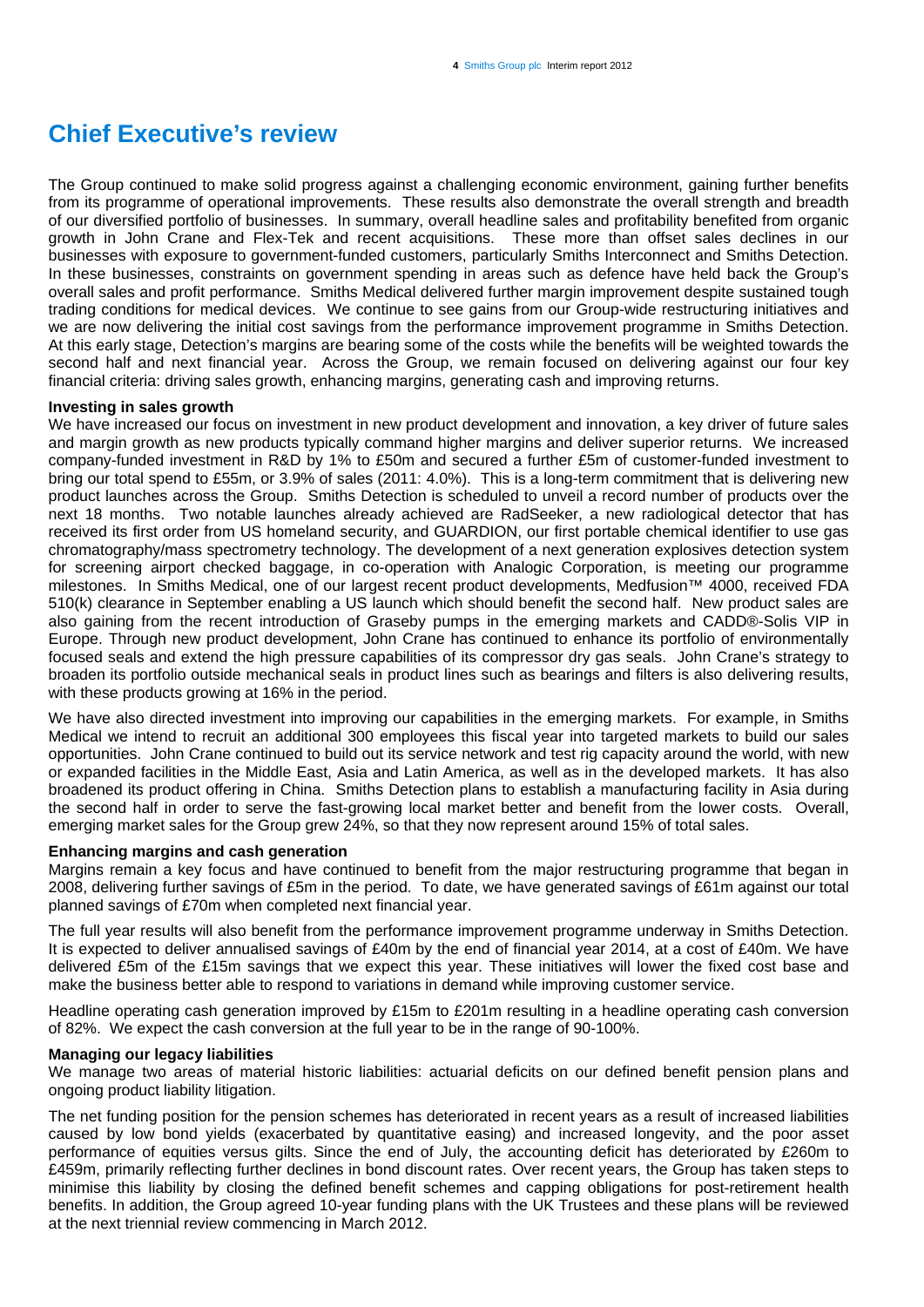# Chief Executive's review

The Group continued to make solid progress against a challenging economic environment, gaining further benefits from its programme of operational improvements. These results also demonstrate the overall strength and breadth of our diversified portfolio of businesses. In summary, overall headline sales and profitability benefited from organic growth in John Crane and Flex-Tek and recent acquisitions. These more than offset sales declines in our businesses with exposure to government-funded customers, particularly Smiths Interconnect and Smiths Detection. In these businesses, constraints on government spending in areas such as defence have held back the Group's overall sales and profit performance. Smiths Medical delivered further margin improvement despite sustained tough trading conditions for medical devices. We continue to see gains from our Group-wide restructuring initiatives and we are now delivering the initial cost savings from the performance improvement programme in Smiths Detection. At this early stage, Detection's margins are bearing some of the costs while the benefits will be weighted towards the second half and next financial year. Across the Group, we remain focused on delivering against our four key financial criteria: driving sales growth, enhancing margins, generating cash and improving returns.

**Investing in sales growth**

We have increased our focus on investment in new product development and innovation, a key driver of future sales and margin growth as new products typically command higher margins and deliver superior returns. We increased company-funded investment in R&D by 1% to £50m and secured a further £5m of customer-funded investment to bring our total spend to £55m, or 3.9% of sales (2011: 4.0%). This is a long-term commitment that is delivering new product launches across the Group. Smiths Detection is scheduled to unveil a record number of products over the next 18 months. Two notable launches already achieved are RadSeeker, a new radiological detector that has received its first order from US homeland security, and GUARDION, our first portable chemical identifier to use gas chromatography/mass spectrometry technology. The development of a next generation explosives detection system for screening airport checked baggage, in co-operation with Analogic Corporation, is meeting our programme milestones. In Smiths Medical, one of our largest recent product developments, Medfusion™ 4000, received FDA 510(k) clearance in September enabling a US launch which should benefit the second half. New product sales are also gaining from the recent introduction of Graseby pumps in the emerging markets and CADD®-Solis VIP in Europe. Through new product development, John Crane has continued to enhance its portfolio of environmentally focused seals and extend the high pressure capabilities of its compressor dry gas seals. John Crane's strategy to broaden its portfolio outside mechanical seals in product lines such as bearings and filters is also delivering results, with these products growing at 16% in the period.

We have also directed investment into improving our capabilities in the emerging markets. For example, in Smiths Medical we intend to recruit an additional 300 employees this fiscal year into targeted markets to build our sales opportunities. John Crane continued to build out its service network and test rig capacity around the world, with new or expanded facilities in the Middle East, Asia and Latin America, as well as in the developed markets. It has also broadened its product offering in China. Smiths Detection plans to establish a manufacturing facility in Asia during the second half in order to serve the fast-growing local market better and benefit from the lower costs. Overall, emerging market sales for the Group grew 24%, so that they now represent around 15% of total sales.

**Enhancing margins and cash generation**

Margins remain a key focus and have continued to benefit from the major restructuring programme that began in 2008, delivering further savings of £5m in the period. To date, we have generated savings of £61m against our total planned savings of £70m when completed next financial year.

The full year results will also benefit from the performance improvement programme underway in Smiths Detection. It is expected to deliver annualised savings of £40m by the end of financial year 2014, at a cost of £40m. We have delivered £5m of the £15m savings that we expect this year. These initiatives will lower the fixed cost base and make the business better able to respond to variations in demand while improving customer service.

Headline operating cash generation improved by £15m to £201m resulting in a headline operating cash conversion of 82%. We expect the cash conversion at the full year to be in the range of 90-100%.

**Managing our legacy liabilities**

We manage two areas of material historic liabilities: actuarial deficits on our defined benefit pension plans and ongoing product liability litigation.

The net funding position for the pension schemes has deteriorated in recent years as a result of increased liabilities caused by low bond yields (exacerbated by quantitative easing) and increased longevity, and the poor asset performance of equities versus gilts. Since the end of July, the accounting deficit has deteriorated by £260m to £459m, primarily reflecting further declines in bond discount rates. Over recent years, the Group has taken steps to minimise this liability by closing the defined benefit schemes and capping obligations for post-retirement health benefits. In addition, the Group agreed 10-year funding plans with the UK Trustees and these plans will be reviewed at the next triennial review commencing in March 2012.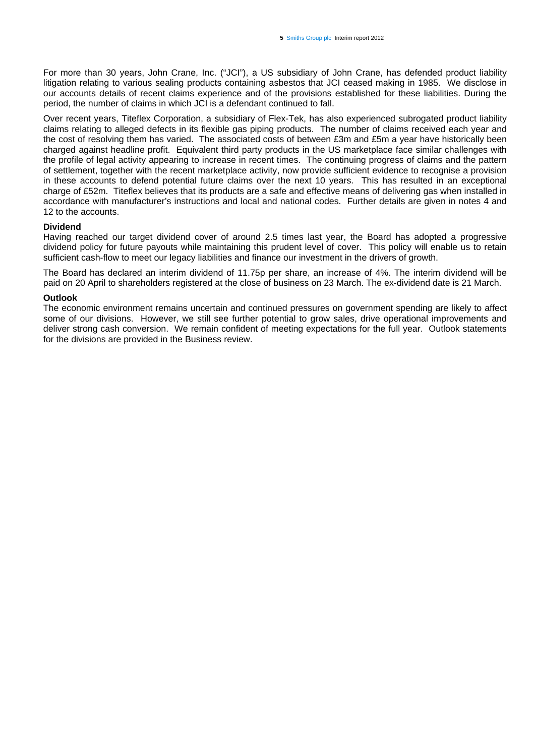For more than 30 years, John Crane, Inc. ("JCI"), a US subsidiary of John Crane, has defended product liability litigation relating to various sealing products containing asbestos that JCI ceased making in 1985. We disclose in our accounts details of recent claims experience and of the provisions established for these liabilities. During the period, the number of claims in which JCI is a defendant continued to fall.

Over recent years, Titeflex Corporation, a subsidiary of Flex-Tek, has also experienced subrogated product liability claims relating to alleged defects in its flexible gas piping products. The number of claims received each year and the cost of resolving them has varied. The associated costs of between £3m and £5m a year have historically been charged against headline profit. Equivalent third party products in the US marketplace face similar challenges with the profile of legal activity appearing to increase in recent times. The continuing progress of claims and the pattern of settlement, together with the recent marketplace activity, now provide sufficient evidence to recognise a provision in these accounts to defend potential future claims over the next 10 years. This has resulted in an exceptional charge of £52m. Titeflex believes that its products are a safe and effective means of delivering gas when installed in accordance with manufacturer's instructions and local and national codes. Further details are given in notes 4 and 12 to the accounts.

**Dividend**

Having reached our target dividend cover of around 2.5 times last year, the Board has adopted a progressive dividend policy for future payouts while maintaining this prudent level of cover. This policy will enable us to retain sufficient cash-flow to meet our legacy liabilities and finance our investment in the drivers of growth.

The Board has declared an interim dividend of 11.75p per share, an increase of 4%. The interim dividend will be paid on 20 April to shareholders registered at the close of business on 23 March. The ex-dividend date is 21 March.

**Outlook**

The economic environment remains uncertain and continued pressures on government spending are likely to affect some of our divisions. However, we still see further potential to grow sales, drive operational improvements and deliver strong cash conversion. We remain confident of meeting expectations for the full year. Outlook statements for the divisions are provided in the Business review.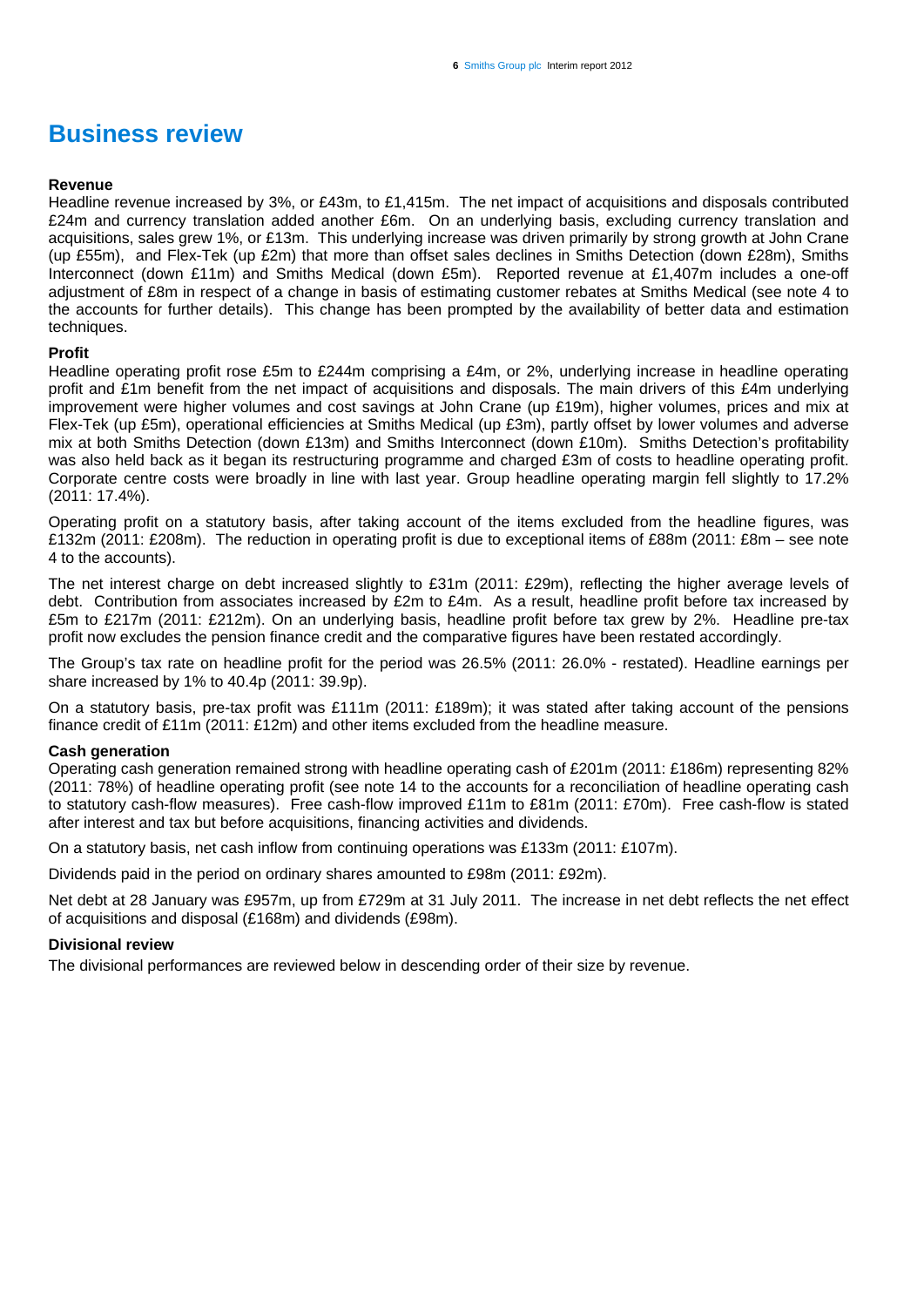# Business review

### Revenue

Headline revenue increased by 3%, or £43m, to £1,415m. The net impact of acquisitions and disposals contributed £24m and currency translation added another £6m. On an underlying basis, excluding currency translation and acquisitions, sales grew 1%, or £13m. This underlying increase was driven primarily by strong growth at John Crane (up £55m), and Flex-Tek (up £2m) that more than offset sales declines in Smiths Detection (down £28m), Smiths Interconnect (down £11m) and Smiths Medical (down £5m). Reported revenue at £1,407m includes a one-off adjustment of £8m in respect of a change in basis of estimating customer rebates at Smiths Medical (see note 4 to the accounts for further details). This change has been prompted by the availability of better data and estimation techniques.

### Profit

Headline operating profit rose £5m to £244m comprising a £4m, or 2%, underlying increase in headline operating profit and £1m benefit from the net impact of acquisitions and disposals. The main drivers of this £4m underlying improvement were higher volumes and cost savings at John Crane (up £19m), higher volumes, prices and mix at Flex-Tek (up £5m), operational efficiencies at Smiths Medical (up £3m), partly offset by lower volumes and adverse mix at both Smiths Detection (down £13m) and Smiths Interconnect (down £10m). Smiths Detection's profitability was also held back as it began its restructuring programme and charged £3m of costs to headline operating profit. Corporate centre costs were broadly in line with last year. Group headline operating margin fell slightly to 17.2% (2011: 17.4%).

Operating profit on a statutory basis, after taking account of the items excluded from the headline figures, was £132m (2011: £208m). The reduction in operating profit is due to exceptional items of £88m (2011: £8m – see note 4 to the accounts).

The net interest charge on debt increased slightly to £31m (2011: £29m), reflecting the higher average levels of debt. Contribution from associates increased by £2m to £4m. As a result, headline profit before tax increased by £5m to £217m (2011: £212m). On an underlying basis, headline profit before tax grew by 2%. Headline pre-tax profit now excludes the pension finance credit and the comparative figures have been restated accordingly.

The Group's tax rate on headline profit for the period was 26.5% (2011: 26.0% - restated). Headline earnings per share increased by 1% to 40.4p (2011: 39.9p).

On a statutory basis, pre-tax profit was £111m (2011: £189m); it was stated after taking account of the pensions finance credit of £11m (2011: £12m) and other items excluded from the headline measure.

### Cash generation

Operating cash generation remained strong with headline operating cash of £201m (2011: £186m) representing 82% (2011: 78%) of headline operating profit (see note 14 to the accounts for a reconciliation of headline operating cash to statutory cash-flow measures). Free cash-flow improved £11m to £81m (2011: £70m). Free cash-flow is stated after interest and tax but before acquisitions, financing activities and dividends.

On a statutory basis, net cash inflow from continuing operations was £133m (2011: £107m).

Dividends paid in the period on ordinary shares amounted to £98m (2011: £92m).

Net debt at 28 January was £957m, up from £729m at 31 July 2011. The increase in net debt reflects the net effect of acquisitions and disposal (£168m) and dividends (£98m).

### Divisional review

The divisional performances are reviewed below in descending order of their size by revenue.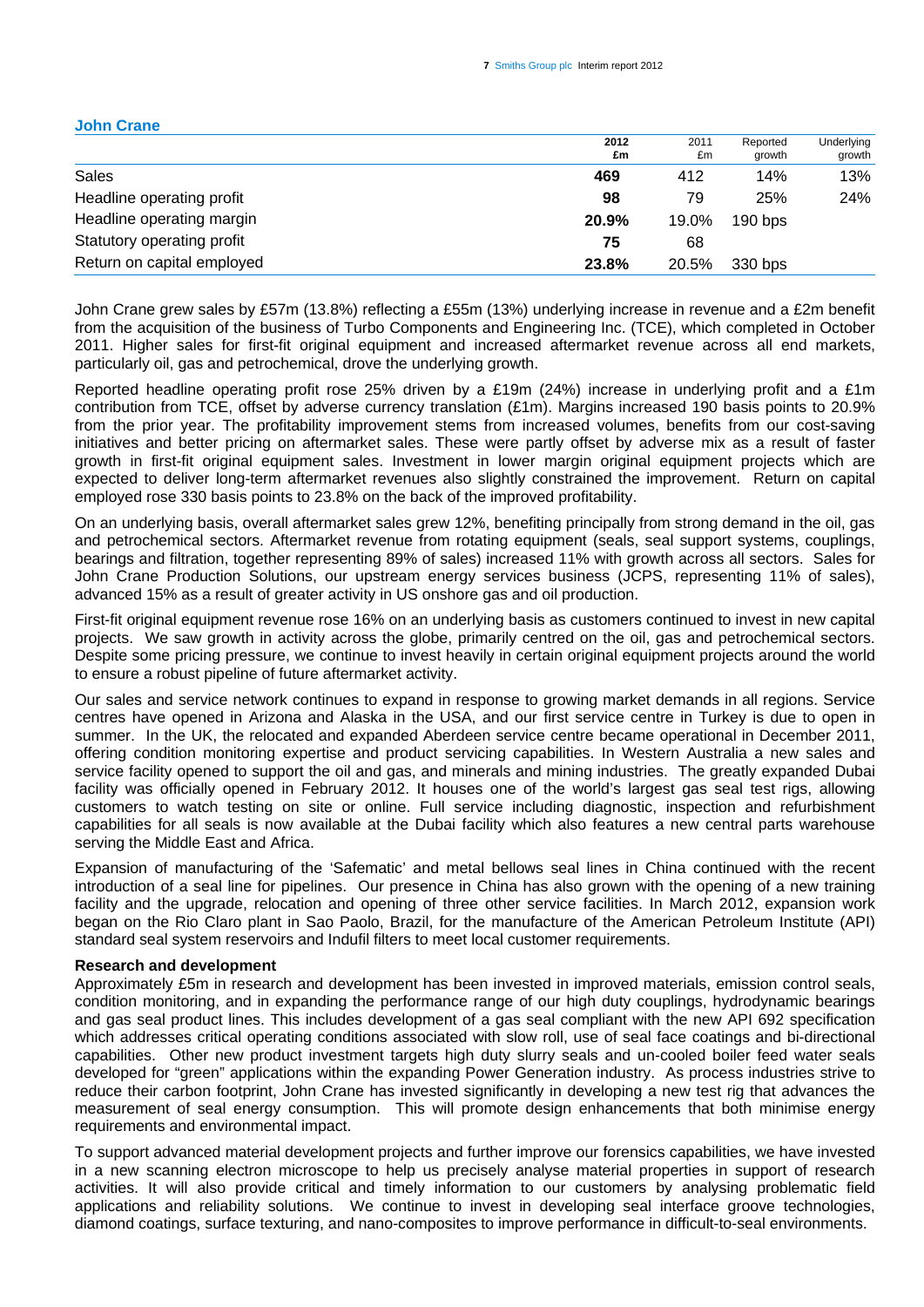## John Crane

| | 2012 £m | 2011 £m | Reported growth | Underlying growth |
|---|---|---|---|---|
| Sales | **469** | 412 | 14% | 13% |
| Headline operating profit | **98** | 79 | 25% | 24% |
| Headline operating margin | **20.9%** | 19.0% | 190 bps | |
| Statutory operating profit | **75** | 68 | | |
| Return on capital employed | **23.8%** | 20.5% | 330 bps | |

John Crane grew sales by £57m (13.8%) reflecting a £55m (13%) underlying increase in revenue and a £2m benefit from the acquisition of the business of Turbo Components and Engineering Inc. (TCE), which completed in October 2011. Higher sales for first-fit original equipment and increased aftermarket revenue across all end markets, particularly oil, gas and petrochemical, drove the underlying growth.

Reported headline operating profit rose 25% driven by a £19m (24%) increase in underlying profit and a £1m contribution from TCE, offset by adverse currency translation (£1m). Margins increased 190 basis points to 20.9% from the prior year. The profitability improvement stems from increased volumes, benefits from our cost-saving initiatives and better pricing on aftermarket sales. These were partly offset by adverse mix as a result of faster growth in first-fit original equipment sales. Investment in lower margin original equipment projects which are expected to deliver long-term aftermarket revenues also slightly constrained the improvement. Return on capital employed rose 330 basis points to 23.8% on the back of the improved profitability.

On an underlying basis, overall aftermarket sales grew 12%, benefiting principally from strong demand in the oil, gas and petrochemical sectors. Aftermarket revenue from rotating equipment (seals, seal support systems, couplings, bearings and filtration, together representing 89% of sales) increased 11% with growth across all sectors. Sales for John Crane Production Solutions, our upstream energy services business (JCPS, representing 11% of sales), advanced 15% as a result of greater activity in US onshore gas and oil production.

First-fit original equipment revenue rose 16% on an underlying basis as customers continued to invest in new capital projects. We saw growth in activity across the globe, primarily centred on the oil, gas and petrochemical sectors. Despite some pricing pressure, we continue to invest heavily in certain original equipment projects around the world to ensure a robust pipeline of future aftermarket activity.

Our sales and service network continues to expand in response to growing market demands in all regions. Service centres have opened in Arizona and Alaska in the USA, and our first service centre in Turkey is due to open in summer. In the UK, the relocated and expanded Aberdeen service centre became operational in December 2011, offering condition monitoring expertise and product servicing capabilities. In Western Australia a new sales and service facility opened to support the oil and gas, and minerals and mining industries. The greatly expanded Dubai facility was officially opened in February 2012. It houses one of the world's largest gas seal test rigs, allowing customers to watch testing on site or online. Full service including diagnostic, inspection and refurbishment capabilities for all seals is now available at the Dubai facility which also features a new central parts warehouse serving the Middle East and Africa.

Expansion of manufacturing of the 'Safematic' and metal bellows seal lines in China continued with the recent introduction of a seal line for pipelines. Our presence in China has also grown with the opening of a new training facility and the upgrade, relocation and opening of three other service facilities. In March 2012, expansion work began on the Rio Claro plant in Sao Paolo, Brazil, for the manufacture of the American Petroleum Institute (API) standard seal system reservoirs and Indufil filters to meet local customer requirements.

**Research and development**

Approximately £5m in research and development has been invested in improved materials, emission control seals, condition monitoring, and in expanding the performance range of our high duty couplings, hydrodynamic bearings and gas seal product lines. This includes development of a gas seal compliant with the new API 692 specification which addresses critical operating conditions associated with slow roll, use of seal face coatings and bi-directional capabilities. Other new product investment targets high duty slurry seals and un-cooled boiler feed water seals developed for "green" applications within the expanding Power Generation industry. As process industries strive to reduce their carbon footprint, John Crane has invested significantly in developing a new test rig that advances the measurement of seal energy consumption. This will promote design enhancements that both minimise energy requirements and environmental impact.

To support advanced material development projects and further improve our forensics capabilities, we have invested in a new scanning electron microscope to help us precisely analyse material properties in support of research activities. It will also provide critical and timely information to our customers by analysing problematic field applications and reliability solutions. We continue to invest in developing seal interface groove technologies, diamond coatings, surface texturing, and nano-composites to improve performance in difficult-to-seal environments.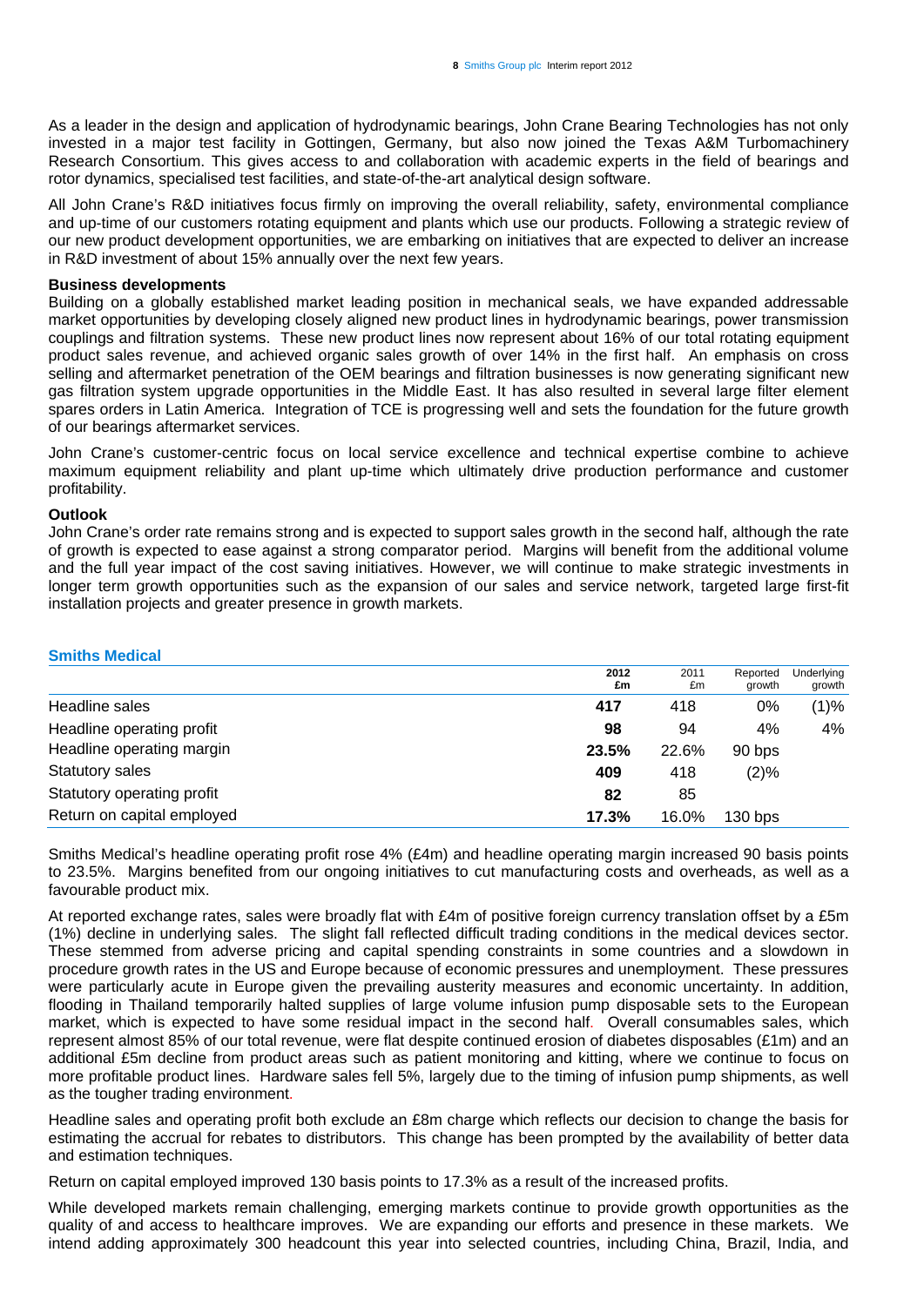As a leader in the design and application of hydrodynamic bearings, John Crane Bearing Technologies has not only invested in a major test facility in Gottingen, Germany, but also now joined the Texas A&M Turbomachinery Research Consortium. This gives access to and collaboration with academic experts in the field of bearings and rotor dynamics, specialised test facilities, and state-of-the-art analytical design software.

All John Crane's R&D initiatives focus firmly on improving the overall reliability, safety, environmental compliance and up-time of our customers rotating equipment and plants which use our products. Following a strategic review of our new product development opportunities, we are embarking on initiatives that are expected to deliver an increase in R&D investment of about 15% annually over the next few years.

**Business developments**

Building on a globally established market leading position in mechanical seals, we have expanded addressable market opportunities by developing closely aligned new product lines in hydrodynamic bearings, power transmission couplings and filtration systems. These new product lines now represent about 16% of our total rotating equipment product sales revenue, and achieved organic sales growth of over 14% in the first half. An emphasis on cross selling and aftermarket penetration of the OEM bearings and filtration businesses is now generating significant new gas filtration system upgrade opportunities in the Middle East. It has also resulted in several large filter element spares orders in Latin America. Integration of TCE is progressing well and sets the foundation for the future growth of our bearings aftermarket services.

John Crane's customer-centric focus on local service excellence and technical expertise combine to achieve maximum equipment reliability and plant up-time which ultimately drive production performance and customer profitability.

**Outlook**

John Crane's order rate remains strong and is expected to support sales growth in the second half, although the rate of growth is expected to ease against a strong comparator period. Margins will benefit from the additional volume and the full year impact of the cost saving initiatives. However, we will continue to make strategic investments in longer term growth opportunities such as the expansion of our sales and service network, targeted large first-fit installation projects and greater presence in growth markets.

## Smiths Medical

| | 2012 £m | 2011 £m | Reported growth | Underlying growth |
|---|---|---|---|---|
| Headline sales | **417** | 418 | 0% | (1)% |
| Headline operating profit | **98** | 94 | 4% | 4% |
| Headline operating margin | **23.5%** | 22.6% | 90 bps | |
| Statutory sales | **409** | 418 | (2)% | |
| Statutory operating profit | **82** | 85 | | |
| Return on capital employed | **17.3%** | 16.0% | 130 bps | |

Smiths Medical's headline operating profit rose 4% (£4m) and headline operating margin increased 90 basis points to 23.5%. Margins benefited from our ongoing initiatives to cut manufacturing costs and overheads, as well as a favourable product mix.

At reported exchange rates, sales were broadly flat with £4m of positive foreign currency translation offset by a £5m (1%) decline in underlying sales. The slight fall reflected difficult trading conditions in the medical devices sector. These stemmed from adverse pricing and capital spending constraints in some countries and a slowdown in procedure growth rates in the US and Europe because of economic pressures and unemployment. These pressures were particularly acute in Europe given the prevailing austerity measures and economic uncertainty. In addition, flooding in Thailand temporarily halted supplies of large volume infusion pump disposable sets to the European market, which is expected to have some residual impact in the second half. Overall consumables sales, which represent almost 85% of our total revenue, were flat despite continued erosion of diabetes disposables (£1m) and an additional £5m decline from product areas such as patient monitoring and kitting, where we continue to focus on more profitable product lines. Hardware sales fell 5%, largely due to the timing of infusion pump shipments, as well as the tougher trading environment.

Headline sales and operating profit both exclude an £8m charge which reflects our decision to change the basis for estimating the accrual for rebates to distributors. This change has been prompted by the availability of better data and estimation techniques.

Return on capital employed improved 130 basis points to 17.3% as a result of the increased profits.

While developed markets remain challenging, emerging markets continue to provide growth opportunities as the quality of and access to healthcare improves. We are expanding our efforts and presence in these markets. We intend adding approximately 300 headcount this year into selected countries, including China, Brazil, India, and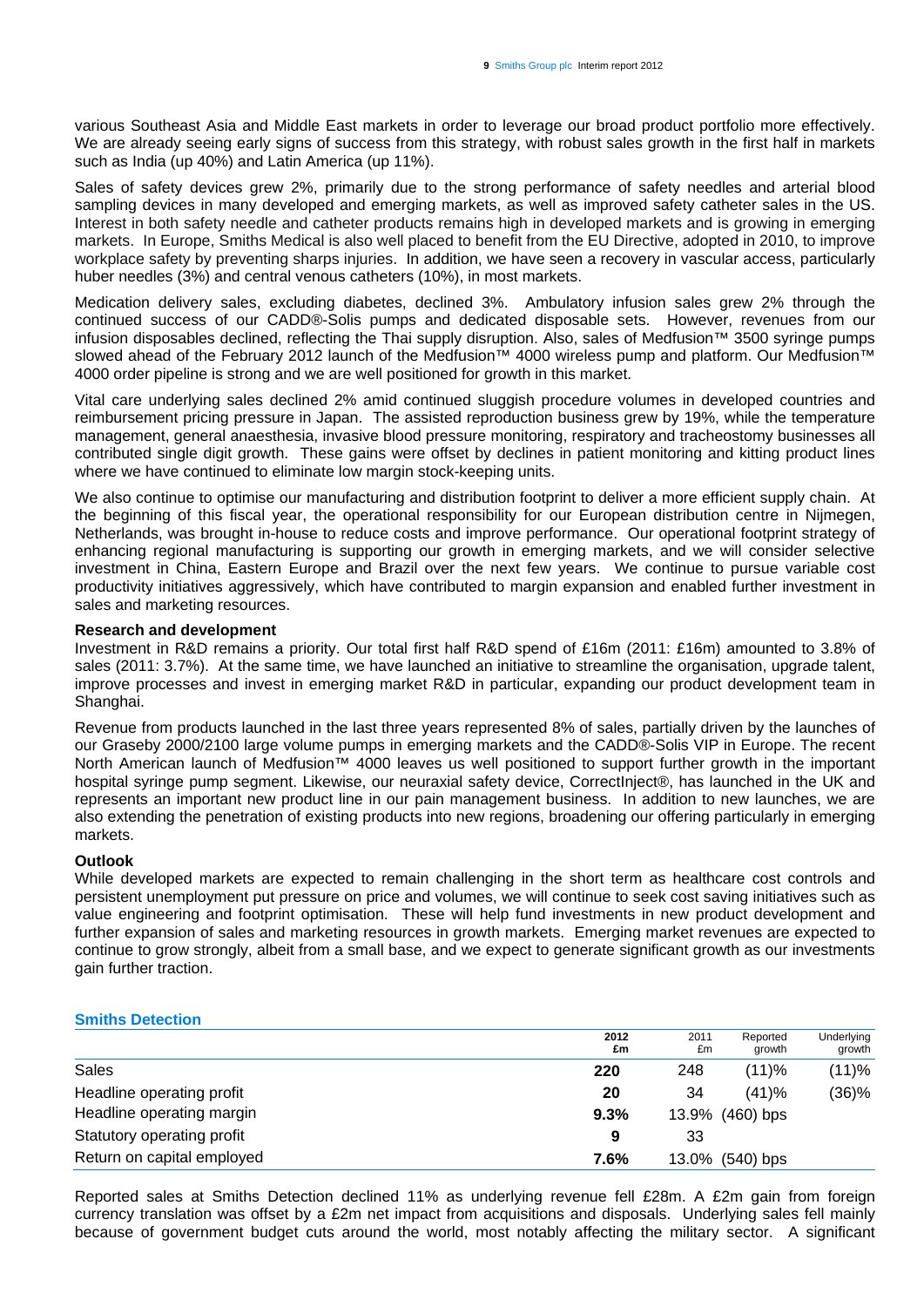various Southeast Asia and Middle East markets in order to leverage our broad product portfolio more effectively. We are already seeing early signs of success from this strategy, with robust sales growth in the first half in markets such as India (up 40%) and Latin America (up 11%).

Sales of safety devices grew 2%, primarily due to the strong performance of safety needles and arterial blood sampling devices in many developed and emerging markets, as well as improved safety catheter sales in the US. Interest in both safety needle and catheter products remains high in developed markets and is growing in emerging markets. In Europe, Smiths Medical is also well placed to benefit from the EU Directive, adopted in 2010, to improve workplace safety by preventing sharps injuries. In addition, we have seen a recovery in vascular access, particularly huber needles (3%) and central venous catheters (10%), in most markets.

Medication delivery sales, excluding diabetes, declined 3%. Ambulatory infusion sales grew 2% through the continued success of our CADD®-Solis pumps and dedicated disposable sets. However, revenues from our infusion disposables declined, reflecting the Thai supply disruption. Also, sales of Medfusion™ 3500 syringe pumps slowed ahead of the February 2012 launch of the Medfusion™ 4000 wireless pump and platform. Our Medfusion™ 4000 order pipeline is strong and we are well positioned for growth in this market.

Vital care underlying sales declined 2% amid continued sluggish procedure volumes in developed countries and reimbursement pricing pressure in Japan. The assisted reproduction business grew by 19%, while the temperature management, general anaesthesia, invasive blood pressure monitoring, respiratory and tracheostomy businesses all contributed single digit growth. These gains were offset by declines in patient monitoring and kitting product lines where we have continued to eliminate low margin stock-keeping units.

We also continue to optimise our manufacturing and distribution footprint to deliver a more efficient supply chain. At the beginning of this fiscal year, the operational responsibility for our European distribution centre in Nijmegen, Netherlands, was brought in-house to reduce costs and improve performance. Our operational footprint strategy of enhancing regional manufacturing is supporting our growth in emerging markets, and we will consider selective investment in China, Eastern Europe and Brazil over the next few years. We continue to pursue variable cost productivity initiatives aggressively, which have contributed to margin expansion and enabled further investment in sales and marketing resources.

**Research and development**

Investment in R&D remains a priority. Our total first half R&D spend of £16m (2011: £16m) amounted to 3.8% of sales (2011: 3.7%). At the same time, we have launched an initiative to streamline the organisation, upgrade talent, improve processes and invest in emerging market R&D in particular, expanding our product development team in Shanghai.

Revenue from products launched in the last three years represented 8% of sales, partially driven by the launches of our Graseby 2000/2100 large volume pumps in emerging markets and the CADD®-Solis VIP in Europe. The recent North American launch of Medfusion™ 4000 leaves us well positioned to support further growth in the important hospital syringe pump segment. Likewise, our neuraxial safety device, CorrectInject®, has launched in the UK and represents an important new product line in our pain management business. In addition to new launches, we are also extending the penetration of existing products into new regions, broadening our offering particularly in emerging markets.

**Outlook**

While developed markets are expected to remain challenging in the short term as healthcare cost controls and persistent unemployment put pressure on price and volumes, we will continue to seek cost saving initiatives such as value engineering and footprint optimisation. These will help fund investments in new product development and further expansion of sales and marketing resources in growth markets. Emerging market revenues are expected to continue to grow strongly, albeit from a small base, and we expect to generate significant growth as our investments gain further traction.

## Smiths Detection

| | 2012 £m | 2011 £m | Reported growth | Underlying growth |
|---|---|---|---|---|
| Sales | **220** | 248 | (11)% | (11)% |
| Headline operating profit | **20** | 34 | (41)% | (36)% |
| Headline operating margin | **9.3%** | 13.9% | (460) bps | |
| Statutory operating profit | **9** | 33 | | |
| Return on capital employed | **7.6%** | 13.0% | (540) bps | |

Reported sales at Smiths Detection declined 11% as underlying revenue fell £28m. A £2m gain from foreign currency translation was offset by a £2m net impact from acquisitions and disposals. Underlying sales fell mainly because of government budget cuts around the world, most notably affecting the military sector. A significant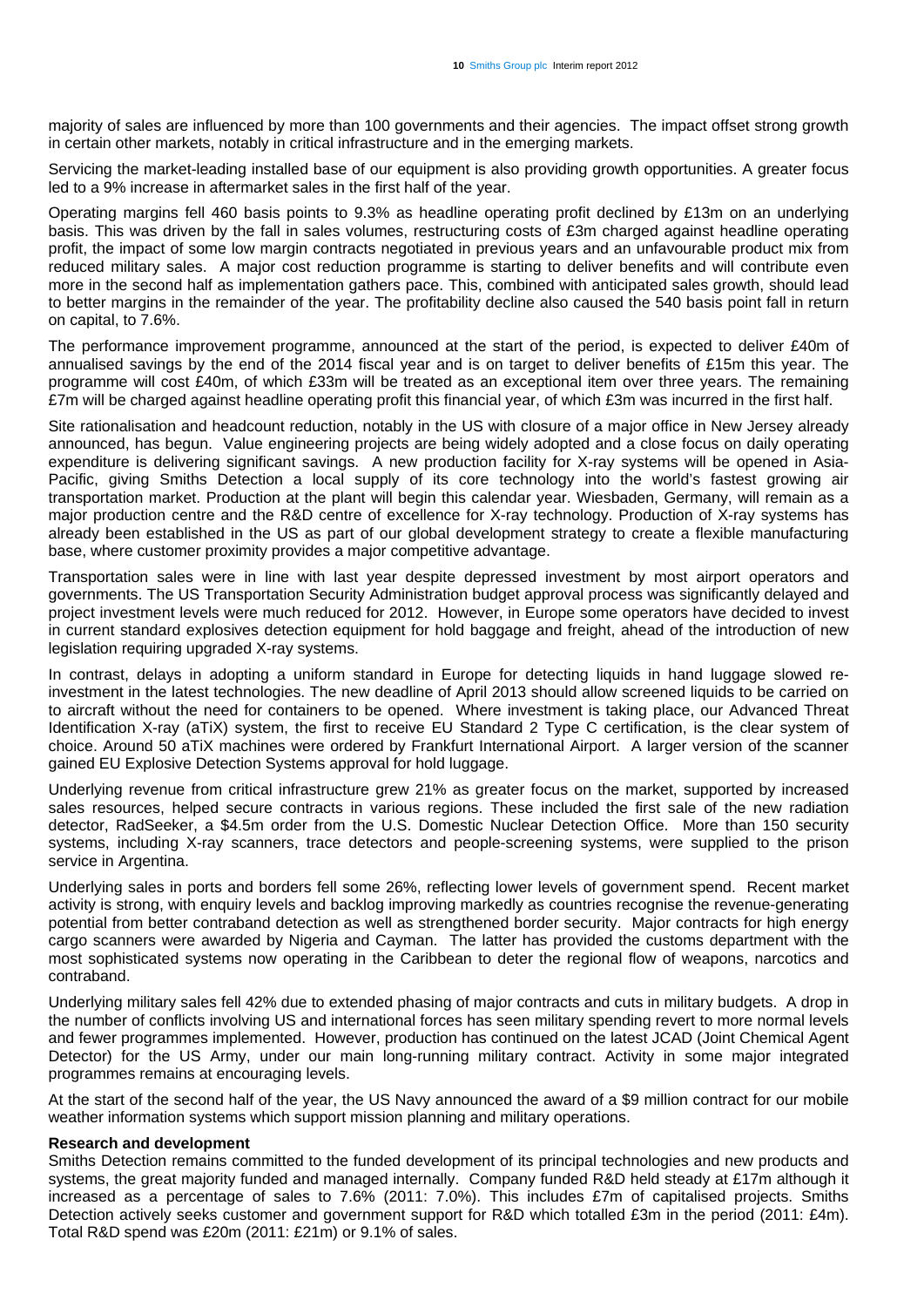majority of sales are influenced by more than 100 governments and their agencies. The impact offset strong growth in certain other markets, notably in critical infrastructure and in the emerging markets.

Servicing the market-leading installed base of our equipment is also providing growth opportunities. A greater focus led to a 9% increase in aftermarket sales in the first half of the year.

Operating margins fell 460 basis points to 9.3% as headline operating profit declined by £13m on an underlying basis. This was driven by the fall in sales volumes, restructuring costs of £3m charged against headline operating profit, the impact of some low margin contracts negotiated in previous years and an unfavourable product mix from reduced military sales. A major cost reduction programme is starting to deliver benefits and will contribute even more in the second half as implementation gathers pace. This, combined with anticipated sales growth, should lead to better margins in the remainder of the year. The profitability decline also caused the 540 basis point fall in return on capital, to 7.6%.

The performance improvement programme, announced at the start of the period, is expected to deliver £40m of annualised savings by the end of the 2014 fiscal year and is on target to deliver benefits of £15m this year. The programme will cost £40m, of which £33m will be treated as an exceptional item over three years. The remaining £7m will be charged against headline operating profit this financial year, of which £3m was incurred in the first half.

Site rationalisation and headcount reduction, notably in the US with closure of a major office in New Jersey already announced, has begun. Value engineering projects are being widely adopted and a close focus on daily operating expenditure is delivering significant savings. A new production facility for X-ray systems will be opened in Asia-Pacific, giving Smiths Detection a local supply of its core technology into the world's fastest growing air transportation market. Production at the plant will begin this calendar year. Wiesbaden, Germany, will remain as a major production centre and the R&D centre of excellence for X-ray technology. Production of X-ray systems has already been established in the US as part of our global development strategy to create a flexible manufacturing base, where customer proximity provides a major competitive advantage.

Transportation sales were in line with last year despite depressed investment by most airport operators and governments. The US Transportation Security Administration budget approval process was significantly delayed and project investment levels were much reduced for 2012. However, in Europe some operators have decided to invest in current standard explosives detection equipment for hold baggage and freight, ahead of the introduction of new legislation requiring upgraded X-ray systems.

In contrast, delays in adopting a uniform standard in Europe for detecting liquids in hand luggage slowed re-investment in the latest technologies. The new deadline of April 2013 should allow screened liquids to be carried on to aircraft without the need for containers to be opened. Where investment is taking place, our Advanced Threat Identification X-ray (aTiX) system, the first to receive EU Standard 2 Type C certification, is the clear system of choice. Around 50 aTiX machines were ordered by Frankfurt International Airport. A larger version of the scanner gained EU Explosive Detection Systems approval for hold luggage.

Underlying revenue from critical infrastructure grew 21% as greater focus on the market, supported by increased sales resources, helped secure contracts in various regions. These included the first sale of the new radiation detector, RadSeeker, a $4.5m order from the U.S. Domestic Nuclear Detection Office. More than 150 security systems, including X-ray scanners, trace detectors and people-screening systems, were supplied to the prison service in Argentina.

Underlying sales in ports and borders fell some 26%, reflecting lower levels of government spend. Recent market activity is strong, with enquiry levels and backlog improving markedly as countries recognise the revenue-generating potential from better contraband detection as well as strengthened border security. Major contracts for high energy cargo scanners were awarded by Nigeria and Cayman. The latter has provided the customs department with the most sophisticated systems now operating in the Caribbean to deter the regional flow of weapons, narcotics and contraband.

Underlying military sales fell 42% due to extended phasing of major contracts and cuts in military budgets. A drop in the number of conflicts involving US and international forces has seen military spending revert to more normal levels and fewer programmes implemented. However, production has continued on the latest JCAD (Joint Chemical Agent Detector) for the US Army, under our main long-running military contract. Activity in some major integrated programmes remains at encouraging levels.

At the start of the second half of the year, the US Navy announced the award of a $9 million contract for our mobile weather information systems which support mission planning and military operations.

**Research and development**

Smiths Detection remains committed to the funded development of its principal technologies and new products and systems, the great majority funded and managed internally. Company funded R&D held steady at £17m although it increased as a percentage of sales to 7.6% (2011: 7.0%). This includes £7m of capitalised projects. Smiths Detection actively seeks customer and government support for R&D which totalled £3m in the period (2011: £4m). Total R&D spend was £20m (2011: £21m) or 9.1% of sales.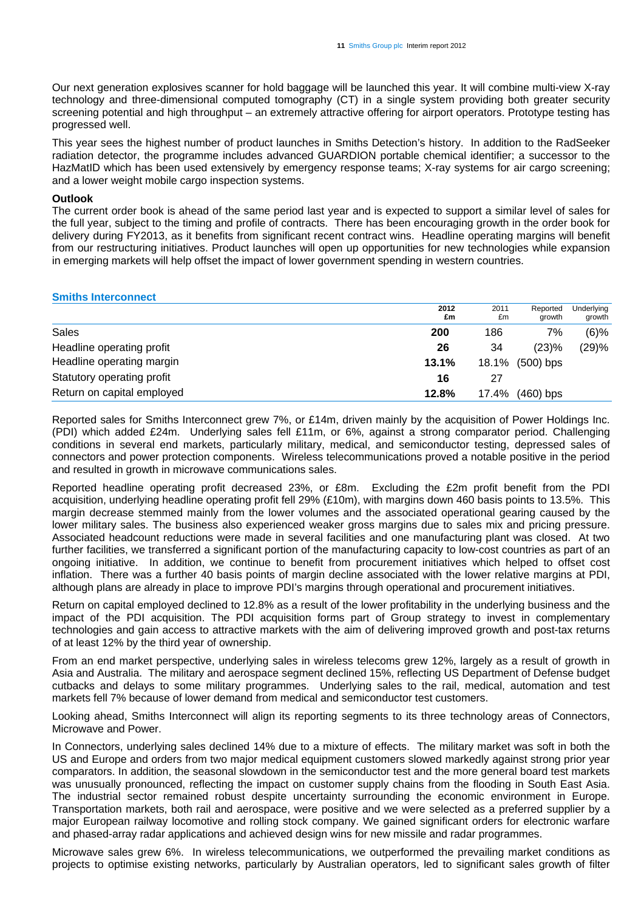Our next generation explosives scanner for hold baggage will be launched this year. It will combine multi-view X-ray technology and three-dimensional computed tomography (CT) in a single system providing both greater security screening potential and high throughput – an extremely attractive offering for airport operators. Prototype testing has progressed well.

This year sees the highest number of product launches in Smiths Detection's history. In addition to the RadSeeker radiation detector, the programme includes advanced GUARDION portable chemical identifier; a successor to the HazMatID which has been used extensively by emergency response teams; X-ray systems for air cargo screening; and a lower weight mobile cargo inspection systems.

**Outlook**

The current order book is ahead of the same period last year and is expected to support a similar level of sales for the full year, subject to the timing and profile of contracts. There has been encouraging growth in the order book for delivery during FY2013, as it benefits from significant recent contract wins. Headline operating margins will benefit from our restructuring initiatives. Product launches will open up opportunities for new technologies while expansion in emerging markets will help offset the impact of lower government spending in western countries.

## Smiths Interconnect

| | **2012 £m** | 2011 £m | Reported growth | Underlying growth |
|---|---|---|---|---|
| Sales | **200** | 186 | 7% | (6)% |
| Headline operating profit | **26** | 34 | (23)% | (29)% |
| Headline operating margin | **13.1%** | 18.1% | (500) bps | |
| Statutory operating profit | **16** | 27 | | |
| Return on capital employed | **12.8%** | 17.4% | (460) bps | |

Reported sales for Smiths Interconnect grew 7%, or £14m, driven mainly by the acquisition of Power Holdings Inc. (PDI) which added £24m. Underlying sales fell £11m, or 6%, against a strong comparator period. Challenging conditions in several end markets, particularly military, medical, and semiconductor testing, depressed sales of connectors and power protection components. Wireless telecommunications proved a notable positive in the period and resulted in growth in microwave communications sales.

Reported headline operating profit decreased 23%, or £8m. Excluding the £2m profit benefit from the PDI acquisition, underlying headline operating profit fell 29% (£10m), with margins down 460 basis points to 13.5%. This margin decrease stemmed mainly from the lower volumes and the associated operational gearing caused by the lower military sales. The business also experienced weaker gross margins due to sales mix and pricing pressure. Associated headcount reductions were made in several facilities and one manufacturing plant was closed. At two further facilities, we transferred a significant portion of the manufacturing capacity to low-cost countries as part of an ongoing initiative. In addition, we continue to benefit from procurement initiatives which helped to offset cost inflation. There was a further 40 basis points of margin decline associated with the lower relative margins at PDI, although plans are already in place to improve PDI's margins through operational and procurement initiatives.

Return on capital employed declined to 12.8% as a result of the lower profitability in the underlying business and the impact of the PDI acquisition. The PDI acquisition forms part of Group strategy to invest in complementary technologies and gain access to attractive markets with the aim of delivering improved growth and post-tax returns of at least 12% by the third year of ownership.

From an end market perspective, underlying sales in wireless telecoms grew 12%, largely as a result of growth in Asia and Australia. The military and aerospace segment declined 15%, reflecting US Department of Defense budget cutbacks and delays to some military programmes. Underlying sales to the rail, medical, automation and test markets fell 7% because of lower demand from medical and semiconductor test customers.

Looking ahead, Smiths Interconnect will align its reporting segments to its three technology areas of Connectors, Microwave and Power.

In Connectors, underlying sales declined 14% due to a mixture of effects. The military market was soft in both the US and Europe and orders from two major medical equipment customers slowed markedly against strong prior year comparators. In addition, the seasonal slowdown in the semiconductor test and the more general board test markets was unusually pronounced, reflecting the impact on customer supply chains from the flooding in South East Asia. The industrial sector remained robust despite uncertainty surrounding the economic environment in Europe. Transportation markets, both rail and aerospace, were positive and we were selected as a preferred supplier by a major European railway locomotive and rolling stock company. We gained significant orders for electronic warfare and phased-array radar applications and achieved design wins for new missile and radar programmes.

Microwave sales grew 6%. In wireless telecommunications, we outperformed the prevailing market conditions as projects to optimise existing networks, particularly by Australian operators, led to significant sales growth of filter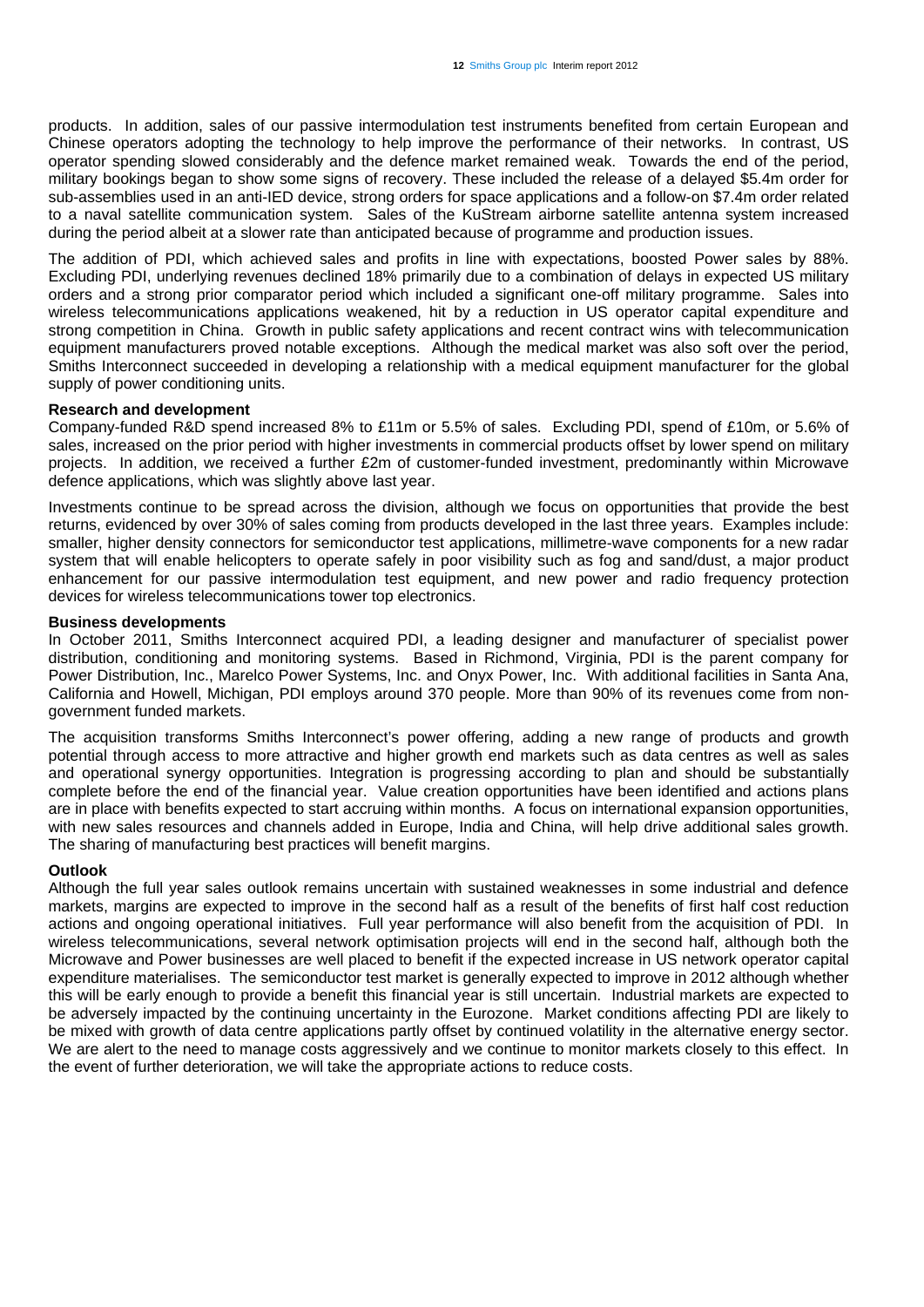products. In addition, sales of our passive intermodulation test instruments benefited from certain European and Chinese operators adopting the technology to help improve the performance of their networks. In contrast, US operator spending slowed considerably and the defence market remained weak. Towards the end of the period, military bookings began to show some signs of recovery. These included the release of a delayed $5.4m order for sub-assemblies used in an anti-IED device, strong orders for space applications and a follow-on $7.4m order related to a naval satellite communication system. Sales of the KuStream airborne satellite antenna system increased during the period albeit at a slower rate than anticipated because of programme and production issues.

The addition of PDI, which achieved sales and profits in line with expectations, boosted Power sales by 88%. Excluding PDI, underlying revenues declined 18% primarily due to a combination of delays in expected US military orders and a strong prior comparator period which included a significant one-off military programme. Sales into wireless telecommunications applications weakened, hit by a reduction in US operator capital expenditure and strong competition in China. Growth in public safety applications and recent contract wins with telecommunication equipment manufacturers proved notable exceptions. Although the medical market was also soft over the period, Smiths Interconnect succeeded in developing a relationship with a medical equipment manufacturer for the global supply of power conditioning units.

**Research and development**

Company-funded R&D spend increased 8% to £11m or 5.5% of sales. Excluding PDI, spend of £10m, or 5.6% of sales, increased on the prior period with higher investments in commercial products offset by lower spend on military projects. In addition, we received a further £2m of customer-funded investment, predominantly within Microwave defence applications, which was slightly above last year.

Investments continue to be spread across the division, although we focus on opportunities that provide the best returns, evidenced by over 30% of sales coming from products developed in the last three years. Examples include: smaller, higher density connectors for semiconductor test applications, millimetre-wave components for a new radar system that will enable helicopters to operate safely in poor visibility such as fog and sand/dust, a major product enhancement for our passive intermodulation test equipment, and new power and radio frequency protection devices for wireless telecommunications tower top electronics.

**Business developments**

In October 2011, Smiths Interconnect acquired PDI, a leading designer and manufacturer of specialist power distribution, conditioning and monitoring systems. Based in Richmond, Virginia, PDI is the parent company for Power Distribution, Inc., Marelco Power Systems, Inc. and Onyx Power, Inc. With additional facilities in Santa Ana, California and Howell, Michigan, PDI employs around 370 people. More than 90% of its revenues come from non-government funded markets.

The acquisition transforms Smiths Interconnect's power offering, adding a new range of products and growth potential through access to more attractive and higher growth end markets such as data centres as well as sales and operational synergy opportunities. Integration is progressing according to plan and should be substantially complete before the end of the financial year. Value creation opportunities have been identified and actions plans are in place with benefits expected to start accruing within months. A focus on international expansion opportunities, with new sales resources and channels added in Europe, India and China, will help drive additional sales growth. The sharing of manufacturing best practices will benefit margins.

**Outlook**

Although the full year sales outlook remains uncertain with sustained weaknesses in some industrial and defence markets, margins are expected to improve in the second half as a result of the benefits of first half cost reduction actions and ongoing operational initiatives. Full year performance will also benefit from the acquisition of PDI. In wireless telecommunications, several network optimisation projects will end in the second half, although both the Microwave and Power businesses are well placed to benefit if the expected increase in US network operator capital expenditure materialises. The semiconductor test market is generally expected to improve in 2012 although whether this will be early enough to provide a benefit this financial year is still uncertain. Industrial markets are expected to be adversely impacted by the continuing uncertainty in the Eurozone. Market conditions affecting PDI are likely to be mixed with growth of data centre applications partly offset by continued volatility in the alternative energy sector. We are alert to the need to manage costs aggressively and we continue to monitor markets closely to this effect. In the event of further deterioration, we will take the appropriate actions to reduce costs.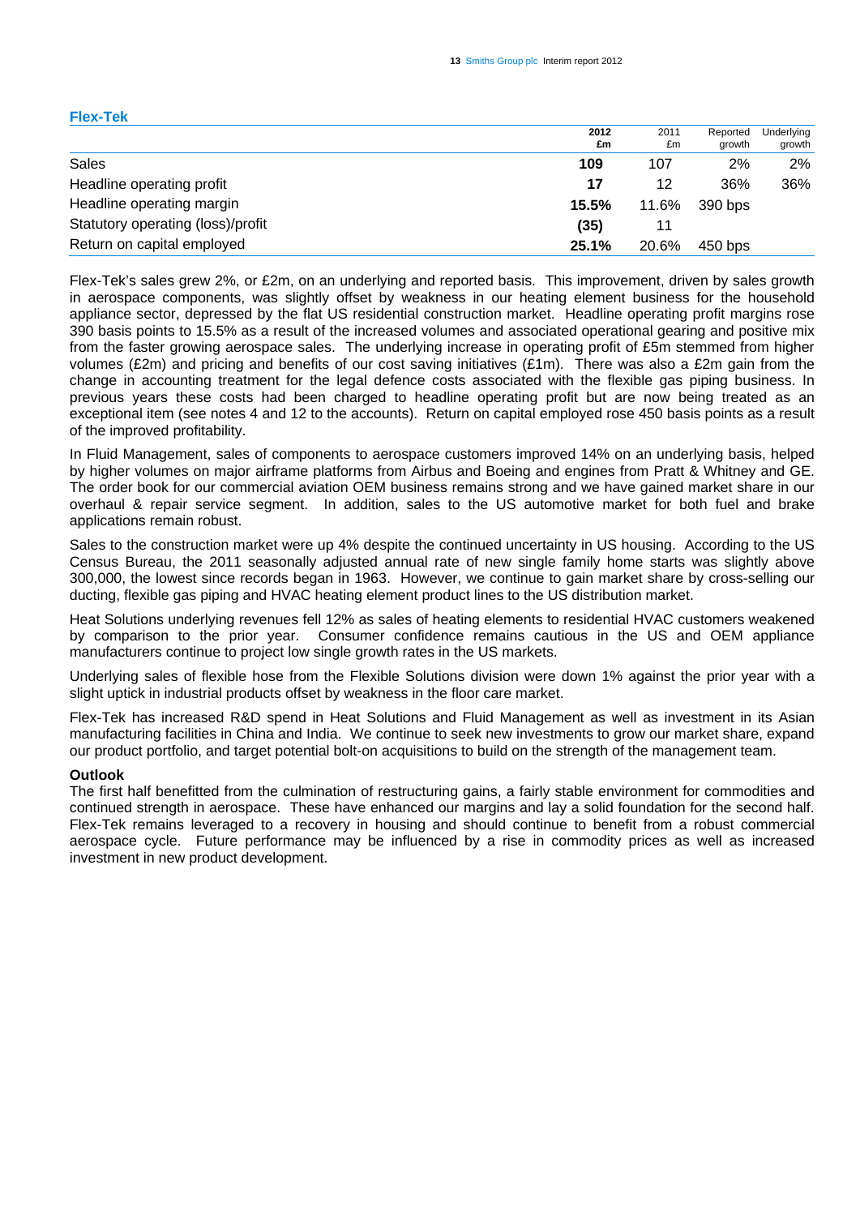## Flex-Tek

| | 2012 £m | 2011 £m | Reported growth | Underlying growth |
|---|---|---|---|---|
| Sales | **109** | 107 | 2% | 2% |
| Headline operating profit | **17** | 12 | 36% | 36% |
| Headline operating margin | **15.5%** | 11.6% | 390 bps | |
| Statutory operating (loss)/profit | **(35)** | 11 | | |
| Return on capital employed | **25.1%** | 20.6% | 450 bps | |

Flex-Tek's sales grew 2%, or £2m, on an underlying and reported basis. This improvement, driven by sales growth in aerospace components, was slightly offset by weakness in our heating element business for the household appliance sector, depressed by the flat US residential construction market. Headline operating profit margins rose 390 basis points to 15.5% as a result of the increased volumes and associated operational gearing and positive mix from the faster growing aerospace sales. The underlying increase in operating profit of £5m stemmed from higher volumes (£2m) and pricing and benefits of our cost saving initiatives (£1m). There was also a £2m gain from the change in accounting treatment for the legal defence costs associated with the flexible gas piping business. In previous years these costs had been charged to headline operating profit but are now being treated as an exceptional item (see notes 4 and 12 to the accounts). Return on capital employed rose 450 basis points as a result of the improved profitability.

In Fluid Management, sales of components to aerospace customers improved 14% on an underlying basis, helped by higher volumes on major airframe platforms from Airbus and Boeing and engines from Pratt & Whitney and GE. The order book for our commercial aviation OEM business remains strong and we have gained market share in our overhaul & repair service segment. In addition, sales to the US automotive market for both fuel and brake applications remain robust.

Sales to the construction market were up 4% despite the continued uncertainty in US housing. According to the US Census Bureau, the 2011 seasonally adjusted annual rate of new single family home starts was slightly above 300,000, the lowest since records began in 1963. However, we continue to gain market share by cross-selling our ducting, flexible gas piping and HVAC heating element product lines to the US distribution market.

Heat Solutions underlying revenues fell 12% as sales of heating elements to residential HVAC customers weakened by comparison to the prior year. Consumer confidence remains cautious in the US and OEM appliance manufacturers continue to project low single growth rates in the US markets.

Underlying sales of flexible hose from the Flexible Solutions division were down 1% against the prior year with a slight uptick in industrial products offset by weakness in the floor care market.

Flex-Tek has increased R&D spend in Heat Solutions and Fluid Management as well as investment in its Asian manufacturing facilities in China and India. We continue to seek new investments to grow our market share, expand our product portfolio, and target potential bolt-on acquisitions to build on the strength of the management team.

### Outlook

The first half benefitted from the culmination of restructuring gains, a fairly stable environment for commodities and continued strength in aerospace. These have enhanced our margins and lay a solid foundation for the second half. Flex-Tek remains leveraged to a recovery in housing and should continue to benefit from a robust commercial aerospace cycle. Future performance may be influenced by a rise in commodity prices as well as increased investment in new product development.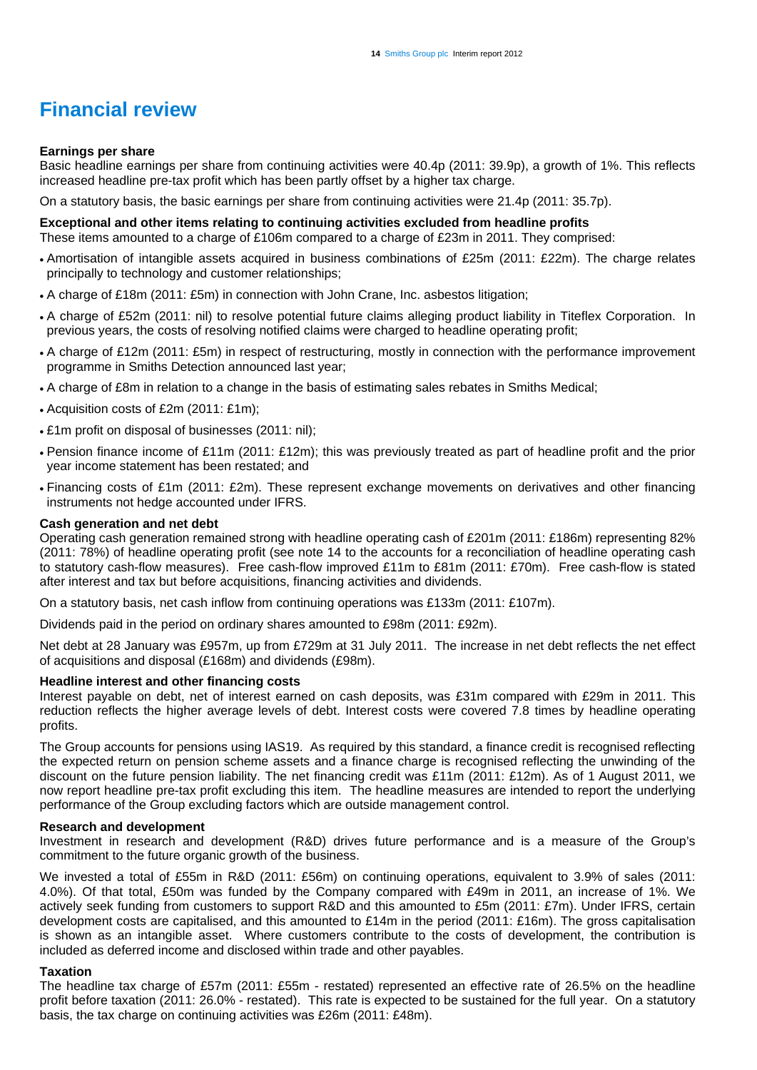# Financial review

**Earnings per share**

Basic headline earnings per share from continuing activities were 40.4p (2011: 39.9p), a growth of 1%. This reflects increased headline pre-tax profit which has been partly offset by a higher tax charge.

On a statutory basis, the basic earnings per share from continuing activities were 21.4p (2011: 35.7p).

**Exceptional and other items relating to continuing activities excluded from headline profits**

These items amounted to a charge of £106m compared to a charge of £23m in 2011. They comprised:

- Amortisation of intangible assets acquired in business combinations of £25m (2011: £22m). The charge relates principally to technology and customer relationships;
- A charge of £18m (2011: £5m) in connection with John Crane, Inc. asbestos litigation;
- A charge of £52m (2011: nil) to resolve potential future claims alleging product liability in Titeflex Corporation. In previous years, the costs of resolving notified claims were charged to headline operating profit;
- A charge of £12m (2011: £5m) in respect of restructuring, mostly in connection with the performance improvement programme in Smiths Detection announced last year;
- A charge of £8m in relation to a change in the basis of estimating sales rebates in Smiths Medical;
- Acquisition costs of £2m (2011: £1m);
- £1m profit on disposal of businesses (2011: nil);
- Pension finance income of £11m (2011: £12m); this was previously treated as part of headline profit and the prior year income statement has been restated; and
- Financing costs of £1m (2011: £2m). These represent exchange movements on derivatives and other financing instruments not hedge accounted under IFRS.

**Cash generation and net debt**

Operating cash generation remained strong with headline operating cash of £201m (2011: £186m) representing 82% (2011: 78%) of headline operating profit (see note 14 to the accounts for a reconciliation of headline operating cash to statutory cash-flow measures). Free cash-flow improved £11m to £81m (2011: £70m). Free cash-flow is stated after interest and tax but before acquisitions, financing activities and dividends.

On a statutory basis, net cash inflow from continuing operations was £133m (2011: £107m).

Dividends paid in the period on ordinary shares amounted to £98m (2011: £92m).

Net debt at 28 January was £957m, up from £729m at 31 July 2011. The increase in net debt reflects the net effect of acquisitions and disposal (£168m) and dividends (£98m).

**Headline interest and other financing costs**

Interest payable on debt, net of interest earned on cash deposits, was £31m compared with £29m in 2011. This reduction reflects the higher average levels of debt. Interest costs were covered 7.8 times by headline operating profits.

The Group accounts for pensions using IAS19. As required by this standard, a finance credit is recognised reflecting the expected return on pension scheme assets and a finance charge is recognised reflecting the unwinding of the discount on the future pension liability. The net financing credit was £11m (2011: £12m). As of 1 August 2011, we now report headline pre-tax profit excluding this item. The headline measures are intended to report the underlying performance of the Group excluding factors which are outside management control.

**Research and development**

Investment in research and development (R&D) drives future performance and is a measure of the Group's commitment to the future organic growth of the business.

We invested a total of £55m in R&D (2011: £56m) on continuing operations, equivalent to 3.9% of sales (2011: 4.0%). Of that total, £50m was funded by the Company compared with £49m in 2011, an increase of 1%. We actively seek funding from customers to support R&D and this amounted to £5m (2011: £7m). Under IFRS, certain development costs are capitalised, and this amounted to £14m in the period (2011: £16m). The gross capitalisation is shown as an intangible asset. Where customers contribute to the costs of development, the contribution is included as deferred income and disclosed within trade and other payables.

**Taxation**

The headline tax charge of £57m (2011: £55m - restated) represented an effective rate of 26.5% on the headline profit before taxation (2011: 26.0% - restated). This rate is expected to be sustained for the full year. On a statutory basis, the tax charge on continuing activities was £26m (2011: £48m).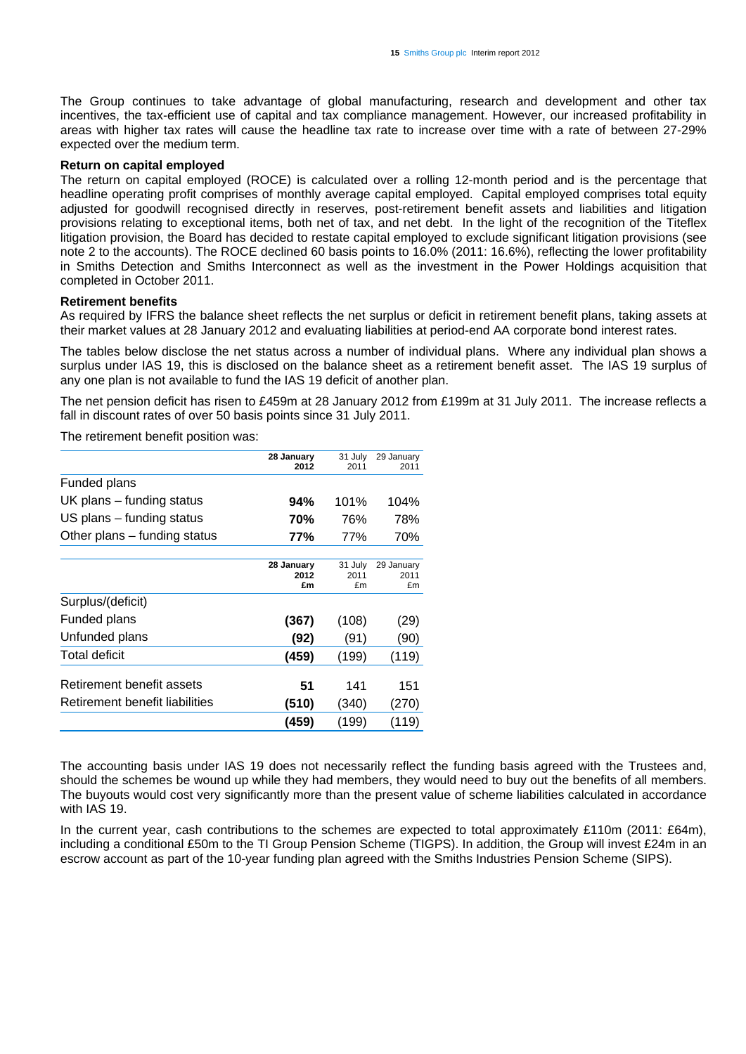The Group continues to take advantage of global manufacturing, research and development and other tax incentives, the tax-efficient use of capital and tax compliance management. However, our increased profitability in areas with higher tax rates will cause the headline tax rate to increase over time with a rate of between 27-29% expected over the medium term.

**Return on capital employed**

The return on capital employed (ROCE) is calculated over a rolling 12-month period and is the percentage that headline operating profit comprises of monthly average capital employed. Capital employed comprises total equity adjusted for goodwill recognised directly in reserves, post-retirement benefit assets and liabilities and litigation provisions relating to exceptional items, both net of tax, and net debt. In the light of the recognition of the Titeflex litigation provision, the Board has decided to restate capital employed to exclude significant litigation provisions (see note 2 to the accounts). The ROCE declined 60 basis points to 16.0% (2011: 16.6%), reflecting the lower profitability in Smiths Detection and Smiths Interconnect as well as the investment in the Power Holdings acquisition that completed in October 2011.

**Retirement benefits**

As required by IFRS the balance sheet reflects the net surplus or deficit in retirement benefit plans, taking assets at their market values at 28 January 2012 and evaluating liabilities at period-end AA corporate bond interest rates.

The tables below disclose the net status across a number of individual plans. Where any individual plan shows a surplus under IAS 19, this is disclosed on the balance sheet as a retirement benefit asset. The IAS 19 surplus of any one plan is not available to fund the IAS 19 deficit of another plan.

The net pension deficit has risen to £459m at 28 January 2012 from £199m at 31 July 2011. The increase reflects a fall in discount rates of over 50 basis points since 31 July 2011.

The retirement benefit position was:

| | **28 January 2012** | 31 July 2011 | 29 January 2011 |
|---|---|---|---|
| Funded plans | | | |
| UK plans – funding status | **94%** | 101% | 104% |
| US plans – funding status | **70%** | 76% | 78% |
| Other plans – funding status | **77%** | 77% | 70% |

| | **28 January 2012 £m** | 31 July 2011 £m | 29 January 2011 £m |
|---|---|---|---|
| Surplus/(deficit) | | | |
| Funded plans | **(367)** | (108) | (29) |
| Unfunded plans | **(92)** | (91) | (90) |
| Total deficit | **(459)** | (199) | (119) |
| Retirement benefit assets | **51** | 141 | 151 |
| Retirement benefit liabilities | **(510)** | (340) | (270) |
| | **(459)** | (199) | (119) |

The accounting basis under IAS 19 does not necessarily reflect the funding basis agreed with the Trustees and, should the schemes be wound up while they had members, they would need to buy out the benefits of all members. The buyouts would cost very significantly more than the present value of scheme liabilities calculated in accordance with IAS 19.

In the current year, cash contributions to the schemes are expected to total approximately £110m (2011: £64m), including a conditional £50m to the TI Group Pension Scheme (TIGPS). In addition, the Group will invest £24m in an escrow account as part of the 10-year funding plan agreed with the Smiths Industries Pension Scheme (SIPS).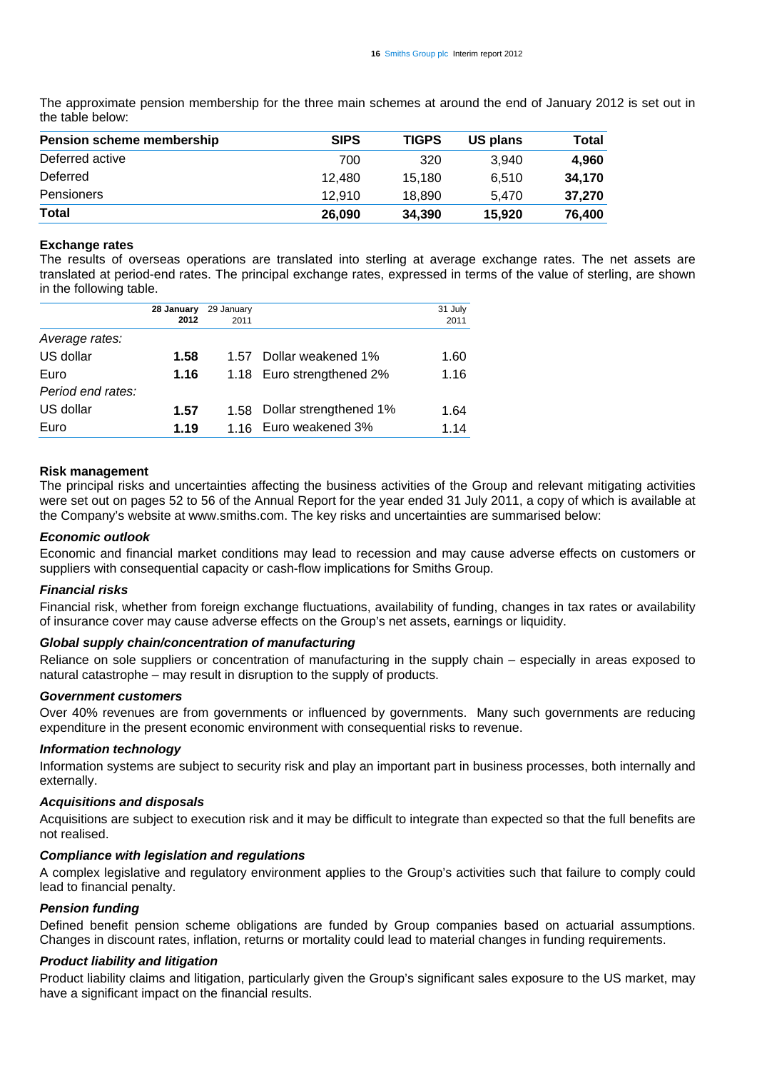The approximate pension membership for the three main schemes at around the end of January 2012 is set out in the table below:

| Pension scheme membership | SIPS | TIGPS | US plans | Total |
|---|---|---|---|---|
| Deferred active | 700 | 320 | 3,940 | **4,960** |
| Deferred | 12,480 | 15,180 | 6,510 | **34,170** |
| Pensioners | 12,910 | 18,890 | 5,470 | **37,270** |
| **Total** | **26,090** | **34,390** | **15,920** | **76,400** |

**Exchange rates**

The results of overseas operations are translated into sterling at average exchange rates. The net assets are translated at period-end rates. The principal exchange rates, expressed in terms of the value of sterling, are shown in the following table.

| | **28 January 2012** | 29 January 2011 | | 31 July 2011 |
|---|---|---|---|---|
| *Average rates:* | | | | |
| US dollar | **1.58** | 1.57 | Dollar weakened 1% | 1.60 |
| Euro | **1.16** | 1.18 | Euro strengthened 2% | 1.16 |
| *Period end rates:* | | | | |
| US dollar | **1.57** | 1.58 | Dollar strengthened 1% | 1.64 |
| Euro | **1.19** | 1.16 | Euro weakened 3% | 1.14 |

**Risk management**

The principal risks and uncertainties affecting the business activities of the Group and relevant mitigating activities were set out on pages 52 to 56 of the Annual Report for the year ended 31 July 2011, a copy of which is available at the Company's website at www.smiths.com. The key risks and uncertainties are summarised below:

***Economic outlook***

Economic and financial market conditions may lead to recession and may cause adverse effects on customers or suppliers with consequential capacity or cash-flow implications for Smiths Group.

***Financial risks***

Financial risk, whether from foreign exchange fluctuations, availability of funding, changes in tax rates or availability of insurance cover may cause adverse effects on the Group's net assets, earnings or liquidity.

***Global supply chain/concentration of manufacturing***

Reliance on sole suppliers or concentration of manufacturing in the supply chain – especially in areas exposed to natural catastrophe – may result in disruption to the supply of products.

***Government customers***

Over 40% revenues are from governments or influenced by governments. Many such governments are reducing expenditure in the present economic environment with consequential risks to revenue.

***Information technology***

Information systems are subject to security risk and play an important part in business processes, both internally and externally.

***Acquisitions and disposals***

Acquisitions are subject to execution risk and it may be difficult to integrate than expected so that the full benefits are not realised.

***Compliance with legislation and regulations***

A complex legislative and regulatory environment applies to the Group's activities such that failure to comply could lead to financial penalty.

***Pension funding***

Defined benefit pension scheme obligations are funded by Group companies based on actuarial assumptions. Changes in discount rates, inflation, returns or mortality could lead to material changes in funding requirements.

***Product liability and litigation***

Product liability claims and litigation, particularly given the Group's significant sales exposure to the US market, may have a significant impact on the financial results.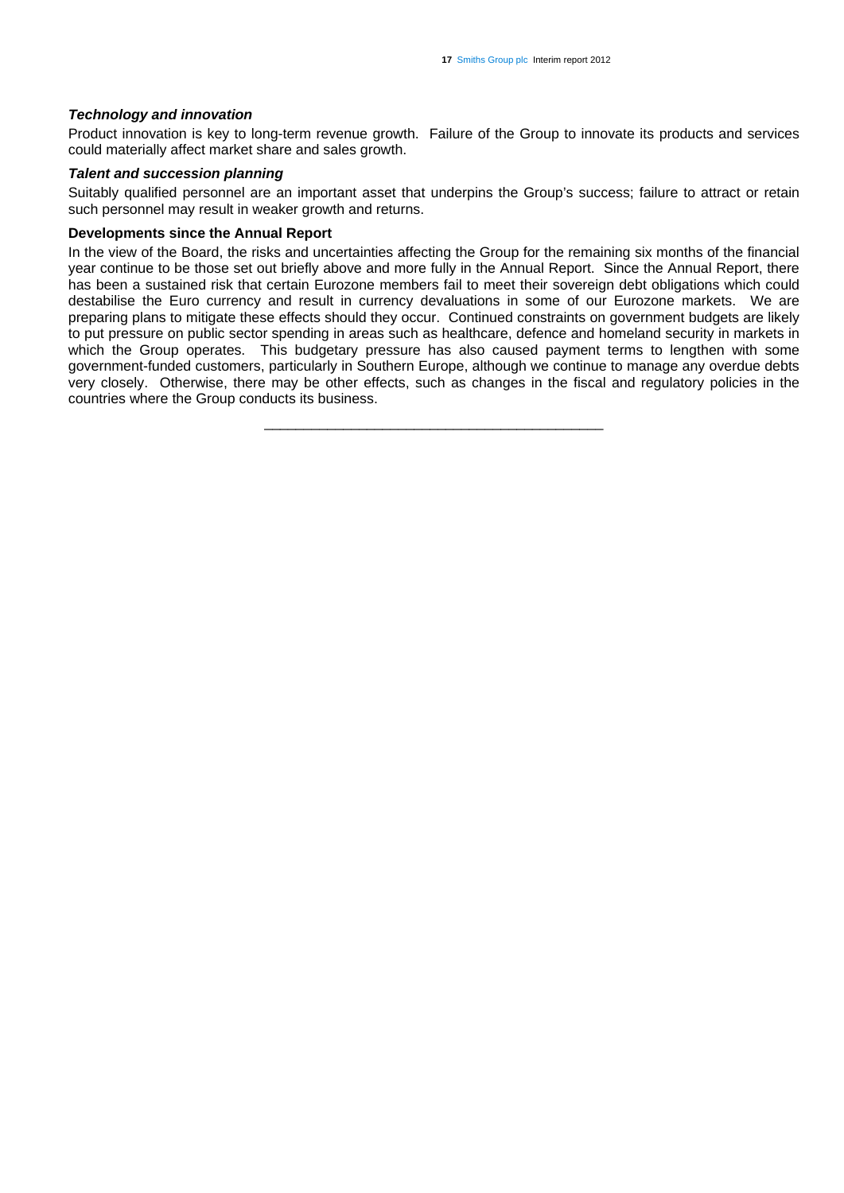***Technology and innovation***

Product innovation is key to long-term revenue growth. Failure of the Group to innovate its products and services could materially affect market share and sales growth.

***Talent and succession planning***

Suitably qualified personnel are an important asset that underpins the Group's success; failure to attract or retain such personnel may result in weaker growth and returns.

**Developments since the Annual Report**

In the view of the Board, the risks and uncertainties affecting the Group for the remaining six months of the financial year continue to be those set out briefly above and more fully in the Annual Report. Since the Annual Report, there has been a sustained risk that certain Eurozone members fail to meet their sovereign debt obligations which could destabilise the Euro currency and result in currency devaluations in some of our Eurozone markets. We are preparing plans to mitigate these effects should they occur. Continued constraints on government budgets are likely to put pressure on public sector spending in areas such as healthcare, defence and homeland security in markets in which the Group operates. This budgetary pressure has also caused payment terms to lengthen with some government-funded customers, particularly in Southern Europe, although we continue to manage any overdue debts very closely. Otherwise, there may be other effects, such as changes in the fiscal and regulatory policies in the countries where the Group conducts its business.

---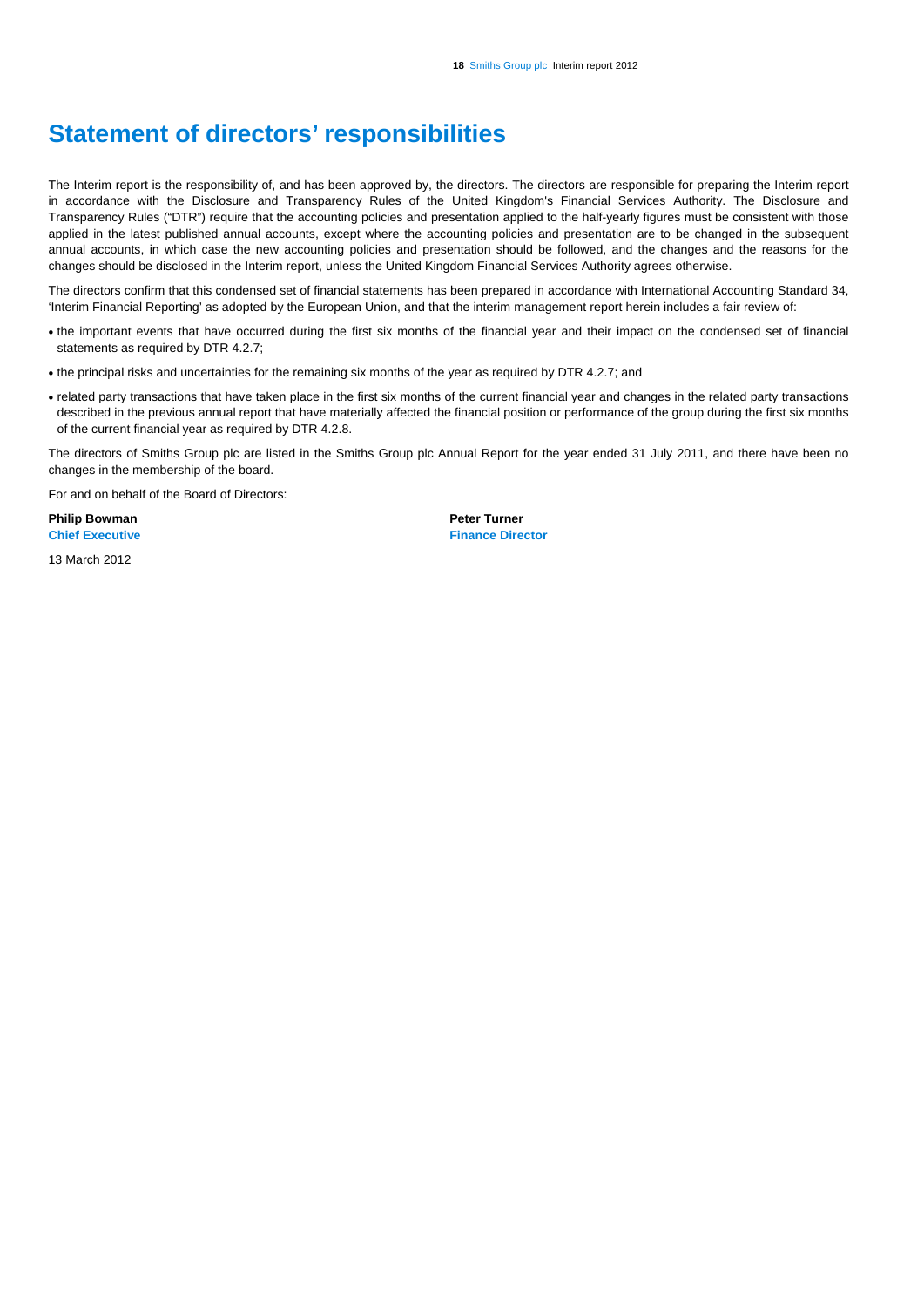# Statement of directors' responsibilities

The Interim report is the responsibility of, and has been approved by, the directors. The directors are responsible for preparing the Interim report in accordance with the Disclosure and Transparency Rules of the United Kingdom's Financial Services Authority. The Disclosure and Transparency Rules ("DTR") require that the accounting policies and presentation applied to the half-yearly figures must be consistent with those applied in the latest published annual accounts, except where the accounting policies and presentation are to be changed in the subsequent annual accounts, in which case the new accounting policies and presentation should be followed, and the changes and the reasons for the changes should be disclosed in the Interim report, unless the United Kingdom Financial Services Authority agrees otherwise.

The directors confirm that this condensed set of financial statements has been prepared in accordance with International Accounting Standard 34, 'Interim Financial Reporting' as adopted by the European Union, and that the interim management report herein includes a fair review of:

- the important events that have occurred during the first six months of the financial year and their impact on the condensed set of financial statements as required by DTR 4.2.7;
- the principal risks and uncertainties for the remaining six months of the year as required by DTR 4.2.7; and
- related party transactions that have taken place in the first six months of the current financial year and changes in the related party transactions described in the previous annual report that have materially affected the financial position or performance of the group during the first six months of the current financial year as required by DTR 4.2.8.

The directors of Smiths Group plc are listed in the Smiths Group plc Annual Report for the year ended 31 July 2011, and there have been no changes in the membership of the board.

For and on behalf of the Board of Directors:

**Philip Bowman**
**Chief Executive**

**Peter Turner**
**Finance Director**

13 March 2012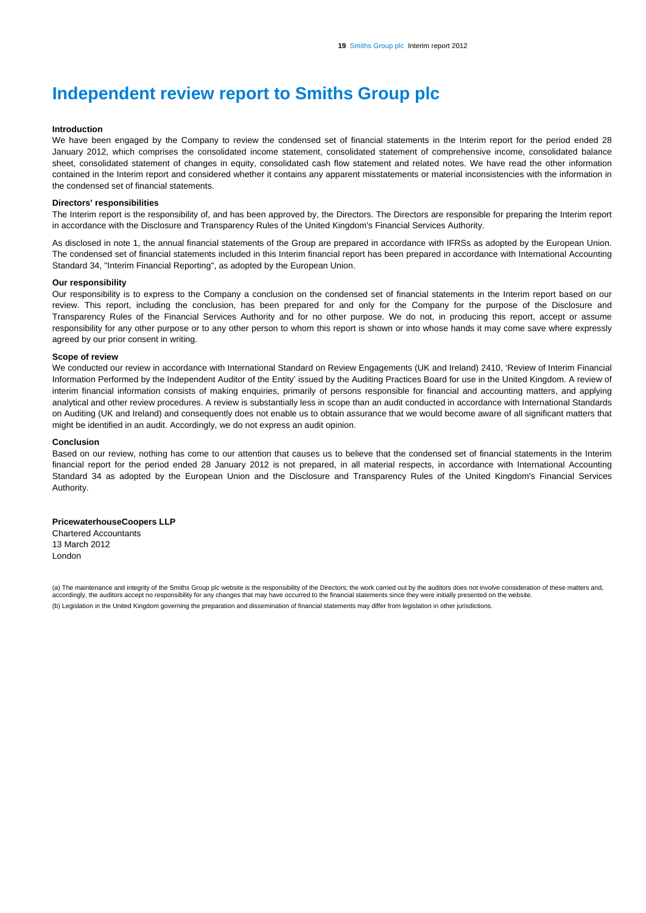# Independent review report to Smiths Group plc

**Introduction**

We have been engaged by the Company to review the condensed set of financial statements in the Interim report for the period ended 28 January 2012, which comprises the consolidated income statement, consolidated statement of comprehensive income, consolidated balance sheet, consolidated statement of changes in equity, consolidated cash flow statement and related notes. We have read the other information contained in the Interim report and considered whether it contains any apparent misstatements or material inconsistencies with the information in the condensed set of financial statements.

**Directors' responsibilities**

The Interim report is the responsibility of, and has been approved by, the Directors. The Directors are responsible for preparing the Interim report in accordance with the Disclosure and Transparency Rules of the United Kingdom's Financial Services Authority.

As disclosed in note 1, the annual financial statements of the Group are prepared in accordance with IFRSs as adopted by the European Union. The condensed set of financial statements included in this Interim financial report has been prepared in accordance with International Accounting Standard 34, "Interim Financial Reporting", as adopted by the European Union.

**Our responsibility**

Our responsibility is to express to the Company a conclusion on the condensed set of financial statements in the Interim report based on our review. This report, including the conclusion, has been prepared for and only for the Company for the purpose of the Disclosure and Transparency Rules of the Financial Services Authority and for no other purpose. We do not, in producing this report, accept or assume responsibility for any other purpose or to any other person to whom this report is shown or into whose hands it may come save where expressly agreed by our prior consent in writing.

**Scope of review**

We conducted our review in accordance with International Standard on Review Engagements (UK and Ireland) 2410, 'Review of Interim Financial Information Performed by the Independent Auditor of the Entity' issued by the Auditing Practices Board for use in the United Kingdom. A review of interim financial information consists of making enquiries, primarily of persons responsible for financial and accounting matters, and applying analytical and other review procedures. A review is substantially less in scope than an audit conducted in accordance with International Standards on Auditing (UK and Ireland) and consequently does not enable us to obtain assurance that we would become aware of all significant matters that might be identified in an audit. Accordingly, we do not express an audit opinion.

**Conclusion**

Based on our review, nothing has come to our attention that causes us to believe that the condensed set of financial statements in the Interim financial report for the period ended 28 January 2012 is not prepared, in all material respects, in accordance with International Accounting Standard 34 as adopted by the European Union and the Disclosure and Transparency Rules of the United Kingdom's Financial Services Authority.

**PricewaterhouseCoopers LLP**
Chartered Accountants
13 March 2012
London

(a) The maintenance and integrity of the Smiths Group plc website is the responsibility of the Directors; the work carried out by the auditors does not involve consideration of these matters and, accordingly, the auditors accept no responsibility for any changes that may have occurred to the financial statements since they were initially presented on the website.

(b) Legislation in the United Kingdom governing the preparation and dissemination of financial statements may differ from legislation in other jurisdictions.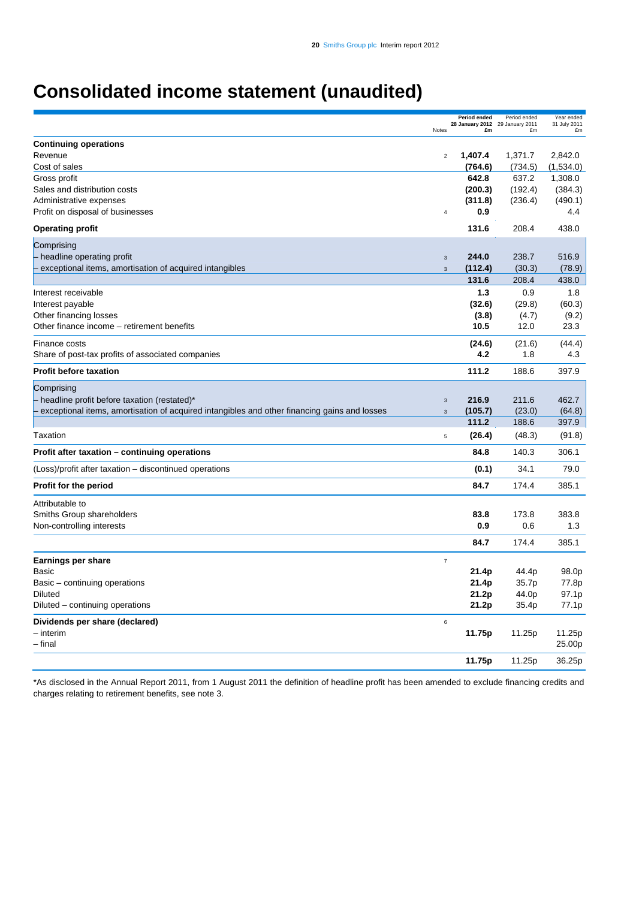# Consolidated income statement (unaudited)

| | Notes | Period ended 28 January 2012 £m | Period ended 29 January 2011 £m | Year ended 31 July 2011 £m |
|---|---|---|---|---|
| **Continuing operations** | | | | |
| Revenue | 2 | **1,407.4** | 1,371.7 | 2,842.0 |
| Cost of sales | | **(764.6)** | (734.5) | (1,534.0) |
| Gross profit | | **642.8** | 637.2 | 1,308.0 |
| Sales and distribution costs | | **(200.3)** | (192.4) | (384.3) |
| Administrative expenses | | **(311.8)** | (236.4) | (490.1) |
| Profit on disposal of businesses | 4 | **0.9** | | 4.4 |
| **Operating profit** | | **131.6** | 208.4 | 438.0 |
| Comprising | | | | |
| – headline operating profit | 3 | **244.0** | 238.7 | 516.9 |
| – exceptional items, amortisation of acquired intangibles | 3 | **(112.4)** | (30.3) | (78.9) |
| | | **131.6** | 208.4 | 438.0 |
| Interest receivable | | **1.3** | 0.9 | 1.8 |
| Interest payable | | **(32.6)** | (29.8) | (60.3) |
| Other financing losses | | **(3.8)** | (4.7) | (9.2) |
| Other finance income – retirement benefits | | **10.5** | 12.0 | 23.3 |
| Finance costs | | **(24.6)** | (21.6) | (44.4) |
| Share of post-tax profits of associated companies | | **4.2** | 1.8 | 4.3 |
| **Profit before taxation** | | **111.2** | 188.6 | 397.9 |
| Comprising | | | | |
| – headline profit before taxation (restated)* | 3 | **216.9** | 211.6 | 462.7 |
| – exceptional items, amortisation of acquired intangibles and other financing gains and losses | 3 | **(105.7)** | (23.0) | (64.8) |
| | | **111.2** | 188.6 | 397.9 |
| Taxation | 5 | **(26.4)** | (48.3) | (91.8) |
| **Profit after taxation – continuing operations** | | **84.8** | 140.3 | 306.1 |
| (Loss)/profit after taxation – discontinued operations | | **(0.1)** | 34.1 | 79.0 |
| **Profit for the period** | | **84.7** | 174.4 | 385.1 |
| Attributable to | | | | |
| Smiths Group shareholders | | **83.8** | 173.8 | 383.8 |
| Non-controlling interests | | **0.9** | 0.6 | 1.3 |
| | | **84.7** | 174.4 | 385.1 |
| **Earnings per share** | 7 | | | |
| Basic | | **21.4p** | 44.4p | 98.0p |
| Basic – continuing operations | | **21.4p** | 35.7p | 77.8p |
| Diluted | | **21.2p** | 44.0p | 97.1p |
| Diluted – continuing operations | | **21.2p** | 35.4p | 77.1p |
| **Dividends per share (declared)** | 6 | | | |
| – interim | | **11.75p** | 11.25p | 11.25p |
| – final | | | | 25.00p |
| | | **11.75p** | 11.25p | 36.25p |

*As disclosed in the Annual Report 2011, from 1 August 2011 the definition of headline profit has been amended to exclude financing credits and charges relating to retirement benefits, see note 3.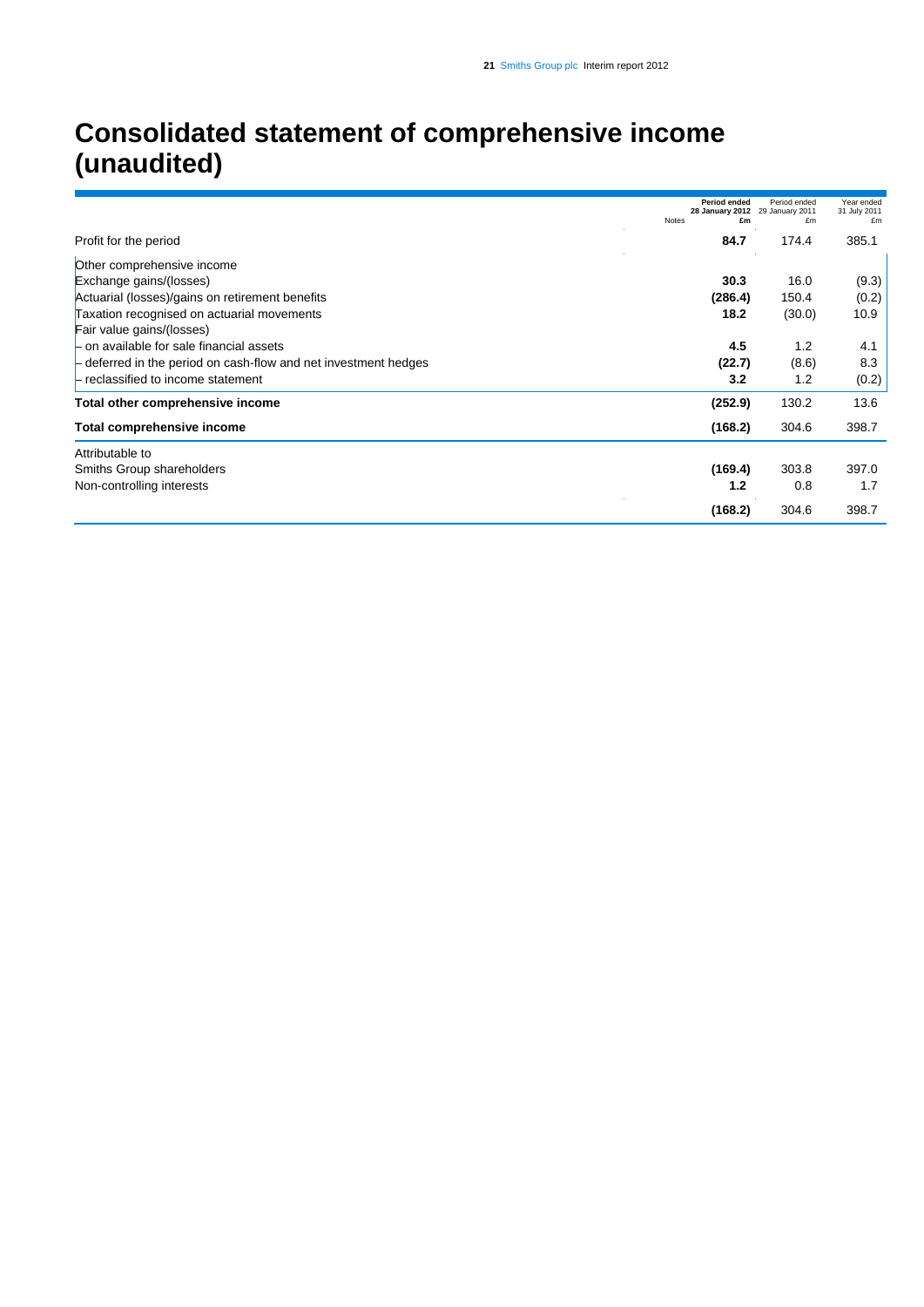# Consolidated statement of comprehensive income (unaudited)

| | Notes | Period ended 28 January 2012 £m | Period ended 29 January 2011 £m | Year ended 31 July 2011 £m |
|---|---|---|---|---|
| Profit for the period | | **84.7** | 174.4 | 385.1 |
| Other comprehensive income | | | | |
| Exchange gains/(losses) | | **30.3** | 16.0 | (9.3) |
| Actuarial (losses)/gains on retirement benefits | | **(286.4)** | 150.4 | (0.2) |
| Taxation recognised on actuarial movements | | **18.2** | (30.0) | 10.9 |
| Fair value gains/(losses) | | | | |
| – on available for sale financial assets | | **4.5** | 1.2 | 4.1 |
| – deferred in the period on cash-flow and net investment hedges | | **(22.7)** | (8.6) | 8.3 |
| – reclassified to income statement | | **3.2** | 1.2 | (0.2) |
| **Total other comprehensive income** | | **(252.9)** | 130.2 | 13.6 |
| **Total comprehensive income** | | **(168.2)** | 304.6 | 398.7 |
| Attributable to | | | | |
| Smiths Group shareholders | | **(169.4)** | 303.8 | 397.0 |
| Non-controlling interests | | **1.2** | 0.8 | 1.7 |
| | | **(168.2)** | 304.6 | 398.7 |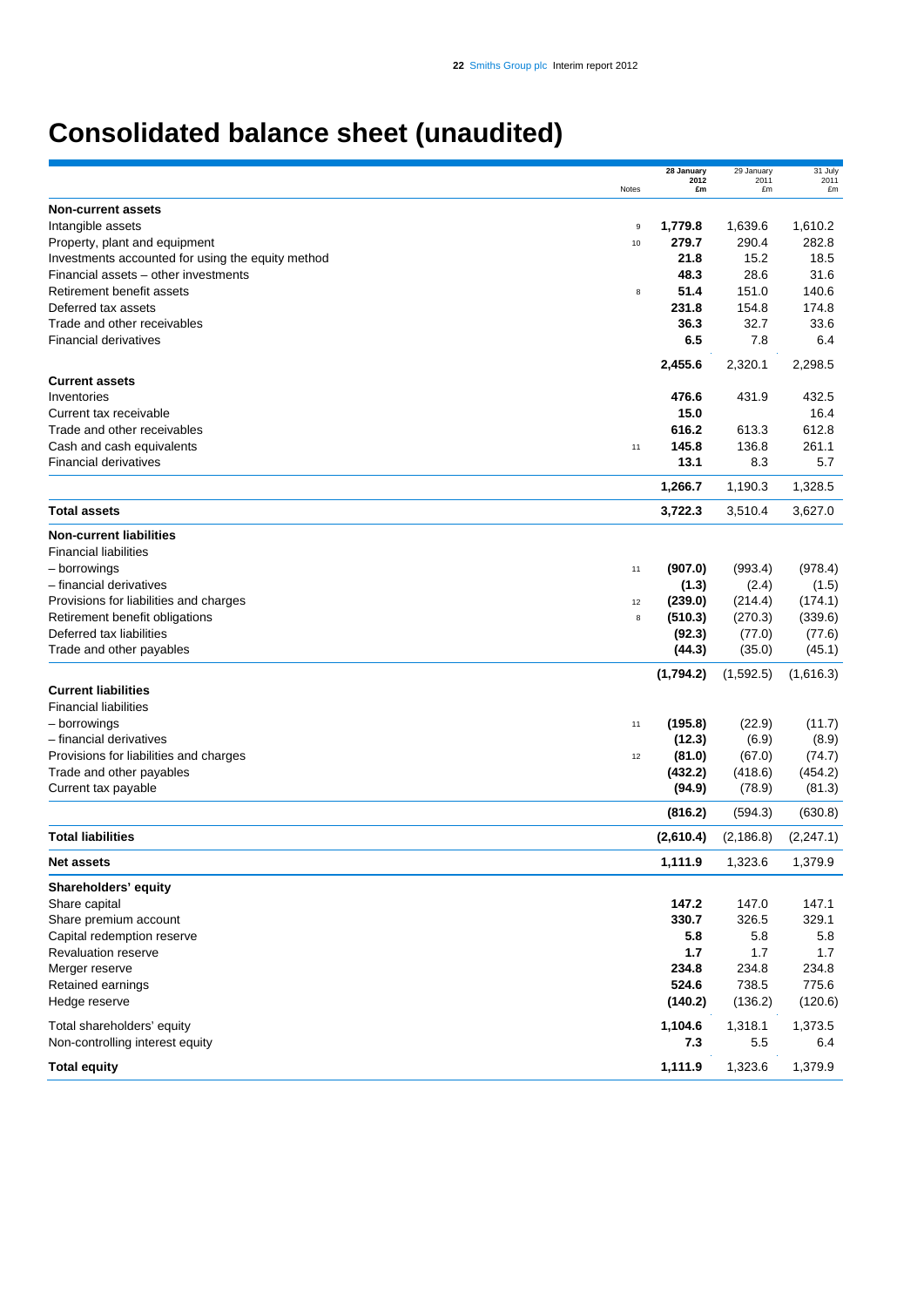# Consolidated balance sheet (unaudited)

| | Notes | 28 January 2012 £m | 29 January 2011 £m | 31 July 2011 £m |
|---|---|---|---|---|
| **Non-current assets** | | | | |
| Intangible assets | 9 | **1,779.8** | 1,639.6 | 1,610.2 |
| Property, plant and equipment | 10 | **279.7** | 290.4 | 282.8 |
| Investments accounted for using the equity method | | **21.8** | 15.2 | 18.5 |
| Financial assets – other investments | | **48.3** | 28.6 | 31.6 |
| Retirement benefit assets | 8 | **51.4** | 151.0 | 140.6 |
| Deferred tax assets | | **231.8** | 154.8 | 174.8 |
| Trade and other receivables | | **36.3** | 32.7 | 33.6 |
| Financial derivatives | | **6.5** | 7.8 | 6.4 |
| | | **2,455.6** | 2,320.1 | 2,298.5 |
| **Current assets** | | | | |
| Inventories | | **476.6** | 431.9 | 432.5 |
| Current tax receivable | | **15.0** | | 16.4 |
| Trade and other receivables | | **616.2** | 613.3 | 612.8 |
| Cash and cash equivalents | 11 | **145.8** | 136.8 | 261.1 |
| Financial derivatives | | **13.1** | 8.3 | 5.7 |
| | | **1,266.7** | 1,190.3 | 1,328.5 |
| **Total assets** | | **3,722.3** | 3,510.4 | 3,627.0 |
| **Non-current liabilities** | | | | |
| Financial liabilities | | | | |
| – borrowings | 11 | **(907.0)** | (993.4) | (978.4) |
| – financial derivatives | | **(1.3)** | (2.4) | (1.5) |
| Provisions for liabilities and charges | 12 | **(239.0)** | (214.4) | (174.1) |
| Retirement benefit obligations | 8 | **(510.3)** | (270.3) | (339.6) |
| Deferred tax liabilities | | **(92.3)** | (77.0) | (77.6) |
| Trade and other payables | | **(44.3)** | (35.0) | (45.1) |
| | | **(1,794.2)** | (1,592.5) | (1,616.3) |
| **Current liabilities** | | | | |
| Financial liabilities | | | | |
| – borrowings | 11 | **(195.8)** | (22.9) | (11.7) |
| – financial derivatives | | **(12.3)** | (6.9) | (8.9) |
| Provisions for liabilities and charges | 12 | **(81.0)** | (67.0) | (74.7) |
| Trade and other payables | | **(432.2)** | (418.6) | (454.2) |
| Current tax payable | | **(94.9)** | (78.9) | (81.3) |
| | | **(816.2)** | (594.3) | (630.8) |
| **Total liabilities** | | **(2,610.4)** | (2,186.8) | (2,247.1) |
| **Net assets** | | **1,111.9** | 1,323.6 | 1,379.9 |
| **Shareholders' equity** | | | | |
| Share capital | | **147.2** | 147.0 | 147.1 |
| Share premium account | | **330.7** | 326.5 | 329.1 |
| Capital redemption reserve | | **5.8** | 5.8 | 5.8 |
| Revaluation reserve | | **1.7** | 1.7 | 1.7 |
| Merger reserve | | **234.8** | 234.8 | 234.8 |
| Retained earnings | | **524.6** | 738.5 | 775.6 |
| Hedge reserve | | **(140.2)** | (136.2) | (120.6) |
| Total shareholders' equity | | **1,104.6** | 1,318.1 | 1,373.5 |
| Non-controlling interest equity | | **7.3** | 5.5 | 6.4 |
| **Total equity** | | **1,111.9** | 1,323.6 | 1,379.9 |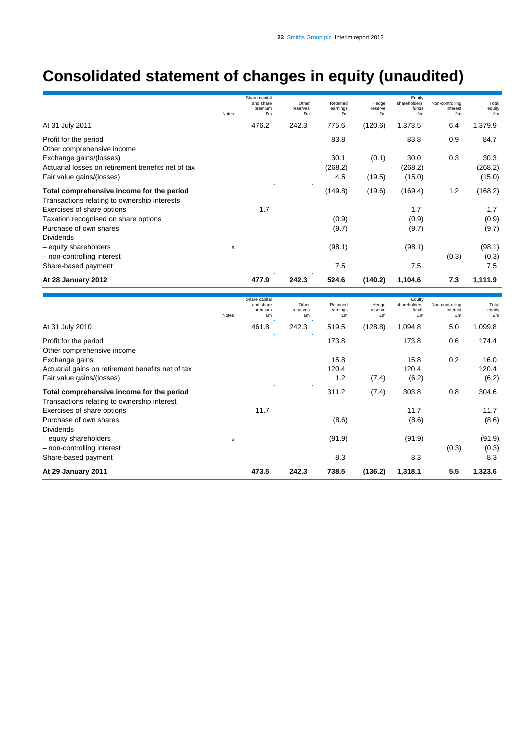# Consolidated statement of changes in equity (unaudited)

| | Notes | Share capital and share premium £m | Other reserves £m | Retained earnings £m | Hedge reserve £m | Equity shareholders' funds £m | Non-controlling Interest £m | Total equity £m |
|---|---|---|---|---|---|---|---|---|
| At 31 July 2011 | | 476.2 | 242.3 | 775.6 | (120.6) | 1,373.5 | 6.4 | 1,379.9 |
| Profit for the period | | | | 83.8 | | 83.8 | 0.9 | 84.7 |
| Other comprehensive income | | | | | | | | |
| Exchange gains/(losses) | | | | 30.1 | (0.1) | 30.0 | 0.3 | 30.3 |
| Actuarial losses on retirement benefits net of tax | | | | (268.2) | | (268.2) | | (268.2) |
| Fair value gains/(losses) | | | | 4.5 | (19.5) | (15.0) | | (15.0) |
| **Total comprehensive income for the period** | | | | (149.8) | (19.6) | (169.4) | 1.2 | (168.2) |
| Transactions relating to ownership interests | | | | | | | | |
| Exercises of share options | | 1.7 | | | | 1.7 | | 1.7 |
| Taxation recognised on share options | | | | (0.9) | | (0.9) | | (0.9) |
| Purchase of own shares | | | | (9.7) | | (9.7) | | (9.7) |
| Dividends | | | | | | | | |
| – equity shareholders | 6 | | | (98.1) | | (98.1) | | (98.1) |
| – non-controlling interest | | | | | | | (0.3) | (0.3) |
| Share-based payment | | | | 7.5 | | 7.5 | | 7.5 |
| **At 28 January 2012** | | **477.9** | **242.3** | **524.6** | **(140.2)** | **1,104.6** | **7.3** | **1,111.9** |

| | Notes | Share capital and share premium £m | Other reserves £m | Retained earnings £m | Hedge reserve £m | Equity shareholders' funds £m | Non-controlling Interest £m | Total equity £m |
|---|---|---|---|---|---|---|---|---|
| At 31 July 2010 | | 461.8 | 242.3 | 519.5 | (128.8) | 1,094.8 | 5.0 | 1,099.8 |
| Profit for the period | | | | 173.8 | | 173.8 | 0.6 | 174.4 |
| Other comprehensive income | | | | | | | | |
| Exchange gains | | | | 15.8 | | 15.8 | 0.2 | 16.0 |
| Actuarial gains on retirement benefits net of tax | | | | 120.4 | | 120.4 | | 120.4 |
| Fair value gains/(losses) | | | | 1.2 | (7.4) | (6.2) | | (6.2) |
| **Total comprehensive income for the period** | | | | 311.2 | (7.4) | 303.8 | 0.8 | 304.6 |
| Transactions relating to ownership interest | | | | | | | | |
| Exercises of share options | | 11.7 | | | | 11.7 | | 11.7 |
| Purchase of own shares | | | | (8.6) | | (8.6) | | (8.6) |
| Dividends | | | | | | | | |
| – equity shareholders | 6 | | | (91.9) | | (91.9) | | (91.9) |
| – non-controlling interest | | | | | | | (0.3) | (0.3) |
| Share-based payment | | | | 8.3 | | 8.3 | | 8.3 |
| **At 29 January 2011** | | **473.5** | **242.3** | **738.5** | **(136.2)** | **1,318.1** | **5.5** | **1,323.6** |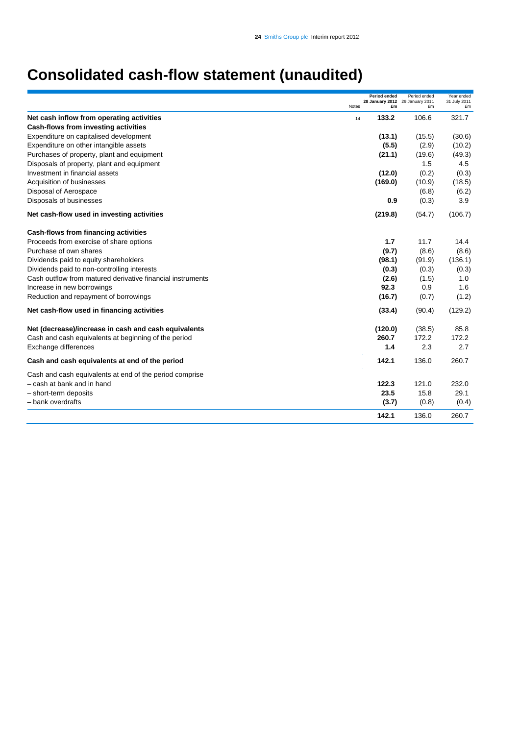# Consolidated cash-flow statement (unaudited)

| | Notes | Period ended 28 January 2012 £m | Period ended 29 January 2011 £m | Year ended 31 July 2011 £m |
|---|---|---|---|---|
| **Net cash inflow from operating activities** | 14 | **133.2** | 106.6 | 321.7 |
| **Cash-flows from investing activities** | | | | |
| Expenditure on capitalised development | | **(13.1)** | (15.5) | (30.6) |
| Expenditure on other intangible assets | | **(5.5)** | (2.9) | (10.2) |
| Purchases of property, plant and equipment | | **(21.1)** | (19.6) | (49.3) |
| Disposals of property, plant and equipment | | | 1.5 | 4.5 |
| Investment in financial assets | | **(12.0)** | (0.2) | (0.3) |
| Acquisition of businesses | | **(169.0)** | (10.9) | (18.5) |
| Disposal of Aerospace | | | (6.8) | (6.2) |
| Disposals of businesses | | **0.9** | (0.3) | 3.9 |
| **Net cash-flow used in investing activities** | | **(219.8)** | (54.7) | (106.7) |
| **Cash-flows from financing activities** | | | | |
| Proceeds from exercise of share options | | **1.7** | 11.7 | 14.4 |
| Purchase of own shares | | **(9.7)** | (8.6) | (8.6) |
| Dividends paid to equity shareholders | | **(98.1)** | (91.9) | (136.1) |
| Dividends paid to non-controlling interests | | **(0.3)** | (0.3) | (0.3) |
| Cash outflow from matured derivative financial instruments | | **(2.6)** | (1.5) | 1.0 |
| Increase in new borrowings | | **92.3** | 0.9 | 1.6 |
| Reduction and repayment of borrowings | | **(16.7)** | (0.7) | (1.2) |
| **Net cash-flow used in financing activities** | | **(33.4)** | (90.4) | (129.2) |
| **Net (decrease)/increase in cash and cash equivalents** | | **(120.0)** | (38.5) | 85.8 |
| Cash and cash equivalents at beginning of the period | | **260.7** | 172.2 | 172.2 |
| Exchange differences | | **1.4** | 2.3 | 2.7 |
| **Cash and cash equivalents at end of the period** | | **142.1** | 136.0 | 260.7 |
| Cash and cash equivalents at end of the period comprise | | | | |
| – cash at bank and in hand | | **122.3** | 121.0 | 232.0 |
| – short-term deposits | | **23.5** | 15.8 | 29.1 |
| – bank overdrafts | | **(3.7)** | (0.8) | (0.4) |
| | | **142.1** | 136.0 | 260.7 |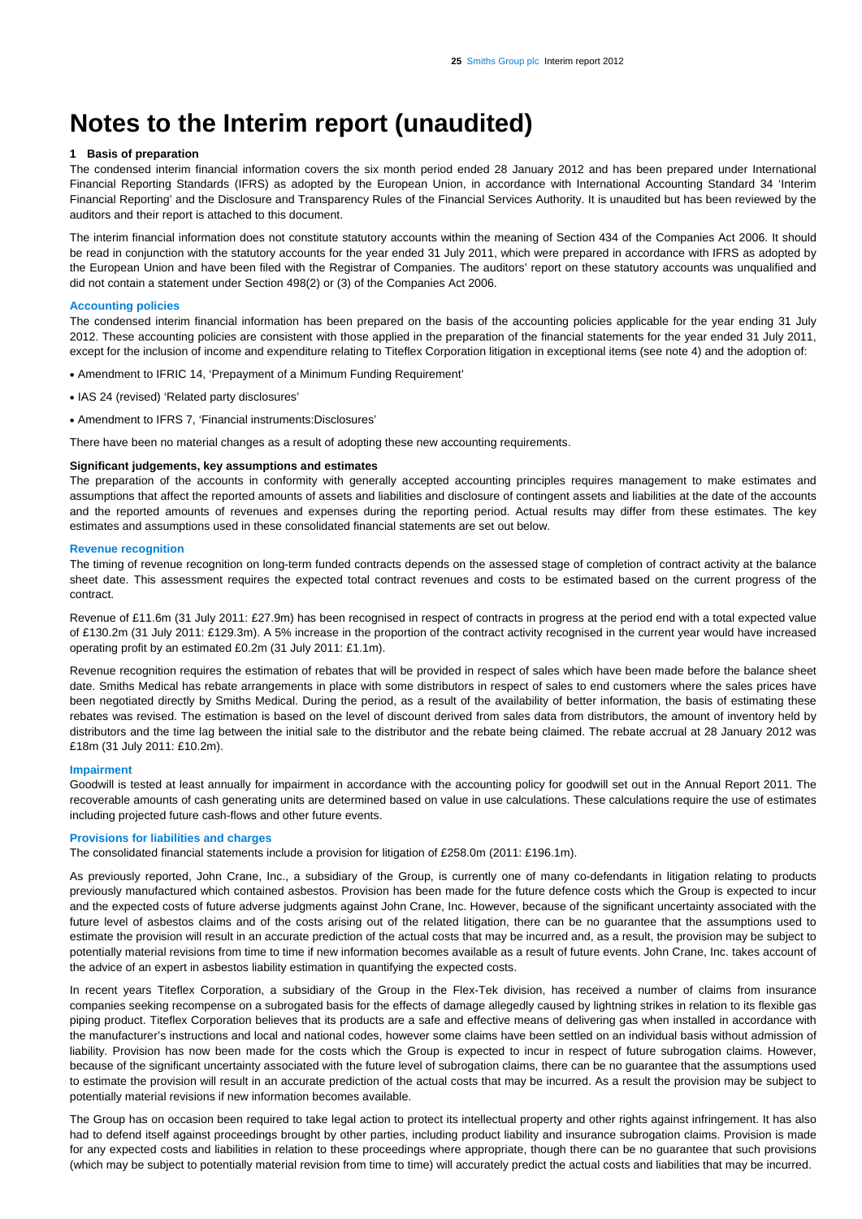# Notes to the Interim report (unaudited)

## 1 Basis of preparation

The condensed interim financial information covers the six month period ended 28 January 2012 and has been prepared under International Financial Reporting Standards (IFRS) as adopted by the European Union, in accordance with International Accounting Standard 34 'Interim Financial Reporting' and the Disclosure and Transparency Rules of the Financial Services Authority. It is unaudited but has been reviewed by the auditors and their report is attached to this document.

The interim financial information does not constitute statutory accounts within the meaning of Section 434 of the Companies Act 2006. It should be read in conjunction with the statutory accounts for the year ended 31 July 2011, which were prepared in accordance with IFRS as adopted by the European Union and have been filed with the Registrar of Companies. The auditors' report on these statutory accounts was unqualified and did not contain a statement under Section 498(2) or (3) of the Companies Act 2006.

### Accounting policies

The condensed interim financial information has been prepared on the basis of the accounting policies applicable for the year ending 31 July 2012. These accounting policies are consistent with those applied in the preparation of the financial statements for the year ended 31 July 2011, except for the inclusion of income and expenditure relating to Titeflex Corporation litigation in exceptional items (see note 4) and the adoption of:

- Amendment to IFRIC 14, 'Prepayment of a Minimum Funding Requirement'
- IAS 24 (revised) 'Related party disclosures'
- Amendment to IFRS 7, 'Financial instruments:Disclosures'

There have been no material changes as a result of adopting these new accounting requirements.

### Significant judgements, key assumptions and estimates

The preparation of the accounts in conformity with generally accepted accounting principles requires management to make estimates and assumptions that affect the reported amounts of assets and liabilities and disclosure of contingent assets and liabilities at the date of the accounts and the reported amounts of revenues and expenses during the reporting period. Actual results may differ from these estimates. The key estimates and assumptions used in these consolidated financial statements are set out below.

### Revenue recognition

The timing of revenue recognition on long-term funded contracts depends on the assessed stage of completion of contract activity at the balance sheet date. This assessment requires the expected total contract revenues and costs to be estimated based on the current progress of the contract.

Revenue of £11.6m (31 July 2011: £27.9m) has been recognised in respect of contracts in progress at the period end with a total expected value of £130.2m (31 July 2011: £129.3m). A 5% increase in the proportion of the contract activity recognised in the current year would have increased operating profit by an estimated £0.2m (31 July 2011: £1.1m).

Revenue recognition requires the estimation of rebates that will be provided in respect of sales which have been made before the balance sheet date. Smiths Medical has rebate arrangements in place with some distributors in respect of sales to end customers where the sales prices have been negotiated directly by Smiths Medical. During the period, as a result of the availability of better information, the basis of estimating these rebates was revised. The estimation is based on the level of discount derived from sales data from distributors, the amount of inventory held by distributors and the time lag between the initial sale to the distributor and the rebate being claimed. The rebate accrual at 28 January 2012 was £18m (31 July 2011: £10.2m).

### Impairment

Goodwill is tested at least annually for impairment in accordance with the accounting policy for goodwill set out in the Annual Report 2011. The recoverable amounts of cash generating units are determined based on value in use calculations. These calculations require the use of estimates including projected future cash-flows and other future events.

### Provisions for liabilities and charges

The consolidated financial statements include a provision for litigation of £258.0m (2011: £196.1m).

As previously reported, John Crane, Inc., a subsidiary of the Group, is currently one of many co-defendants in litigation relating to products previously manufactured which contained asbestos. Provision has been made for the future defence costs which the Group is expected to incur and the expected costs of future adverse judgments against John Crane, Inc. However, because of the significant uncertainty associated with the future level of asbestos claims and of the costs arising out of the related litigation, there can be no guarantee that the assumptions used to estimate the provision will result in an accurate prediction of the actual costs that may be incurred and, as a result, the provision may be subject to potentially material revisions from time to time if new information becomes available as a result of future events. John Crane, Inc. takes account of the advice of an expert in asbestos liability estimation in quantifying the expected costs.

In recent years Titeflex Corporation, a subsidiary of the Group in the Flex-Tek division, has received a number of claims from insurance companies seeking recompense on a subrogated basis for the effects of damage allegedly caused by lightning strikes in relation to its flexible gas piping product. Titeflex Corporation believes that its products are a safe and effective means of delivering gas when installed in accordance with the manufacturer's instructions and local and national codes, however some claims have been settled on an individual basis without admission of liability. Provision has now been made for the costs which the Group is expected to incur in respect of future subrogation claims. However, because of the significant uncertainty associated with the future level of subrogation claims, there can be no guarantee that the assumptions used to estimate the provision will result in an accurate prediction of the actual costs that may be incurred. As a result the provision may be subject to potentially material revisions if new information becomes available.

The Group has on occasion been required to take legal action to protect its intellectual property and other rights against infringement. It has also had to defend itself against proceedings brought by other parties, including product liability and insurance subrogation claims. Provision is made for any expected costs and liabilities in relation to these proceedings where appropriate, though there can be no guarantee that such provisions (which may be subject to potentially material revision from time to time) will accurately predict the actual costs and liabilities that may be incurred.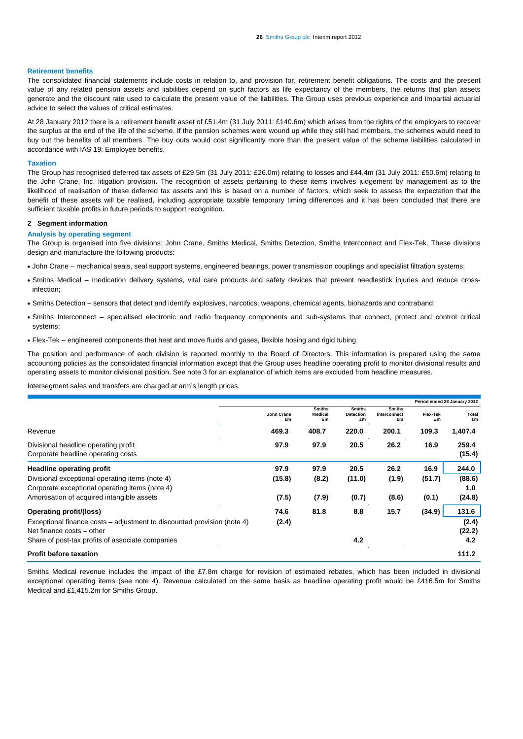### Retirement benefits

The consolidated financial statements include costs in relation to, and provision for, retirement benefit obligations. The costs and the present value of any related pension assets and liabilities depend on such factors as life expectancy of the members, the returns that plan assets generate and the discount rate used to calculate the present value of the liabilities. The Group uses previous experience and impartial actuarial advice to select the values of critical estimates.

At 28 January 2012 there is a retirement benefit asset of £51.4m (31 July 2011: £140.6m) which arises from the rights of the employers to recover the surplus at the end of the life of the scheme. If the pension schemes were wound up while they still had members, the schemes would need to buy out the benefits of all members. The buy outs would cost significantly more than the present value of the scheme liabilities calculated in accordance with IAS 19: Employee benefits.

### Taxation

The Group has recognised deferred tax assets of £29.5m (31 July 2011: £26.0m) relating to losses and £44.4m (31 July 2011: £50.6m) relating to the John Crane, Inc. litigation provision. The recognition of assets pertaining to these items involves judgement by management as to the likelihood of realisation of these deferred tax assets and this is based on a number of factors, which seek to assess the expectation that the benefit of these assets will be realised, including appropriate taxable temporary timing differences and it has been concluded that there are sufficient taxable profits in future periods to support recognition.

## 2 Segment information

### Analysis by operating segment

The Group is organised into five divisions: John Crane, Smiths Medical, Smiths Detection, Smiths Interconnect and Flex-Tek. These divisions design and manufacture the following products:

- John Crane – mechanical seals, seal support systems, engineered bearings, power transmission couplings and specialist filtration systems;
- Smiths Medical – medication delivery systems, vital care products and safety devices that prevent needlestick injuries and reduce cross-infection;
- Smiths Detection – sensors that detect and identify explosives, narcotics, weapons, chemical agents, biohazards and contraband;
- Smiths Interconnect – specialised electronic and radio frequency components and sub-systems that connect, protect and control critical systems;
- Flex-Tek – engineered components that heat and move fluids and gases, flexible hosing and rigid tubing.

The position and performance of each division is reported monthly to the Board of Directors. This information is prepared using the same accounting policies as the consolidated financial information except that the Group uses headline operating profit to monitor divisional results and operating assets to monitor divisional position. See note 3 for an explanation of which items are excluded from headline measures.

Intersegment sales and transfers are charged at arm's length prices.

| | | | | | | Period ended 28 January 2012 |
|---|---|---|---|---|---|---|
| | John Crane £m | Smiths Medical £m | Smiths Detection £m | Smiths Interconnect £m | Flex-Tek £m | Total £m |
| Revenue | **469.3** | **408.7** | **220.0** | **200.1** | **109.3** | **1,407.4** |
| Divisional headline operating profit | **97.9** | **97.9** | **20.5** | **26.2** | **16.9** | **259.4** |
| Corporate headline operating costs | | | | | | **(15.4)** |
| **Headline operating profit** | **97.9** | **97.9** | **20.5** | **26.2** | **16.9** | **244.0** |
| Divisional exceptional operating items (note 4) | **(15.8)** | **(8.2)** | **(11.0)** | **(1.9)** | **(51.7)** | **(88.6)** |
| Corporate exceptional operating items (note 4) | | | | | | **1.0** |
| Amortisation of acquired intangible assets | **(7.5)** | **(7.9)** | **(0.7)** | **(8.6)** | **(0.1)** | **(24.8)** |
| **Operating profit/(loss)** | **74.6** | **81.8** | **8.8** | **15.7** | **(34.9)** | **131.6** |
| Exceptional finance costs – adjustment to discounted provision (note 4) | **(2.4)** | | | | | **(2.4)** |
| Net finance costs – other | | | | | | **(22.2)** |
| Share of post-tax profits of associate companies | | | **4.2** | | | **4.2** |
| **Profit before taxation** | | | | | | **111.2** |

Smiths Medical revenue includes the impact of the £7.8m charge for revision of estimated rebates, which has been included in divisional exceptional operating items (see note 4). Revenue calculated on the same basis as headline operating profit would be £416.5m for Smiths Medical and £1,415.2m for Smiths Group.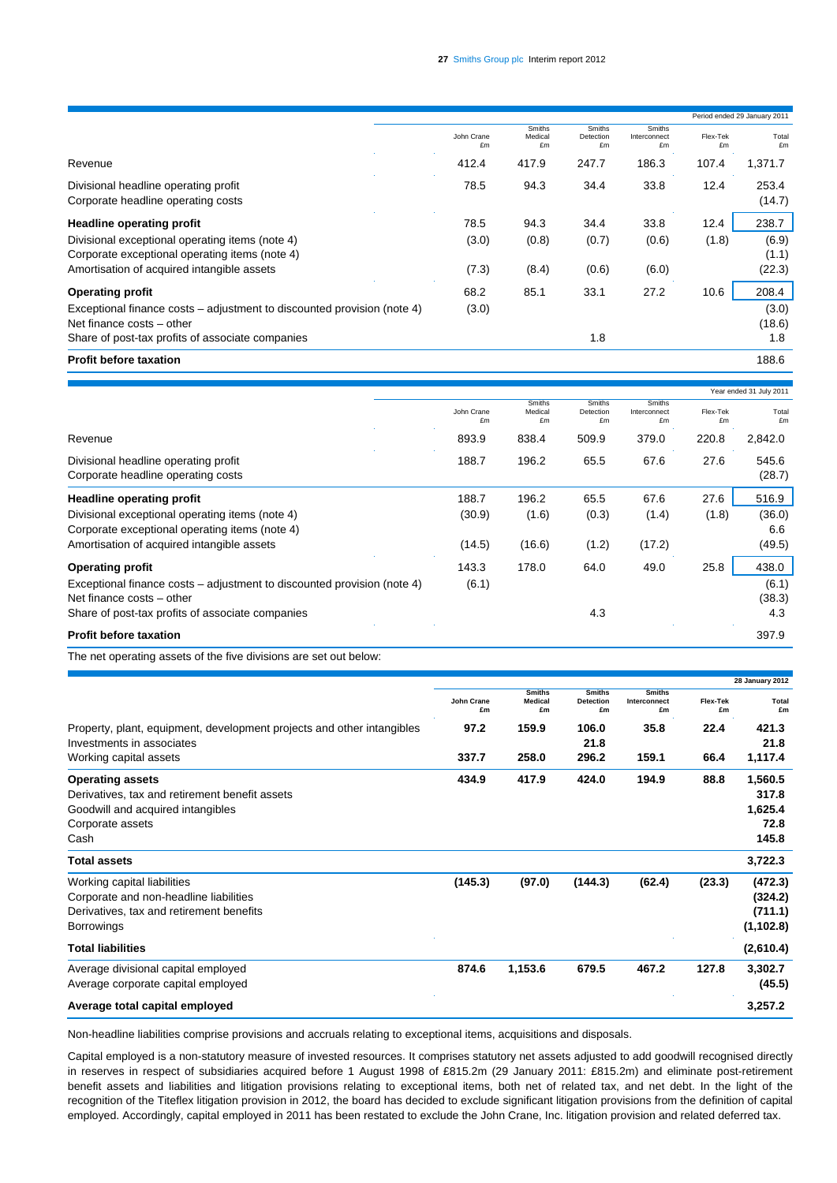| | John Crane £m | Smiths Medical £m | Smiths Detection £m | Smiths Interconnect £m | Flex-Tek £m | Period ended 29 January 2011 Total £m |
|---|---|---|---|---|---|---|
| Revenue | 412.4 | 417.9 | 247.7 | 186.3 | 107.4 | 1,371.7 |
| Divisional headline operating profit | 78.5 | 94.3 | 34.4 | 33.8 | 12.4 | 253.4 |
| Corporate headline operating costs | | | | | | (14.7) |
| **Headline operating profit** | 78.5 | 94.3 | 34.4 | 33.8 | 12.4 | 238.7 |
| Divisional exceptional operating items (note 4) | (3.0) | (0.8) | (0.7) | (0.6) | (1.8) | (6.9) |
| Corporate exceptional operating items (note 4) | | | | | | (1.1) |
| Amortisation of acquired intangible assets | (7.3) | (8.4) | (0.6) | (6.0) | | (22.3) |
| **Operating profit** | 68.2 | 85.1 | 33.1 | 27.2 | 10.6 | 208.4 |
| Exceptional finance costs – adjustment to discounted provision (note 4) | (3.0) | | | | | (3.0) |
| Net finance costs – other | | | | | | (18.6) |
| Share of post-tax profits of associate companies | | | 1.8 | | | 1.8 |
| **Profit before taxation** | | | | | | 188.6 |

| | John Crane £m | Smiths Medical £m | Smiths Detection £m | Smiths Interconnect £m | Flex-Tek £m | Year ended 31 July 2011 Total £m |
|---|---|---|---|---|---|---|
| Revenue | 893.9 | 838.4 | 509.9 | 379.0 | 220.8 | 2,842.0 |
| Divisional headline operating profit | 188.7 | 196.2 | 65.5 | 67.6 | 27.6 | 545.6 |
| Corporate headline operating costs | | | | | | (28.7) |
| **Headline operating profit** | 188.7 | 196.2 | 65.5 | 67.6 | 27.6 | 516.9 |
| Divisional exceptional operating items (note 4) | (30.9) | (1.6) | (0.3) | (1.4) | (1.8) | (36.0) |
| Corporate exceptional operating items (note 4) | | | | | | 6.6 |
| Amortisation of acquired intangible assets | (14.5) | (16.6) | (1.2) | (17.2) | | (49.5) |
| **Operating profit** | 143.3 | 178.0 | 64.0 | 49.0 | 25.8 | 438.0 |
| Exceptional finance costs – adjustment to discounted provision (note 4) | (6.1) | | | | | (6.1) |
| Net finance costs – other | | | | | | (38.3) |
| Share of post-tax profits of associate companies | | | 4.3 | | | 4.3 |
| **Profit before taxation** | | | | | | 397.9 |

The net operating assets of the five divisions are set out below:

| | **John Crane £m** | **Smiths Medical £m** | **Smiths Detection £m** | **Smiths Interconnect £m** | **Flex-Tek £m** | **28 January 2012 Total £m** |
|---|---|---|---|---|---|---|
| Property, plant, equipment, development projects and other intangibles | **97.2** | **159.9** | **106.0** | **35.8** | **22.4** | **421.3** |
| Investments in associates | | | **21.8** | | | **21.8** |
| Working capital assets | **337.7** | **258.0** | **296.2** | **159.1** | **66.4** | **1,117.4** |
| **Operating assets** | **434.9** | **417.9** | **424.0** | **194.9** | **88.8** | **1,560.5** |
| Derivatives, tax and retirement benefit assets | | | | | | **317.8** |
| Goodwill and acquired intangibles | | | | | | **1,625.4** |
| Corporate assets | | | | | | **72.8** |
| Cash | | | | | | **145.8** |
| **Total assets** | | | | | | **3,722.3** |
| Working capital liabilities | **(145.3)** | **(97.0)** | **(144.3)** | **(62.4)** | **(23.3)** | **(472.3)** |
| Corporate and non-headline liabilities | | | | | | **(324.2)** |
| Derivatives, tax and retirement benefits | | | | | | **(711.1)** |
| Borrowings | | | | | | **(1,102.8)** |
| **Total liabilities** | | | | | | **(2,610.4)** |
| Average divisional capital employed | **874.6** | **1,153.6** | **679.5** | **467.2** | **127.8** | **3,302.7** |
| Average corporate capital employed | | | | | | **(45.5)** |
| **Average total capital employed** | | | | | | **3,257.2** |

Non-headline liabilities comprise provisions and accruals relating to exceptional items, acquisitions and disposals.

Capital employed is a non-statutory measure of invested resources. It comprises statutory net assets adjusted to add goodwill recognised directly in reserves in respect of subsidiaries acquired before 1 August 1998 of £815.2m (29 January 2011: £815.2m) and eliminate post-retirement benefit assets and liabilities and litigation provisions relating to exceptional items, both net of related tax, and net debt. In the light of the recognition of the Titeflex litigation provision in 2012, the board has decided to exclude significant litigation provisions from the definition of capital employed. Accordingly, capital employed in 2011 has been restated to exclude the John Crane, Inc. litigation provision and related deferred tax.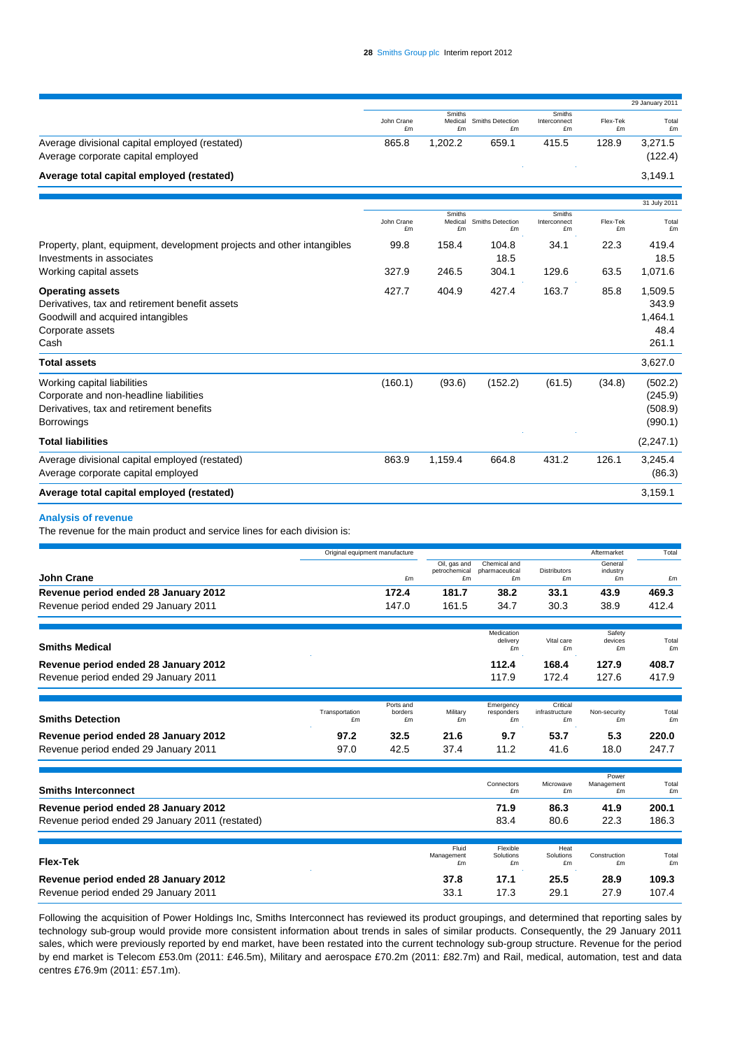| | | | | | | 29 January 2011 |
|---|---|---|---|---|---|---|
| | John Crane £m | Smiths Medical £m | Smiths Detection £m | Smiths Interconnect £m | Flex-Tek £m | Total £m |
| Average divisional capital employed (restated) | 865.8 | 1,202.2 | 659.1 | 415.5 | 128.9 | 3,271.5 |
| Average corporate capital employed | | | | | | (122.4) |
| **Average total capital employed (restated)** | | | | | | 3,149.1 |

| | | | | | | 31 July 2011 |
|---|---|---|---|---|---|---|
| | John Crane £m | Smiths Medical £m | Smiths Detection £m | Smiths Interconnect £m | Flex-Tek £m | Total £m |
| Property, plant, equipment, development projects and other intangibles | 99.8 | 158.4 | 104.8 | 34.1 | 22.3 | 419.4 |
| Investments in associates | | | 18.5 | | | 18.5 |
| Working capital assets | 327.9 | 246.5 | 304.1 | 129.6 | 63.5 | 1,071.6 |
| **Operating assets** | 427.7 | 404.9 | 427.4 | 163.7 | 85.8 | 1,509.5 |
| Derivatives, tax and retirement benefit assets | | | | | | 343.9 |
| Goodwill and acquired intangibles | | | | | | 1,464.1 |
| Corporate assets | | | | | | 48.4 |
| Cash | | | | | | 261.1 |
| **Total assets** | | | | | | 3,627.0 |
| Working capital liabilities | (160.1) | (93.6) | (152.2) | (61.5) | (34.8) | (502.2) |
| Corporate and non-headline liabilities | | | | | | (245.9) |
| Derivatives, tax and retirement benefits | | | | | | (508.9) |
| Borrowings | | | | | | (990.1) |
| **Total liabilities** | | | | | | (2,247.1) |
| Average divisional capital employed (restated) | 863.9 | 1,159.4 | 664.8 | 431.2 | 126.1 | 3,245.4 |
| Average corporate capital employed | | | | | | (86.3) |
| **Average total capital employed (restated)** | | | | | | 3,159.1 |

### Analysis of revenue

The revenue for the main product and service lines for each division is:

| | Original equipment manufacture | | | | Aftermarket | Total |
|---|---|---|---|---|---|---|
| **John Crane** | £m | Oil, gas and petrochemical £m | Chemical and pharmaceutical £m | Distributors £m | General industry £m | £m |
| **Revenue period ended 28 January 2012** | **172.4** | **181.7** | **38.2** | **33.1** | **43.9** | **469.3** |
| Revenue period ended 29 January 2011 | 147.0 | 161.5 | 34.7 | 30.3 | 38.9 | 412.4 |

| **Smiths Medical** | Medication delivery £m | Vital care £m | Safety devices £m | Total £m |
|---|---|---|---|---|
| **Revenue period ended 28 January 2012** | **112.4** | **168.4** | **127.9** | **408.7** |
| Revenue period ended 29 January 2011 | 117.9 | 172.4 | 127.6 | 417.9 |

| **Smiths Detection** | Transportation £m | Ports and borders £m | Military £m | Emergency responders £m | Critical infrastructure £m | Non-security £m | Total £m |
|---|---|---|---|---|---|---|---|
| **Revenue period ended 28 January 2012** | **97.2** | **32.5** | **21.6** | **9.7** | **53.7** | **5.3** | **220.0** |
| Revenue period ended 29 January 2011 | 97.0 | 42.5 | 37.4 | 11.2 | 41.6 | 18.0 | 247.7 |

| **Smiths Interconnect** | Connectors £m | Microwave £m | Power Management £m | Total £m |
|---|---|---|---|---|
| **Revenue period ended 28 January 2012** | **71.9** | **86.3** | **41.9** | **200.1** |
| Revenue period ended 29 January 2011 (restated) | 83.4 | 80.6 | 22.3 | 186.3 |

| **Flex-Tek** | Fluid Management £m | Flexible Solutions £m | Heat Solutions £m | Construction £m | Total £m |
|---|---|---|---|---|---|
| **Revenue period ended 28 January 2012** | **37.8** | **17.1** | **25.5** | **28.9** | **109.3** |
| Revenue period ended 29 January 2011 | 33.1 | 17.3 | 29.1 | 27.9 | 107.4 |

Following the acquisition of Power Holdings Inc, Smiths Interconnect has reviewed its product groupings, and determined that reporting sales by technology sub-group would provide more consistent information about trends in sales of similar products. Consequently, the 29 January 2011 sales, which were previously reported by end market, have been restated into the current technology sub-group structure. Revenue for the period by end market is Telecom £53.0m (2011: £46.5m), Military and aerospace £70.2m (2011: £82.7m) and Rail, medical, automation, test and data centres £76.9m (2011: £57.1m).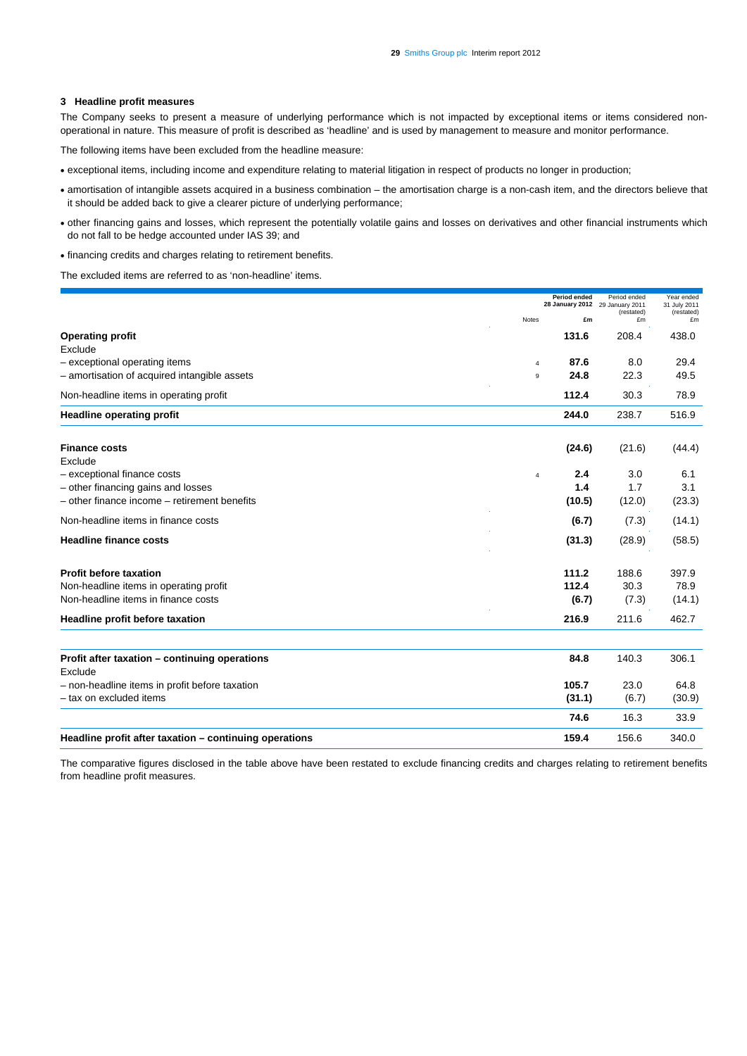## 3 Headline profit measures

The Company seeks to present a measure of underlying performance which is not impacted by exceptional items or items considered non-operational in nature. This measure of profit is described as 'headline' and is used by management to measure and monitor performance.

The following items have been excluded from the headline measure:

- exceptional items, including income and expenditure relating to material litigation in respect of products no longer in production;
- amortisation of intangible assets acquired in a business combination – the amortisation charge is a non-cash item, and the directors believe that it should be added back to give a clearer picture of underlying performance;
- other financing gains and losses, which represent the potentially volatile gains and losses on derivatives and other financial instruments which do not fall to be hedge accounted under IAS 39; and
- financing credits and charges relating to retirement benefits.

The excluded items are referred to as 'non-headline' items.

| | Notes | **Period ended 28 January 2012 £m** | Period ended 29 January 2011 (restated) £m | Year ended 31 July 2011 (restated) £m |
|---|---|---|---|---|
| **Operating profit** | | **131.6** | 208.4 | 438.0 |
| Exclude | | | | |
| – exceptional operating items | 4 | **87.6** | 8.0 | 29.4 |
| – amortisation of acquired intangible assets | 9 | **24.8** | 22.3 | 49.5 |
| Non-headline items in operating profit | | **112.4** | 30.3 | 78.9 |
| **Headline operating profit** | | **244.0** | 238.7 | 516.9 |
| **Finance costs** | | **(24.6)** | (21.6) | (44.4) |
| Exclude | | | | |
| – exceptional finance costs | 4 | **2.4** | 3.0 | 6.1 |
| – other financing gains and losses | | **1.4** | 1.7 | 3.1 |
| – other finance income – retirement benefits | | **(10.5)** | (12.0) | (23.3) |
| Non-headline items in finance costs | | **(6.7)** | (7.3) | (14.1) |
| **Headline finance costs** | | **(31.3)** | (28.9) | (58.5) |
| **Profit before taxation** | | **111.2** | 188.6 | 397.9 |
| Non-headline items in operating profit | | **112.4** | 30.3 | 78.9 |
| Non-headline items in finance costs | | **(6.7)** | (7.3) | (14.1) |
| **Headline profit before taxation** | | **216.9** | 211.6 | 462.7 |
| **Profit after taxation – continuing operations** | | **84.8** | 140.3 | 306.1 |
| Exclude | | | | |
| – non-headline items in profit before taxation | | **105.7** | 23.0 | 64.8 |
| – tax on excluded items | | **(31.1)** | (6.7) | (30.9) |
| | | **74.6** | 16.3 | 33.9 |
| **Headline profit after taxation – continuing operations** | | **159.4** | 156.6 | 340.0 |

The comparative figures disclosed in the table above have been restated to exclude financing credits and charges relating to retirement benefits from headline profit measures.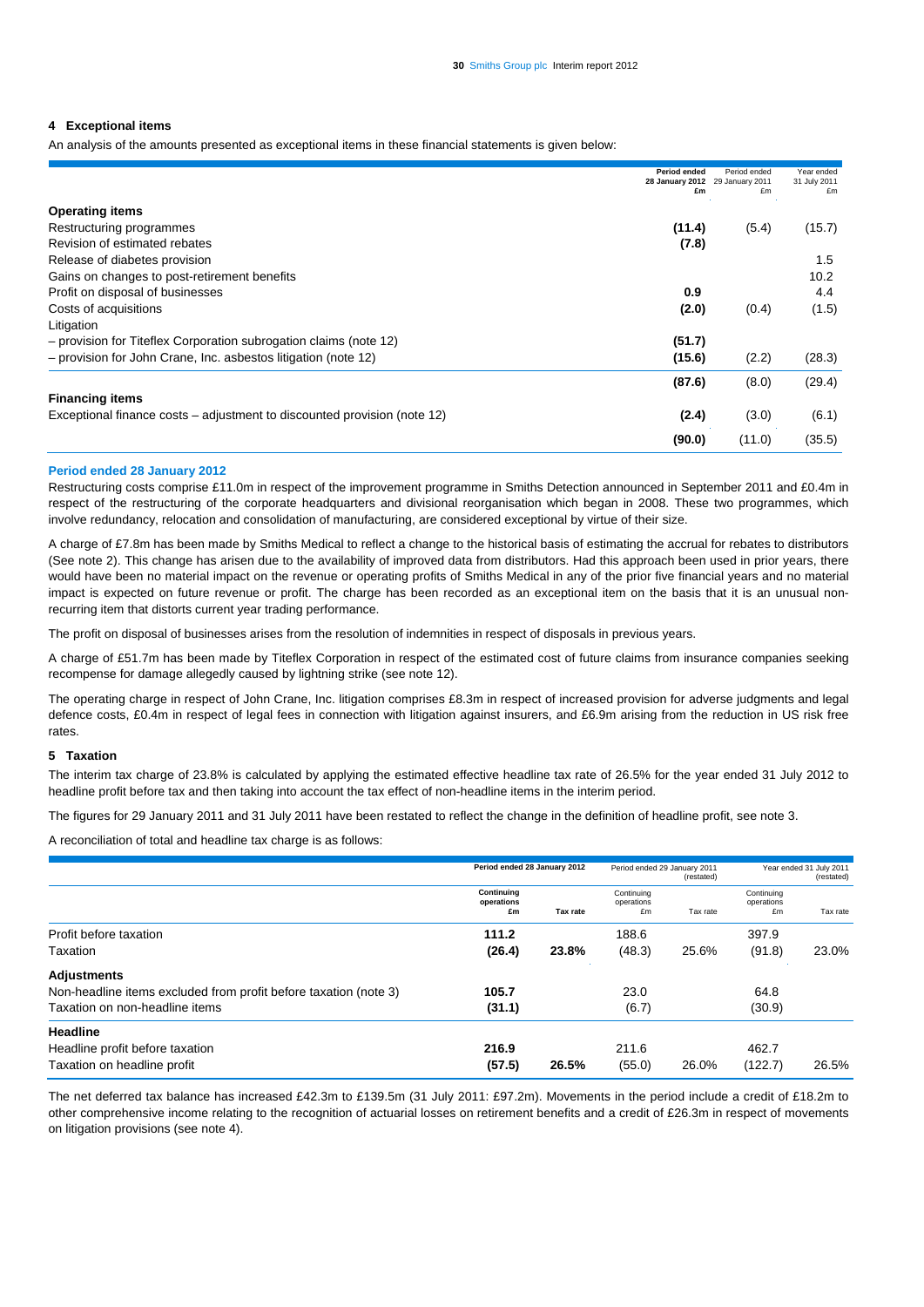## 4 Exceptional items

An analysis of the amounts presented as exceptional items in these financial statements is given below:

| | Period ended 28 January 2012 £m | Period ended 29 January 2011 £m | Year ended 31 July 2011 £m |
|---|---|---|---|
| **Operating items** | | | |
| Restructuring programmes | **(11.4)** | (5.4) | (15.7) |
| Revision of estimated rebates | **(7.8)** | | |
| Release of diabetes provision | | | 1.5 |
| Gains on changes to post-retirement benefits | | | 10.2 |
| Profit on disposal of businesses | **0.9** | | 4.4 |
| Costs of acquisitions | **(2.0)** | (0.4) | (1.5) |
| Litigation | | | |
| – provision for Titeflex Corporation subrogation claims (note 12) | **(51.7)** | | |
| – provision for John Crane, Inc. asbestos litigation (note 12) | **(15.6)** | (2.2) | (28.3) |
| | **(87.6)** | (8.0) | (29.4) |
| **Financing items** | | | |
| Exceptional finance costs – adjustment to discounted provision (note 12) | **(2.4)** | (3.0) | (6.1) |
| | **(90.0)** | (11.0) | (35.5) |

### Period ended 28 January 2012

Restructuring costs comprise £11.0m in respect of the improvement programme in Smiths Detection announced in September 2011 and £0.4m in respect of the restructuring of the corporate headquarters and divisional reorganisation which began in 2008. These two programmes, which involve redundancy, relocation and consolidation of manufacturing, are considered exceptional by virtue of their size.

A charge of £7.8m has been made by Smiths Medical to reflect a change to the historical basis of estimating the accrual for rebates to distributors (See note 2). This change has arisen due to the availability of improved data from distributors. Had this approach been used in prior years, there would have been no material impact on the revenue or operating profits of Smiths Medical in any of the prior five financial years and no material impact is expected on future revenue or profit. The charge has been recorded as an exceptional item on the basis that it is an unusual non-recurring item that distorts current year trading performance.

The profit on disposal of businesses arises from the resolution of indemnities in respect of disposals in previous years.

A charge of £51.7m has been made by Titeflex Corporation in respect of the estimated cost of future claims from insurance companies seeking recompense for damage allegedly caused by lightning strike (see note 12).

The operating charge in respect of John Crane, Inc. litigation comprises £8.3m in respect of increased provision for adverse judgments and legal defence costs, £0.4m in respect of legal fees in connection with litigation against insurers, and £6.9m arising from the reduction in US risk free rates.

## 5 Taxation

The interim tax charge of 23.8% is calculated by applying the estimated effective headline tax rate of 26.5% for the year ended 31 July 2012 to headline profit before tax and then taking into account the tax effect of non-headline items in the interim period.

The figures for 29 January 2011 and 31 July 2011 have been restated to reflect the change in the definition of headline profit, see note 3.

A reconciliation of total and headline tax charge is as follows:

| | Period ended 28 January 2012 | | Period ended 29 January 2011 (restated) | | Year ended 31 July 2011 (restated) | |
|---|---|---|---|---|---|---|
| | Continuing operations £m | Tax rate | Continuing operations £m | Tax rate | Continuing operations £m | Tax rate |
| Profit before taxation | **111.2** | | 188.6 | | 397.9 | |
| Taxation | **(26.4)** | **23.8%** | (48.3) | 25.6% | (91.8) | 23.0% |
| **Adjustments** | | | | | | |
| Non-headline items excluded from profit before taxation (note 3) | **105.7** | | 23.0 | | 64.8 | |
| Taxation on non-headline items | **(31.1)** | | (6.7) | | (30.9) | |
| **Headline** | | | | | | |
| Headline profit before taxation | **216.9** | | 211.6 | | 462.7 | |
| Taxation on headline profit | **(57.5)** | **26.5%** | (55.0) | 26.0% | (122.7) | 26.5% |

The net deferred tax balance has increased £42.3m to £139.5m (31 July 2011: £97.2m). Movements in the period include a credit of £18.2m to other comprehensive income relating to the recognition of actuarial losses on retirement benefits and a credit of £26.3m in respect of movements on litigation provisions (see note 4).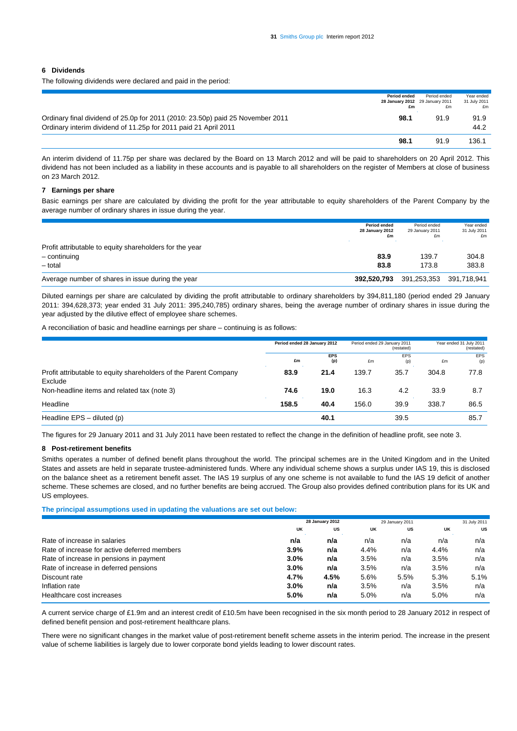## 6 Dividends

The following dividends were declared and paid in the period:

| | Period ended 28 January 2012 £m | Period ended 29 January 2011 £m | Year ended 31 July 2011 £m |
|---|---|---|---|
| Ordinary final dividend of 25.0p for 2011 (2010: 23.50p) paid 25 November 2011 | **98.1** | 91.9 | 91.9 |
| Ordinary interim dividend of 11.25p for 2011 paid 21 April 2011 | | | 44.2 |
| | **98.1** | 91.9 | 136.1 |

An interim dividend of 11.75p per share was declared by the Board on 13 March 2012 and will be paid to shareholders on 20 April 2012. This dividend has not been included as a liability in these accounts and is payable to all shareholders on the register of Members at close of business on 23 March 2012.

## 7 Earnings per share

Basic earnings per share are calculated by dividing the profit for the year attributable to equity shareholders of the Parent Company by the average number of ordinary shares in issue during the year.

| | Period ended 28 January 2012 £m | Period ended 29 January 2011 £m | Year ended 31 July 2011 £m |
|---|---|---|---|
| Profit attributable to equity shareholders for the year | | | |
| – continuing | **83.9** | 139.7 | 304.8 |
| – total | **83.8** | 173.8 | 383.8 |
| Average number of shares in issue during the year | **392,520,793** | 391,253,353 | 391,718,941 |

Diluted earnings per share are calculated by dividing the profit attributable to ordinary shareholders by 394,811,180 (period ended 29 January 2011: 394,628,373; year ended 31 July 2011: 395,240,785) ordinary shares, being the average number of ordinary shares in issue during the year adjusted by the dilutive effect of employee share schemes.

A reconciliation of basic and headline earnings per share – continuing is as follows:

| | Period ended 28 January 2012 | | Period ended 29 January 2011 (restated) | | Year ended 31 July 2011 (restated) | |
|---|---|---|---|---|---|---|
| | £m | EPS (p) | £m | EPS (p) | £m | EPS (p) |
| Profit attributable to equity shareholders of the Parent Company | **83.9** | **21.4** | 139.7 | 35.7 | 304.8 | 77.8 |
| Exclude | | | | | | |
| Non-headline items and related tax (note 3) | **74.6** | **19.0** | 16.3 | 4.2 | 33.9 | 8.7 |
| Headline | **158.5** | **40.4** | 156.0 | 39.9 | 338.7 | 86.5 |
| Headline EPS – diluted (p) | | **40.1** | | 39.5 | | 85.7 |

The figures for 29 January 2011 and 31 July 2011 have been restated to reflect the change in the definition of headline profit, see note 3.

## 8 Post-retirement benefits

Smiths operates a number of defined benefit plans throughout the world. The principal schemes are in the United Kingdom and in the United States and assets are held in separate trustee-administered funds. Where any individual scheme shows a surplus under IAS 19, this is disclosed on the balance sheet as a retirement benefit asset. The IAS 19 surplus of any one scheme is not available to fund the IAS 19 deficit of another scheme. These schemes are closed, and no further benefits are being accrued. The Group also provides defined contribution plans for its UK and US employees.

**The principal assumptions used in updating the valuations are set out below:**

| | 28 January 2012 | | 29 January 2011 | | 31 July 2011 | |
|---|---|---|---|---|---|---|
| | UK | US | UK | US | UK | US |
| Rate of increase in salaries | **n/a** | **n/a** | n/a | n/a | n/a | n/a |
| Rate of increase for active deferred members | **3.9%** | **n/a** | 4.4% | n/a | 4.4% | n/a |
| Rate of increase in pensions in payment | **3.0%** | **n/a** | 3.5% | n/a | 3.5% | n/a |
| Rate of increase in deferred pensions | **3.0%** | **n/a** | 3.5% | n/a | 3.5% | n/a |
| Discount rate | **4.7%** | **4.5%** | 5.6% | 5.5% | 5.3% | 5.1% |
| Inflation rate | **3.0%** | **n/a** | 3.5% | n/a | 3.5% | n/a |
| Healthcare cost increases | **5.0%** | **n/a** | 5.0% | n/a | 5.0% | n/a |

A current service charge of £1.9m and an interest credit of £10.5m have been recognised in the six month period to 28 January 2012 in respect of defined benefit pension and post-retirement healthcare plans.

There were no significant changes in the market value of post-retirement benefit scheme assets in the interim period. The increase in the present value of scheme liabilities is largely due to lower corporate bond yields leading to lower discount rates.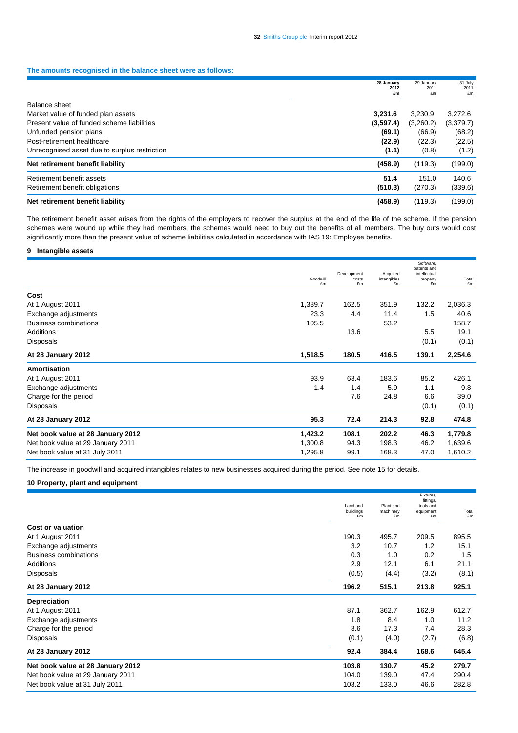**The amounts recognised in the balance sheet were as follows:**

| | 28 January 2012 £m | 29 January 2011 £m | 31 July 2011 £m |
|---|---|---|---|
| Balance sheet | | | |
| Market value of funded plan assets | **3,231.6** | 3,230.9 | 3,272.6 |
| Present value of funded scheme liabilities | **(3,597.4)** | (3,260.2) | (3,379.7) |
| Unfunded pension plans | **(69.1)** | (66.9) | (68.2) |
| Post-retirement healthcare | **(22.9)** | (22.3) | (22.5) |
| Unrecognised asset due to surplus restriction | **(1.1)** | (0.8) | (1.2) |
| **Net retirement benefit liability** | **(458.9)** | (119.3) | (199.0) |
| Retirement benefit assets | **51.4** | 151.0 | 140.6 |
| Retirement benefit obligations | **(510.3)** | (270.3) | (339.6) |
| **Net retirement benefit liability** | **(458.9)** | (119.3) | (199.0) |

The retirement benefit asset arises from the rights of the employers to recover the surplus at the end of the life of the scheme. If the pension schemes were wound up while they had members, the schemes would need to buy out the benefits of all members. The buy outs would cost significantly more than the present value of scheme liabilities calculated in accordance with IAS 19: Employee benefits.

## 9 Intangible assets

| | Goodwill £m | Development costs £m | Acquired intangibles £m | Software, patents and intellectual property £m | Total £m |
|---|---|---|---|---|---|
| **Cost** | | | | | |
| At 1 August 2011 | 1,389.7 | 162.5 | 351.9 | 132.2 | 2,036.3 |
| Exchange adjustments | 23.3 | 4.4 | 11.4 | 1.5 | 40.6 |
| Business combinations | 105.5 | | 53.2 | | 158.7 |
| Additions | | 13.6 | | 5.5 | 19.1 |
| Disposals | | | | (0.1) | (0.1) |
| **At 28 January 2012** | **1,518.5** | **180.5** | **416.5** | **139.1** | **2,254.6** |
| **Amortisation** | | | | | |
| At 1 August 2011 | 93.9 | 63.4 | 183.6 | 85.2 | 426.1 |
| Exchange adjustments | 1.4 | 1.4 | 5.9 | 1.1 | 9.8 |
| Charge for the period | | 7.6 | 24.8 | 6.6 | 39.0 |
| Disposals | | | | (0.1) | (0.1) |
| **At 28 January 2012** | **95.3** | **72.4** | **214.3** | **92.8** | **474.8** |
| **Net book value at 28 January 2012** | **1,423.2** | **108.1** | **202.2** | **46.3** | **1,779.8** |
| Net book value at 29 January 2011 | 1,300.8 | 94.3 | 198.3 | 46.2 | 1,639.6 |
| Net book value at 31 July 2011 | 1,295.8 | 99.1 | 168.3 | 47.0 | 1,610.2 |

The increase in goodwill and acquired intangibles relates to new businesses acquired during the period. See note 15 for details.

## 10 Property, plant and equipment

| | Land and buildings £m | Plant and machinery £m | Fixtures, fittings, tools and equipment £m | Total £m |
|---|---|---|---|---|
| **Cost or valuation** | | | | |
| At 1 August 2011 | 190.3 | 495.7 | 209.5 | 895.5 |
| Exchange adjustments | 3.2 | 10.7 | 1.2 | 15.1 |
| Business combinations | 0.3 | 1.0 | 0.2 | 1.5 |
| Additions | 2.9 | 12.1 | 6.1 | 21.1 |
| Disposals | (0.5) | (4.4) | (3.2) | (8.1) |
| **At 28 January 2012** | **196.2** | **515.1** | **213.8** | **925.1** |
| **Depreciation** | | | | |
| At 1 August 2011 | 87.1 | 362.7 | 162.9 | 612.7 |
| Exchange adjustments | 1.8 | 8.4 | 1.0 | 11.2 |
| Charge for the period | 3.6 | 17.3 | 7.4 | 28.3 |
| Disposals | (0.1) | (4.0) | (2.7) | (6.8) |
| **At 28 January 2012** | **92.4** | **384.4** | **168.6** | **645.4** |
| **Net book value at 28 January 2012** | **103.8** | **130.7** | **45.2** | **279.7** |
| Net book value at 29 January 2011 | 104.0 | 139.0 | 47.4 | 290.4 |
| Net book value at 31 July 2011 | 103.2 | 133.0 | 46.6 | 282.8 |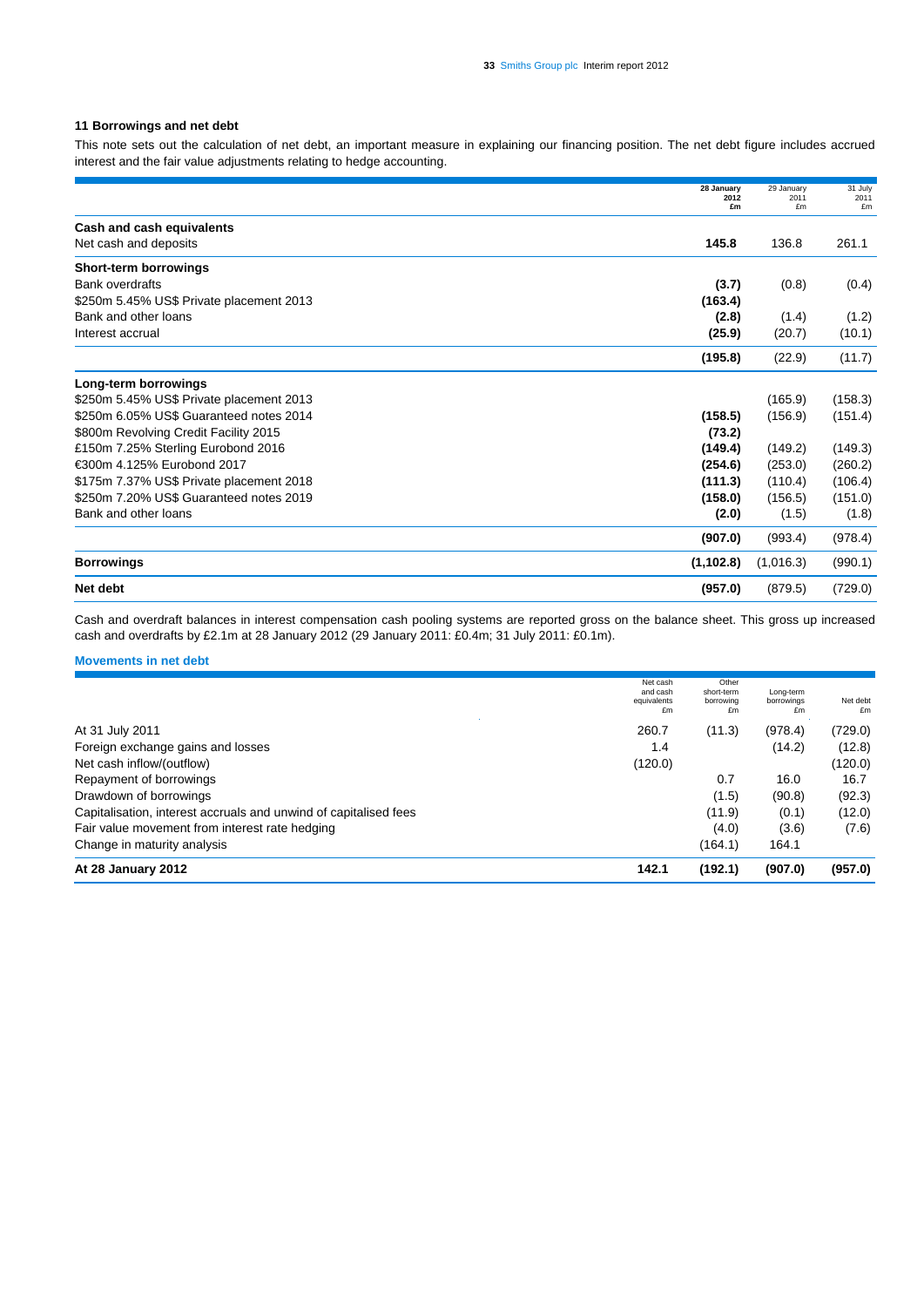## 11 Borrowings and net debt

This note sets out the calculation of net debt, an important measure in explaining our financing position. The net debt figure includes accrued interest and the fair value adjustments relating to hedge accounting.

| | 28 January 2012 £m | 29 January 2011 £m | 31 July 2011 £m |
|---|---|---|---|
| **Cash and cash equivalents** | | | |
| Net cash and deposits | **145.8** | 136.8 | 261.1 |
| **Short-term borrowings** | | | |
| Bank overdrafts | **(3.7)** | (0.8) | (0.4) |
| \$250m 5.45% US\$ Private placement 2013 | **(163.4)** | | |
| Bank and other loans | **(2.8)** | (1.4) | (1.2) |
| Interest accrual | **(25.9)** | (20.7) | (10.1) |
| | **(195.8)** | (22.9) | (11.7) |
| **Long-term borrowings** | | | |
| \$250m 5.45% US\$ Private placement 2013 | | (165.9) | (158.3) |
| \$250m 6.05% US\$ Guaranteed notes 2014 | **(158.5)** | (156.9) | (151.4) |
| \$800m Revolving Credit Facility 2015 | **(73.2)** | | |
| £150m 7.25% Sterling Eurobond 2016 | **(149.4)** | (149.2) | (149.3) |
| €300m 4.125% Eurobond 2017 | **(254.6)** | (253.0) | (260.2) |
| \$175m 7.37% US\$ Private placement 2018 | **(111.3)** | (110.4) | (106.4) |
| \$250m 7.20% US\$ Guaranteed notes 2019 | **(158.0)** | (156.5) | (151.0) |
| Bank and other loans | **(2.0)** | (1.5) | (1.8) |
| | **(907.0)** | (993.4) | (978.4) |
| **Borrowings** | **(1,102.8)** | (1,016.3) | (990.1) |
| **Net debt** | **(957.0)** | (879.5) | (729.0) |

Cash and overdraft balances in interest compensation cash pooling systems are reported gross on the balance sheet. This gross up increased cash and overdrafts by £2.1m at 28 January 2012 (29 January 2011: £0.4m; 31 July 2011: £0.1m).

### Movements in net debt

| | Net cash and cash equivalents £m | Other short-term borrowing £m | Long-term borrowings £m | Net debt £m |
|---|---|---|---|---|
| At 31 July 2011 | 260.7 | (11.3) | (978.4) | (729.0) |
| Foreign exchange gains and losses | 1.4 | | (14.2) | (12.8) |
| Net cash inflow/(outflow) | (120.0) | | | (120.0) |
| Repayment of borrowings | | 0.7 | 16.0 | 16.7 |
| Drawdown of borrowings | | (1.5) | (90.8) | (92.3) |
| Capitalisation, interest accruals and unwind of capitalised fees | | (11.9) | (0.1) | (12.0) |
| Fair value movement from interest rate hedging | | (4.0) | (3.6) | (7.6) |
| Change in maturity analysis | | (164.1) | 164.1 | |
| **At 28 January 2012** | **142.1** | **(192.1)** | **(907.0)** | **(957.0)** |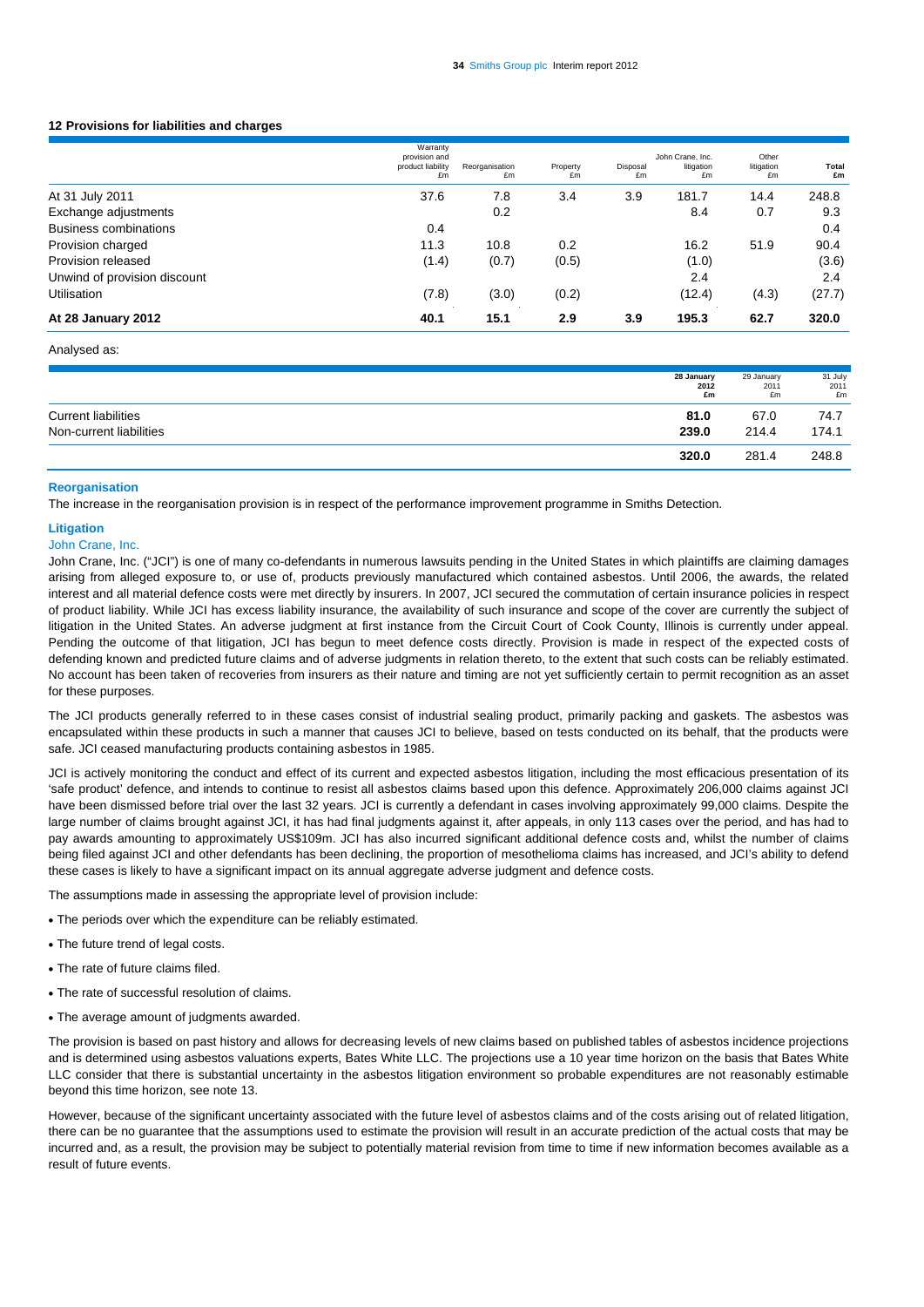## 12 Provisions for liabilities and charges

| | Warranty provision and product liability £m | Reorganisation £m | Property £m | Disposal £m | John Crane, Inc. litigation £m | Other litigation £m | Total £m |
|---|---|---|---|---|---|---|---|
| At 31 July 2011 | 37.6 | 7.8 | 3.4 | 3.9 | 181.7 | 14.4 | 248.8 |
| Exchange adjustments | | 0.2 | | | 8.4 | 0.7 | 9.3 |
| Business combinations | 0.4 | | | | | | 0.4 |
| Provision charged | 11.3 | 10.8 | 0.2 | | 16.2 | 51.9 | 90.4 |
| Provision released | (1.4) | (0.7) | (0.5) | | (1.0) | | (3.6) |
| Unwind of provision discount | | | | | 2.4 | | 2.4 |
| Utilisation | (7.8) | (3.0) | (0.2) | | (12.4) | (4.3) | (27.7) |
| **At 28 January 2012** | **40.1** | **15.1** | **2.9** | **3.9** | **195.3** | **62.7** | **320.0** |

Analysed as:

| | 28 January 2012 £m | 29 January 2011 £m | 31 July 2011 £m |
|---|---|---|---|
| Current liabilities | **81.0** | 67.0 | 74.7 |
| Non-current liabilities | **239.0** | 214.4 | 174.1 |
| | **320.0** | 281.4 | 248.8 |

### Reorganisation

The increase in the reorganisation provision is in respect of the performance improvement programme in Smiths Detection.

### Litigation

#### John Crane, Inc.

John Crane, Inc. ("JCI") is one of many co-defendants in numerous lawsuits pending in the United States in which plaintiffs are claiming damages arising from alleged exposure to, or use of, products previously manufactured which contained asbestos. Until 2006, the awards, the related interest and all material defence costs were met directly by insurers. In 2007, JCI secured the commutation of certain insurance policies in respect of product liability. While JCI has excess liability insurance, the availability of such insurance and scope of the cover are currently the subject of litigation in the United States. An adverse judgment at first instance from the Circuit Court of Cook County, Illinois is currently under appeal. Pending the outcome of that litigation, JCI has begun to meet defence costs directly. Provision is made in respect of the expected costs of defending known and predicted future claims and of adverse judgments in relation thereto, to the extent that such costs can be reliably estimated. No account has been taken of recoveries from insurers as their nature and timing are not yet sufficiently certain to permit recognition as an asset for these purposes.

The JCI products generally referred to in these cases consist of industrial sealing product, primarily packing and gaskets. The asbestos was encapsulated within these products in such a manner that causes JCI to believe, based on tests conducted on its behalf, that the products were safe. JCI ceased manufacturing products containing asbestos in 1985.

JCI is actively monitoring the conduct and effect of its current and expected asbestos litigation, including the most efficacious presentation of its 'safe product' defence, and intends to continue to resist all asbestos claims based upon this defence. Approximately 206,000 claims against JCI have been dismissed before trial over the last 32 years. JCI is currently a defendant in cases involving approximately 99,000 claims. Despite the large number of claims brought against JCI, it has had final judgments against it, after appeals, in only 113 cases over the period, and has had to pay awards amounting to approximately US$109m. JCI has also incurred significant additional defence costs and, whilst the number of claims being filed against JCI and other defendants has been declining, the proportion of mesothelioma claims has increased, and JCI's ability to defend these cases is likely to have a significant impact on its annual aggregate adverse judgment and defence costs.

The assumptions made in assessing the appropriate level of provision include:

- The periods over which the expenditure can be reliably estimated.
- The future trend of legal costs.
- The rate of future claims filed.
- The rate of successful resolution of claims.
- The average amount of judgments awarded.

The provision is based on past history and allows for decreasing levels of new claims based on published tables of asbestos incidence projections and is determined using asbestos valuations experts, Bates White LLC. The projections use a 10 year time horizon on the basis that Bates White LLC consider that there is substantial uncertainty in the asbestos litigation environment so probable expenditures are not reasonably estimable beyond this time horizon, see note 13.

However, because of the significant uncertainty associated with the future level of asbestos claims and of the costs arising out of related litigation, there can be no guarantee that the assumptions used to estimate the provision will result in an accurate prediction of the actual costs that may be incurred and, as a result, the provision may be subject to potentially material revision from time to time if new information becomes available as a result of future events.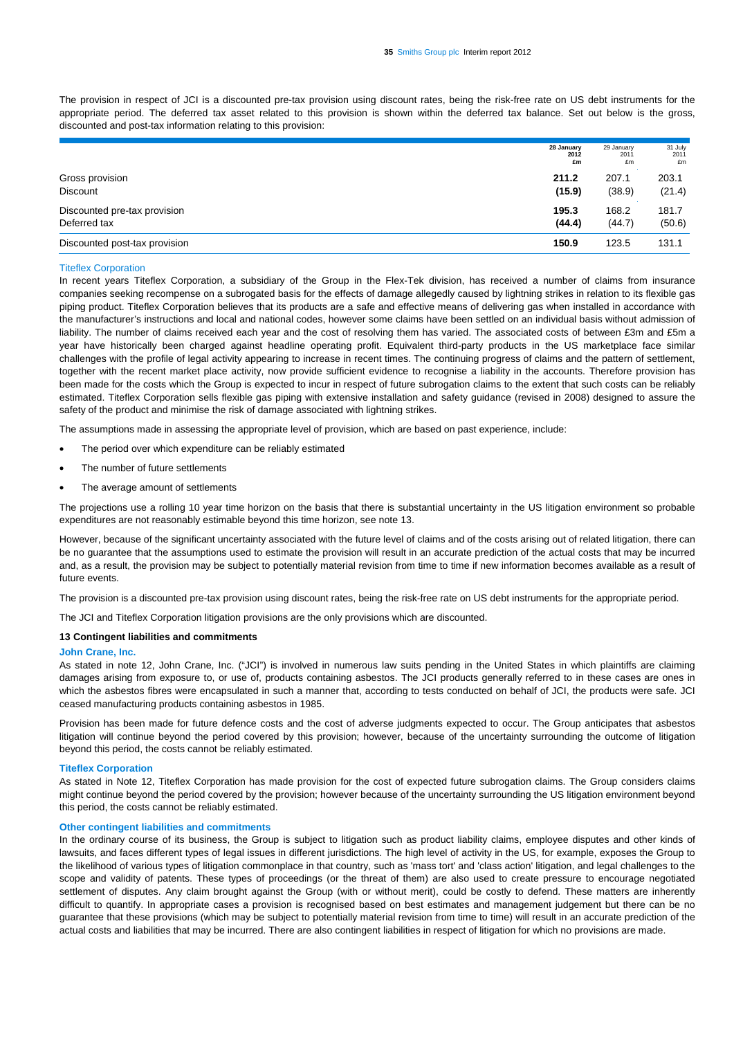The provision in respect of JCI is a discounted pre-tax provision using discount rates, being the risk-free rate on US debt instruments for the appropriate period. The deferred tax asset related to this provision is shown within the deferred tax balance. Set out below is the gross, discounted and post-tax information relating to this provision:

| | **28 January 2012 £m** | 29 January 2011 £m | 31 July 2011 £m |
|---|---|---|---|
| Gross provision | **211.2** | 207.1 | 203.1 |
| Discount | **(15.9)** | (38.9) | (21.4) |
| Discounted pre-tax provision | **195.3** | 168.2 | 181.7 |
| Deferred tax | **(44.4)** | (44.7) | (50.6) |
| Discounted post-tax provision | **150.9** | 123.5 | 131.1 |

### Titeflex Corporation

In recent years Titeflex Corporation, a subsidiary of the Group in the Flex-Tek division, has received a number of claims from insurance companies seeking recompense on a subrogated basis for the effects of damage allegedly caused by lightning strikes in relation to its flexible gas piping product. Titeflex Corporation believes that its products are a safe and effective means of delivering gas when installed in accordance with the manufacturer's instructions and local and national codes, however some claims have been settled on an individual basis without admission of liability. The number of claims received each year and the cost of resolving them has varied. The associated costs of between £3m and £5m a year have historically been charged against headline operating profit. Equivalent third-party products in the US marketplace face similar challenges with the profile of legal activity appearing to increase in recent times. The continuing progress of claims and the pattern of settlement, together with the recent market place activity, now provide sufficient evidence to recognise a liability in the accounts. Therefore provision has been made for the costs which the Group is expected to incur in respect of future subrogation claims to the extent that such costs can be reliably estimated. Titeflex Corporation sells flexible gas piping with extensive installation and safety guidance (revised in 2008) designed to assure the safety of the product and minimise the risk of damage associated with lightning strikes.

The assumptions made in assessing the appropriate level of provision, which are based on past experience, include:

- The period over which expenditure can be reliably estimated
- The number of future settlements
- The average amount of settlements

The projections use a rolling 10 year time horizon on the basis that there is substantial uncertainty in the US litigation environment so probable expenditures are not reasonably estimable beyond this time horizon, see note 13.

However, because of the significant uncertainty associated with the future level of claims and of the costs arising out of related litigation, there can be no guarantee that the assumptions used to estimate the provision will result in an accurate prediction of the actual costs that may be incurred and, as a result, the provision may be subject to potentially material revision from time to time if new information becomes available as a result of future events.

The provision is a discounted pre-tax provision using discount rates, being the risk-free rate on US debt instruments for the appropriate period.

The JCI and Titeflex Corporation litigation provisions are the only provisions which are discounted.

## 13 Contingent liabilities and commitments

### John Crane, Inc.

As stated in note 12, John Crane, Inc. ("JCI") is involved in numerous law suits pending in the United States in which plaintiffs are claiming damages arising from exposure to, or use of, products containing asbestos. The JCI products generally referred to in these cases are ones in which the asbestos fibres were encapsulated in such a manner that, according to tests conducted on behalf of JCI, the products were safe. JCI ceased manufacturing products containing asbestos in 1985.

Provision has been made for future defence costs and the cost of adverse judgments expected to occur. The Group anticipates that asbestos litigation will continue beyond the period covered by this provision; however, because of the uncertainty surrounding the outcome of litigation beyond this period, the costs cannot be reliably estimated.

### Titeflex Corporation

As stated in Note 12, Titeflex Corporation has made provision for the cost of expected future subrogation claims. The Group considers claims might continue beyond the period covered by the provision; however because of the uncertainty surrounding the US litigation environment beyond this period, the costs cannot be reliably estimated.

### Other contingent liabilities and commitments

In the ordinary course of its business, the Group is subject to litigation such as product liability claims, employee disputes and other kinds of lawsuits, and faces different types of legal issues in different jurisdictions. The high level of activity in the US, for example, exposes the Group to the likelihood of various types of litigation commonplace in that country, such as 'mass tort' and 'class action' litigation, and legal challenges to the scope and validity of patents. These types of proceedings (or the threat of them) are also used to create pressure to encourage negotiated settlement of disputes. Any claim brought against the Group (with or without merit), could be costly to defend. These matters are inherently difficult to quantify. In appropriate cases a provision is recognised based on best estimates and management judgement but there can be no guarantee that these provisions (which may be subject to potentially material revision from time to time) will result in an accurate prediction of the actual costs and liabilities that may be incurred. There are also contingent liabilities in respect of litigation for which no provisions are made.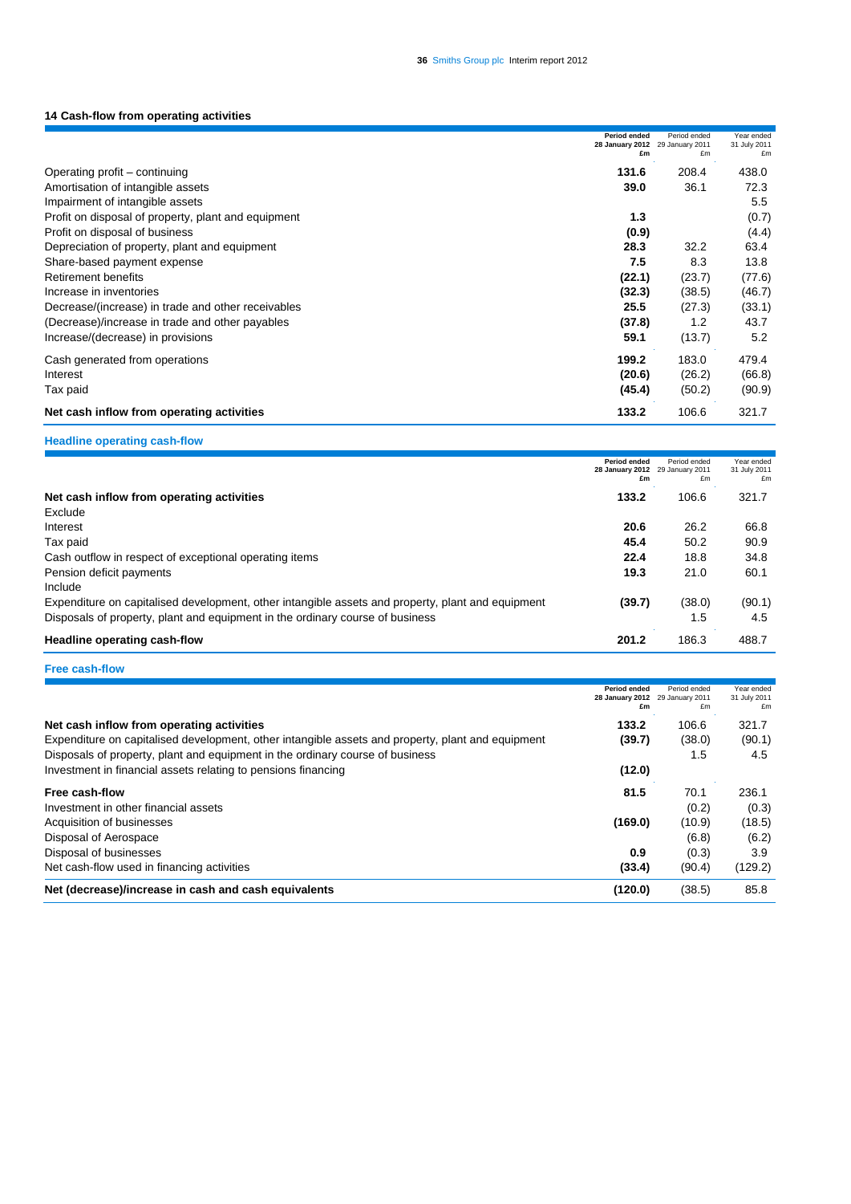## 14 Cash-flow from operating activities

| | Period ended 28 January 2012 £m | Period ended 29 January 2011 £m | Year ended 31 July 2011 £m |
|---|---|---|---|
| Operating profit – continuing | **131.6** | 208.4 | 438.0 |
| Amortisation of intangible assets | **39.0** | 36.1 | 72.3 |
| Impairment of intangible assets | | | 5.5 |
| Profit on disposal of property, plant and equipment | **1.3** | | (0.7) |
| Profit on disposal of business | **(0.9)** | | (4.4) |
| Depreciation of property, plant and equipment | **28.3** | 32.2 | 63.4 |
| Share-based payment expense | **7.5** | 8.3 | 13.8 |
| Retirement benefits | **(22.1)** | (23.7) | (77.6) |
| Increase in inventories | **(32.3)** | (38.5) | (46.7) |
| Decrease/(increase) in trade and other receivables | **25.5** | (27.3) | (33.1) |
| (Decrease)/increase in trade and other payables | **(37.8)** | 1.2 | 43.7 |
| Increase/(decrease) in provisions | **59.1** | (13.7) | 5.2 |
| Cash generated from operations | **199.2** | 183.0 | 479.4 |
| Interest | **(20.6)** | (26.2) | (66.8) |
| Tax paid | **(45.4)** | (50.2) | (90.9) |
| **Net cash inflow from operating activities** | **133.2** | 106.6 | 321.7 |

### Headline operating cash-flow

| | Period ended 28 January 2012 £m | Period ended 29 January 2011 £m | Year ended 31 July 2011 £m |
|---|---|---|---|
| **Net cash inflow from operating activities** | **133.2** | 106.6 | 321.7 |
| Exclude | | | |
| Interest | **20.6** | 26.2 | 66.8 |
| Tax paid | **45.4** | 50.2 | 90.9 |
| Cash outflow in respect of exceptional operating items | **22.4** | 18.8 | 34.8 |
| Pension deficit payments | **19.3** | 21.0 | 60.1 |
| Include | | | |
| Expenditure on capitalised development, other intangible assets and property, plant and equipment | **(39.7)** | (38.0) | (90.1) |
| Disposals of property, plant and equipment in the ordinary course of business | | 1.5 | 4.5 |
| **Headline operating cash-flow** | **201.2** | 186.3 | 488.7 |

### Free cash-flow

| | Period ended 28 January 2012 £m | Period ended 29 January 2011 £m | Year ended 31 July 2011 £m |
|---|---|---|---|
| **Net cash inflow from operating activities** | **133.2** | 106.6 | 321.7 |
| Expenditure on capitalised development, other intangible assets and property, plant and equipment | **(39.7)** | (38.0) | (90.1) |
| Disposals of property, plant and equipment in the ordinary course of business | | 1.5 | 4.5 |
| Investment in financial assets relating to pensions financing | **(12.0)** | | |
| **Free cash-flow** | **81.5** | 70.1 | 236.1 |
| Investment in other financial assets | | (0.2) | (0.3) |
| Acquisition of businesses | **(169.0)** | (10.9) | (18.5) |
| Disposal of Aerospace | | (6.8) | (6.2) |
| Disposal of businesses | **0.9** | (0.3) | 3.9 |
| Net cash-flow used in financing activities | **(33.4)** | (90.4) | (129.2) |
| **Net (decrease)/increase in cash and cash equivalents** | **(120.0)** | (38.5) | 85.8 |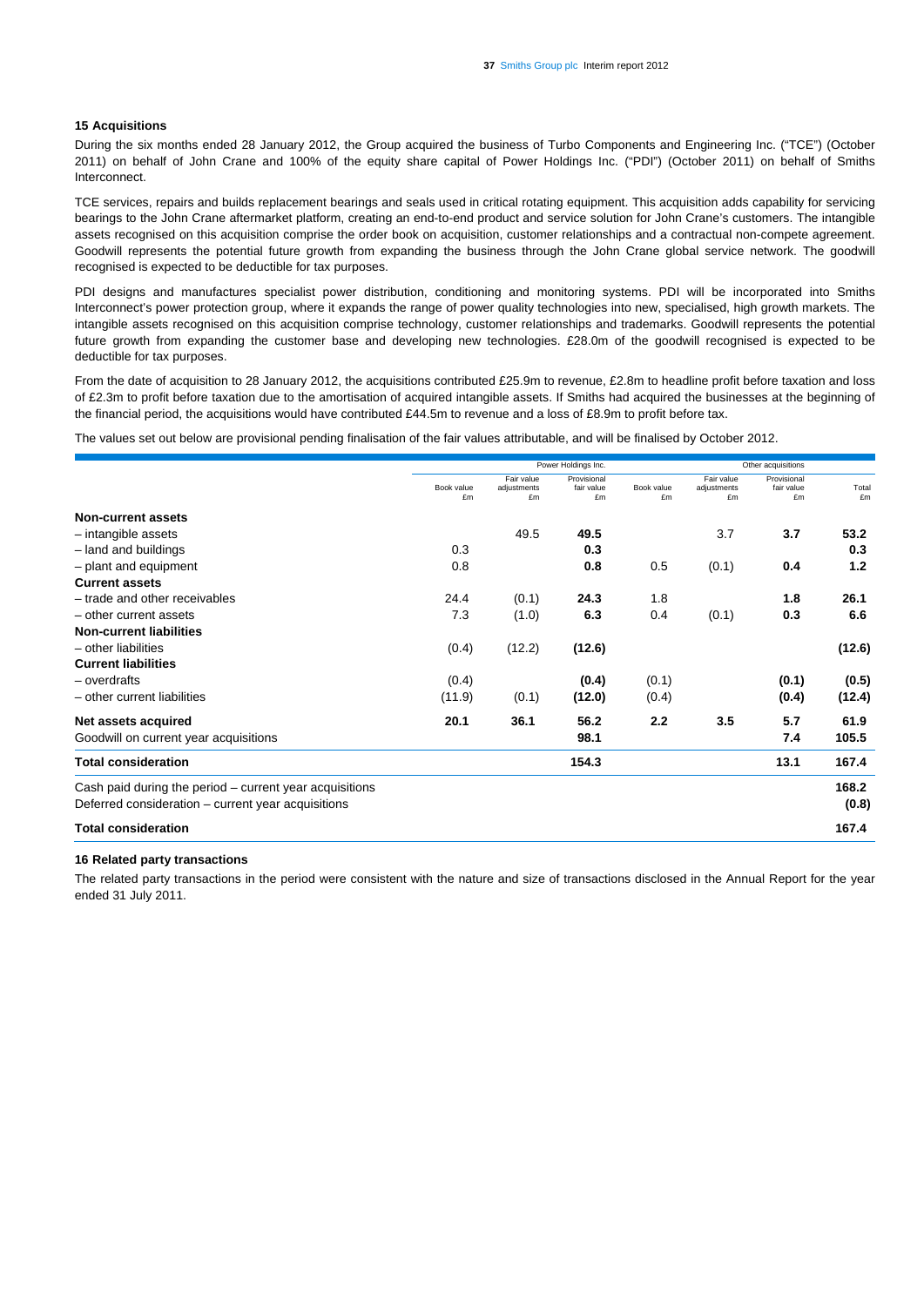## 15 Acquisitions

During the six months ended 28 January 2012, the Group acquired the business of Turbo Components and Engineering Inc. ("TCE") (October 2011) on behalf of John Crane and 100% of the equity share capital of Power Holdings Inc. ("PDI") (October 2011) on behalf of Smiths Interconnect.

TCE services, repairs and builds replacement bearings and seals used in critical rotating equipment. This acquisition adds capability for servicing bearings to the John Crane aftermarket platform, creating an end-to-end product and service solution for John Crane's customers. The intangible assets recognised on this acquisition comprise the order book on acquisition, customer relationships and a contractual non-compete agreement. Goodwill represents the potential future growth from expanding the business through the John Crane global service network. The goodwill recognised is expected to be deductible for tax purposes.

PDI designs and manufactures specialist power distribution, conditioning and monitoring systems. PDI will be incorporated into Smiths Interconnect's power protection group, where it expands the range of power quality technologies into new, specialised, high growth markets. The intangible assets recognised on this acquisition comprise technology, customer relationships and trademarks. Goodwill represents the potential future growth from expanding the customer base and developing new technologies. £28.0m of the goodwill recognised is expected to be deductible for tax purposes.

From the date of acquisition to 28 January 2012, the acquisitions contributed £25.9m to revenue, £2.8m to headline profit before taxation and loss of £2.3m to profit before taxation due to the amortisation of acquired intangible assets. If Smiths had acquired the businesses at the beginning of the financial period, the acquisitions would have contributed £44.5m to revenue and a loss of £8.9m to profit before tax.

The values set out below are provisional pending finalisation of the fair values attributable, and will be finalised by October 2012.

| | Power Holdings Inc. | | | Other acquisitions | | | |
|---|---|---|---|---|---|---|---|
| | Book value £m | Fair value adjustments £m | Provisional fair value £m | Book value £m | Fair value adjustments £m | Provisional fair value £m | Total £m |
| **Non-current assets** | | | | | | | |
| – intangible assets | | 49.5 | **49.5** | | 3.7 | **3.7** | **53.2** |
| – land and buildings | 0.3 | | **0.3** | | | | **0.3** |
| – plant and equipment | 0.8 | | **0.8** | 0.5 | (0.1) | **0.4** | **1.2** |
| **Current assets** | | | | | | | |
| – trade and other receivables | 24.4 | (0.1) | **24.3** | 1.8 | | **1.8** | **26.1** |
| – other current assets | 7.3 | (1.0) | **6.3** | 0.4 | (0.1) | **0.3** | **6.6** |
| **Non-current liabilities** | | | | | | | |
| – other liabilities | (0.4) | (12.2) | **(12.6)** | | | | **(12.6)** |
| **Current liabilities** | | | | | | | |
| – overdrafts | (0.4) | | **(0.4)** | (0.1) | | **(0.1)** | **(0.5)** |
| – other current liabilities | (11.9) | (0.1) | **(12.0)** | (0.4) | | **(0.4)** | **(12.4)** |
| **Net assets acquired** | **20.1** | **36.1** | **56.2** | **2.2** | **3.5** | **5.7** | **61.9** |
| Goodwill on current year acquisitions | | | **98.1** | | | **7.4** | **105.5** |
| **Total consideration** | | | **154.3** | | | **13.1** | **167.4** |
| Cash paid during the period – current year acquisitions | | | | | | | **168.2** |
| Deferred consideration – current year acquisitions | | | | | | | **(0.8)** |
| **Total consideration** | | | | | | | **167.4** |

## 16 Related party transactions

The related party transactions in the period were consistent with the nature and size of transactions disclosed in the Annual Report for the year ended 31 July 2011.